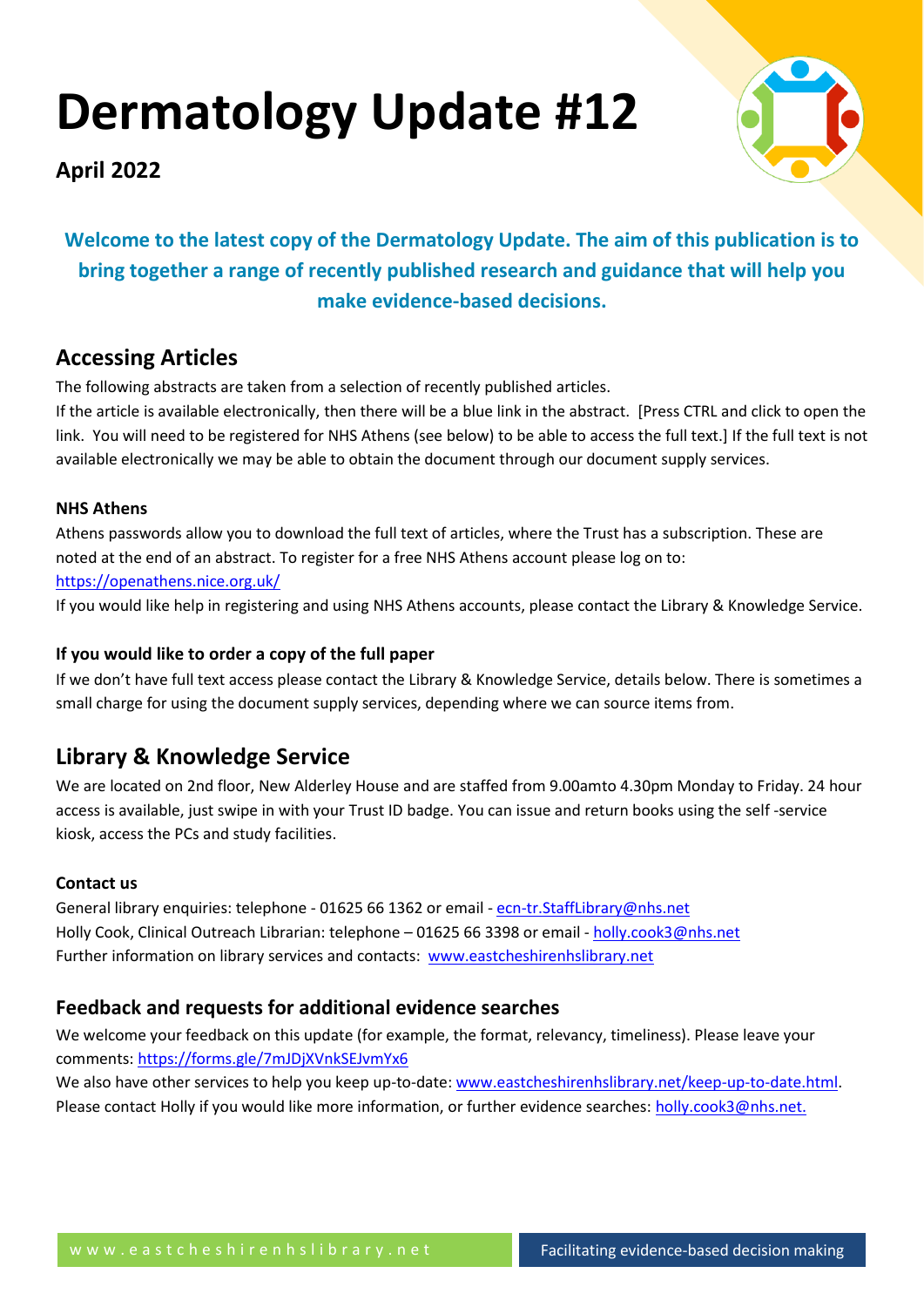# Dermatology Update #12

**April 2022**

**Welcome to the latest copy of the Dermatology Update. The aim of this publication is to bring together a range of recently published research and guidance that will help you make evidence-based decisions.**

## Accessing Articles

The following abstracts are taken from a selection of recently published articles.
If the article is available electronically, then there will be a blue link in the abstract. [Press CTRL and click to open the link. You will need to be registered for NHS Athens (see below) to be able to access the full text.] If the full text is not available electronically we may be able to obtain the document through our document supply services.

### NHS Athens

Athens passwords allow you to download the full text of articles, where the Trust has a subscription. These are noted at the end of an abstract. To register for a free NHS Athens account please log on to:
https://openathens.nice.org.uk/
If you would like help in registering and using NHS Athens accounts, please contact the Library & Knowledge Service.

### If you would like to order a copy of the full paper

If we don't have full text access please contact the Library & Knowledge Service, details below. There is sometimes a small charge for using the document supply services, depending where we can source items from.

## Library & Knowledge Service

We are located on 2nd floor, New Alderley House and are staffed from 9.00amto 4.30pm Monday to Friday. 24 hour access is available, just swipe in with your Trust ID badge. You can issue and return books using the self -service kiosk, access the PCs and study facilities.

### Contact us

General library enquiries: telephone - 01625 66 1362 or email - ecn-tr.StaffLibrary@nhs.net
Holly Cook, Clinical Outreach Librarian: telephone – 01625 66 3398 or email - holly.cook3@nhs.net
Further information on library services and contacts: www.eastcheshirenhslibrary.net

## Feedback and requests for additional evidence searches

We welcome your feedback on this update (for example, the format, relevancy, timeliness). Please leave your comments: https://forms.gle/7mJDjXVnkSEJvmYx6
We also have other services to help you keep up-to-date: www.eastcheshirenhslibrary.net/keep-up-to-date.html.
Please contact Holly if you would like more information, or further evidence searches: holly.cook3@nhs.net.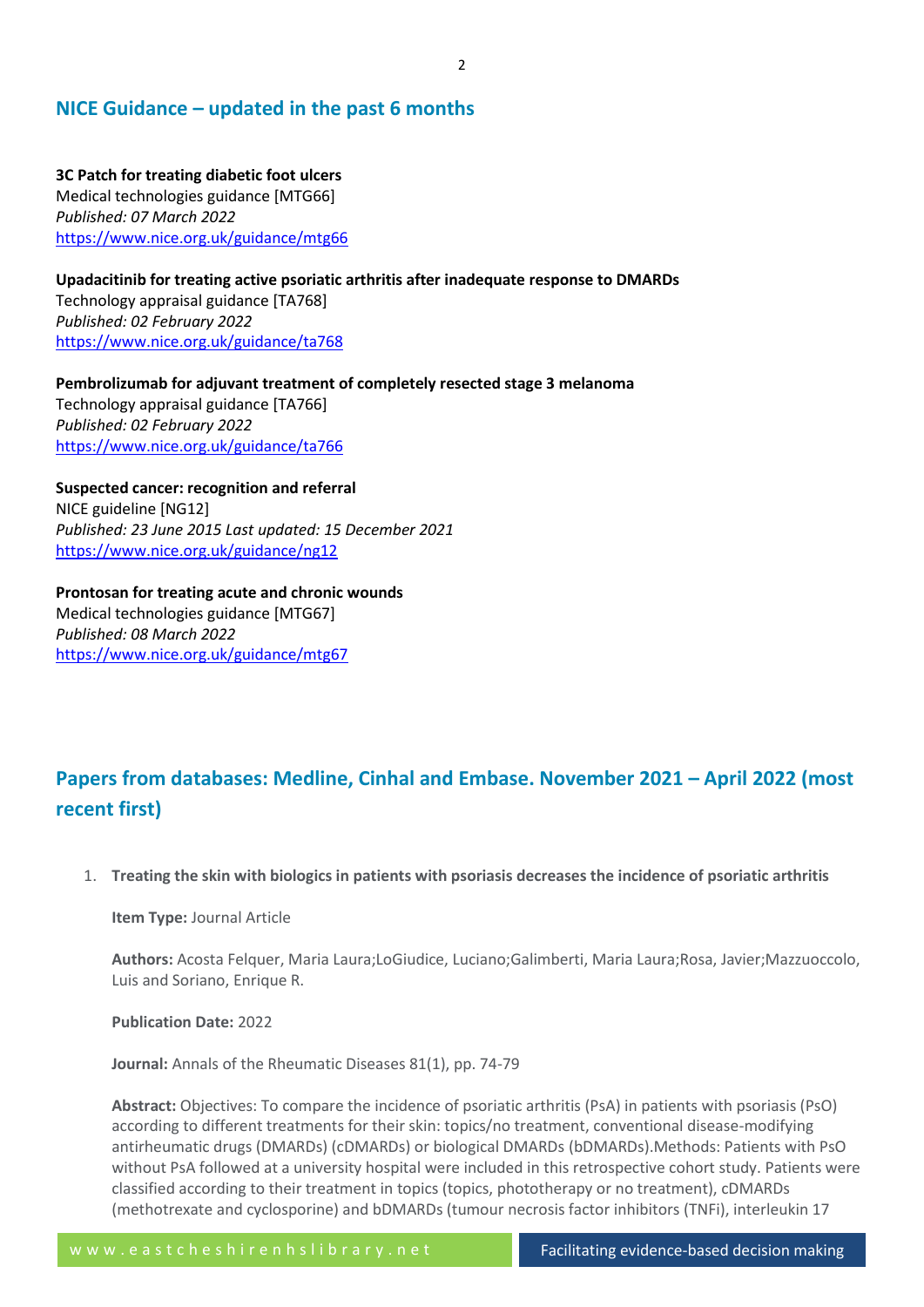## NICE Guidance – updated in the past 6 months

**3C Patch for treating diabetic foot ulcers**
Medical technologies guidance [MTG66]
*Published: 07 March 2022*
https://www.nice.org.uk/guidance/mtg66

**Upadacitinib for treating active psoriatic arthritis after inadequate response to DMARDs**
Technology appraisal guidance [TA768]
*Published: 02 February 2022*
https://www.nice.org.uk/guidance/ta768

**Pembrolizumab for adjuvant treatment of completely resected stage 3 melanoma**
Technology appraisal guidance [TA766]
*Published: 02 February 2022*
https://www.nice.org.uk/guidance/ta766

**Suspected cancer: recognition and referral**
NICE guideline [NG12]
*Published: 23 June 2015 Last updated: 15 December 2021*
https://www.nice.org.uk/guidance/ng12

**Prontosan for treating acute and chronic wounds**
Medical technologies guidance [MTG67]
*Published: 08 March 2022*
https://www.nice.org.uk/guidance/mtg67

## Papers from databases: Medline, Cinhal and Embase. November 2021 – April 2022 (most recent first)

1. **Treating the skin with biologics in patients with psoriasis decreases the incidence of psoriatic arthritis**

   **Item Type:** Journal Article

   **Authors:** Acosta Felquer, Maria Laura;LoGiudice, Luciano;Galimberti, Maria Laura;Rosa, Javier;Mazzuoccolo, Luis and Soriano, Enrique R.

   **Publication Date:** 2022

   **Journal:** Annals of the Rheumatic Diseases 81(1), pp. 74-79

   **Abstract:** Objectives: To compare the incidence of psoriatic arthritis (PsA) in patients with psoriasis (PsO) according to different treatments for their skin: topics/no treatment, conventional disease-modifying antirheumatic drugs (DMARDs) (cDMARDs) or biological DMARDs (bDMARDs).Methods: Patients with PsO without PsA followed at a university hospital were included in this retrospective cohort study. Patients were classified according to their treatment in topics (topics, phototherapy or no treatment), cDMARDs (methotrexate and cyclosporine) and bDMARDs (tumour necrosis factor inhibitors (TNFi), interleukin 17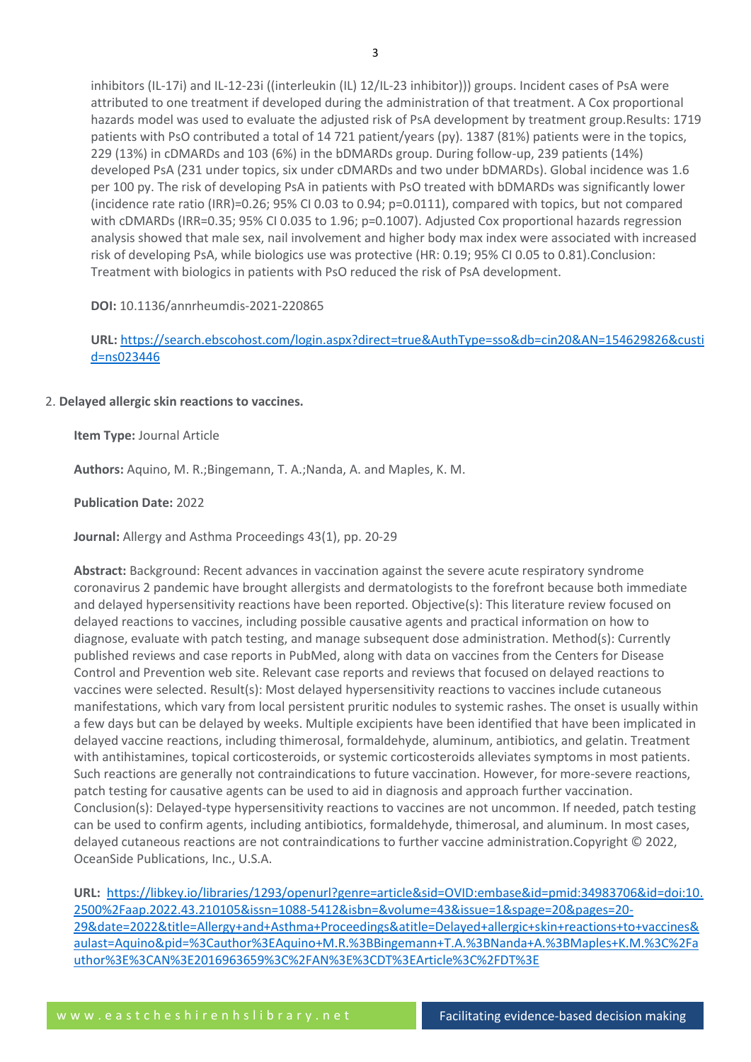inhibitors (IL-17i) and IL-12-23i ((interleukin (IL) 12/IL-23 inhibitor))) groups. Incident cases of PsA were attributed to one treatment if developed during the administration of that treatment. A Cox proportional hazards model was used to evaluate the adjusted risk of PsA development by treatment group.Results: 1719 patients with PsO contributed a total of 14 721 patient/years (py). 1387 (81%) patients were in the topics, 229 (13%) in cDMARDs and 103 (6%) in the bDMARDs group. During follow-up, 239 patients (14%) developed PsA (231 under topics, six under cDMARDs and two under bDMARDs). Global incidence was 1.6 per 100 py. The risk of developing PsA in patients with PsO treated with bDMARDs was significantly lower (incidence rate ratio (IRR)=0.26; 95% CI 0.03 to 0.94; p=0.0111), compared with topics, but not compared with cDMARDs (IRR=0.35; 95% CI 0.035 to 1.96; p=0.1007). Adjusted Cox proportional hazards regression analysis showed that male sex, nail involvement and higher body max index were associated with increased risk of developing PsA, while biologics use was protective (HR: 0.19; 95% CI 0.05 to 0.81).Conclusion: Treatment with biologics in patients with PsO reduced the risk of PsA development.

**DOI:** 10.1136/annrheumdis-2021-220865

**URL:** https://search.ebscohost.com/login.aspx?direct=true&AuthType=sso&db=cin20&AN=154629826&custid=ns023446

2. **Delayed allergic skin reactions to vaccines.**

**Item Type:** Journal Article

**Authors:** Aquino, M. R.;Bingemann, T. A.;Nanda, A. and Maples, K. M.

**Publication Date:** 2022

**Journal:** Allergy and Asthma Proceedings 43(1), pp. 20-29

**Abstract:** Background: Recent advances in vaccination against the severe acute respiratory syndrome coronavirus 2 pandemic have brought allergists and dermatologists to the forefront because both immediate and delayed hypersensitivity reactions have been reported. Objective(s): This literature review focused on delayed reactions to vaccines, including possible causative agents and practical information on how to diagnose, evaluate with patch testing, and manage subsequent dose administration. Method(s): Currently published reviews and case reports in PubMed, along with data on vaccines from the Centers for Disease Control and Prevention web site. Relevant case reports and reviews that focused on delayed reactions to vaccines were selected. Result(s): Most delayed hypersensitivity reactions to vaccines include cutaneous manifestations, which vary from local persistent pruritic nodules to systemic rashes. The onset is usually within a few days but can be delayed by weeks. Multiple excipients have been identified that have been implicated in delayed vaccine reactions, including thimerosal, formaldehyde, aluminum, antibiotics, and gelatin. Treatment with antihistamines, topical corticosteroids, or systemic corticosteroids alleviates symptoms in most patients. Such reactions are generally not contraindications to future vaccination. However, for more-severe reactions, patch testing for causative agents can be used to aid in diagnosis and approach further vaccination. Conclusion(s): Delayed-type hypersensitivity reactions to vaccines are not uncommon. If needed, patch testing can be used to confirm agents, including antibiotics, formaldehyde, thimerosal, and aluminum. In most cases, delayed cutaneous reactions are not contraindications to further vaccine administration.Copyright © 2022, OceanSide Publications, Inc., U.S.A.

**URL:** https://libkey.io/libraries/1293/openurl?genre=article&sid=OVID:embase&id=pmid:34983706&id=doi:10.2500%2Faap.2022.43.210105&issn=1088-5412&isbn=&volume=43&issue=1&spage=20&pages=20-29&date=2022&title=Allergy+and+Asthma+Proceedings&atitle=Delayed+allergic+skin+reactions+to+vaccines&aulast=Aquino&pid=%3Cauthor%3EAquino+M.R.%3BBingemann+T.A.%3BNanda+A.%3BMaples+K.M.%3C%2Fauthor%3E%3CAN%3E2016963659%3C%2FAN%3E%3CDT%3EArticle%3C%2FDT%3E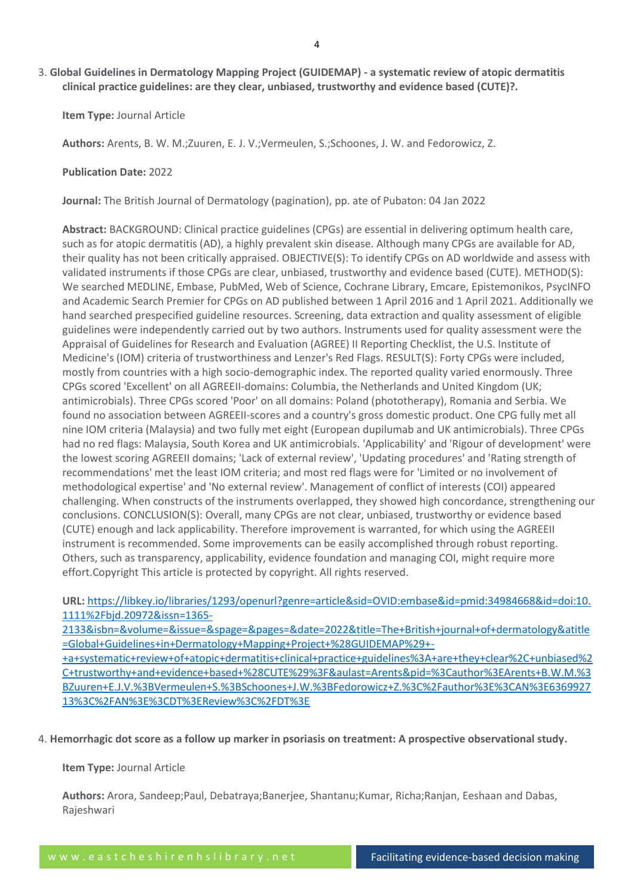3. **Global Guidelines in Dermatology Mapping Project (GUIDEMAP) - a systematic review of atopic dermatitis clinical practice guidelines: are they clear, unbiased, trustworthy and evidence based (CUTE)?.**

   **Item Type:** Journal Article

   **Authors:** Arents, B. W. M.;Zuuren, E. J. V.;Vermeulen, S.;Schoones, J. W. and Fedorowicz, Z.

   **Publication Date:** 2022

   **Journal:** The British Journal of Dermatology (pagination), pp. ate of Pubaton: 04 Jan 2022

   **Abstract:** BACKGROUND: Clinical practice guidelines (CPGs) are essential in delivering optimum health care, such as for atopic dermatitis (AD), a highly prevalent skin disease. Although many CPGs are available for AD, their quality has not been critically appraised. OBJECTIVE(S): To identify CPGs on AD worldwide and assess with validated instruments if those CPGs are clear, unbiased, trustworthy and evidence based (CUTE). METHOD(S): We searched MEDLINE, Embase, PubMed, Web of Science, Cochrane Library, Emcare, Epistemonikos, PsycINFO and Academic Search Premier for CPGs on AD published between 1 April 2016 and 1 April 2021. Additionally we hand searched prespecified guideline resources. Screening, data extraction and quality assessment of eligible guidelines were independently carried out by two authors. Instruments used for quality assessment were the Appraisal of Guidelines for Research and Evaluation (AGREE) II Reporting Checklist, the U.S. Institute of Medicine's (IOM) criteria of trustworthiness and Lenzer's Red Flags. RESULT(S): Forty CPGs were included, mostly from countries with a high socio-demographic index. The reported quality varied enormously. Three CPGs scored 'Excellent' on all AGREEII-domains: Columbia, the Netherlands and United Kingdom (UK; antimicrobials). Three CPGs scored 'Poor' on all domains: Poland (phototherapy), Romania and Serbia. We found no association between AGREEII-scores and a country's gross domestic product. One CPG fully met all nine IOM criteria (Malaysia) and two fully met eight (European dupilumab and UK antimicrobials). Three CPGs had no red flags: Malaysia, South Korea and UK antimicrobials. 'Applicability' and 'Rigour of development' were the lowest scoring AGREEII domains; 'Lack of external review', 'Updating procedures' and 'Rating strength of recommendations' met the least IOM criteria; and most red flags were for 'Limited or no involvement of methodological expertise' and 'No external review'. Management of conflict of interests (COI) appeared challenging. When constructs of the instruments overlapped, they showed high concordance, strengthening our conclusions. CONCLUSION(S): Overall, many CPGs are not clear, unbiased, trustworthy or evidence based (CUTE) enough and lack applicability. Therefore improvement is warranted, for which using the AGREEII instrument is recommended. Some improvements can be easily accomplished through robust reporting. Others, such as transparency, applicability, evidence foundation and managing COI, might require more effort.Copyright This article is protected by copyright. All rights reserved.

   **URL:** https://libkey.io/libraries/1293/openurl?genre=article&sid=OVID:embase&id=pmid:34984668&id=doi:10.1111%2Fbjd.20972&issn=1365-2133&isbn=&volume=&issue=&spage=&pages=&date=2022&title=The+British+journal+of+dermatology&atitle=Global+Guidelines+in+Dermatology+Mapping+Project+%28GUIDEMAP%29+-+a+systematic+review+of+atopic+dermatitis+clinical+practice+guidelines%3A+are+they+clear%2C+unbiased%2C+trustworthy+and+evidence+based+%28CUTE%29%3F&aulast=Arents&pid=%3Cauthor%3EArents+B.W.M.%3BZuuren+E.J.V.%3BVermeulen+S.%3BSchoones+J.W.%3BFedorowicz+Z.%3C%2Fauthor%3E%3CAN%3E636992713%3C%2FAN%3E%3CDT%3EReview%3C%2FDT%3E

4. **Hemorrhagic dot score as a follow up marker in psoriasis on treatment: A prospective observational study.**

   **Item Type:** Journal Article

   **Authors:** Arora, Sandeep;Paul, Debatraya;Banerjee, Shantanu;Kumar, Richa;Ranjan, Eeshaan and Dabas, Rajeshwari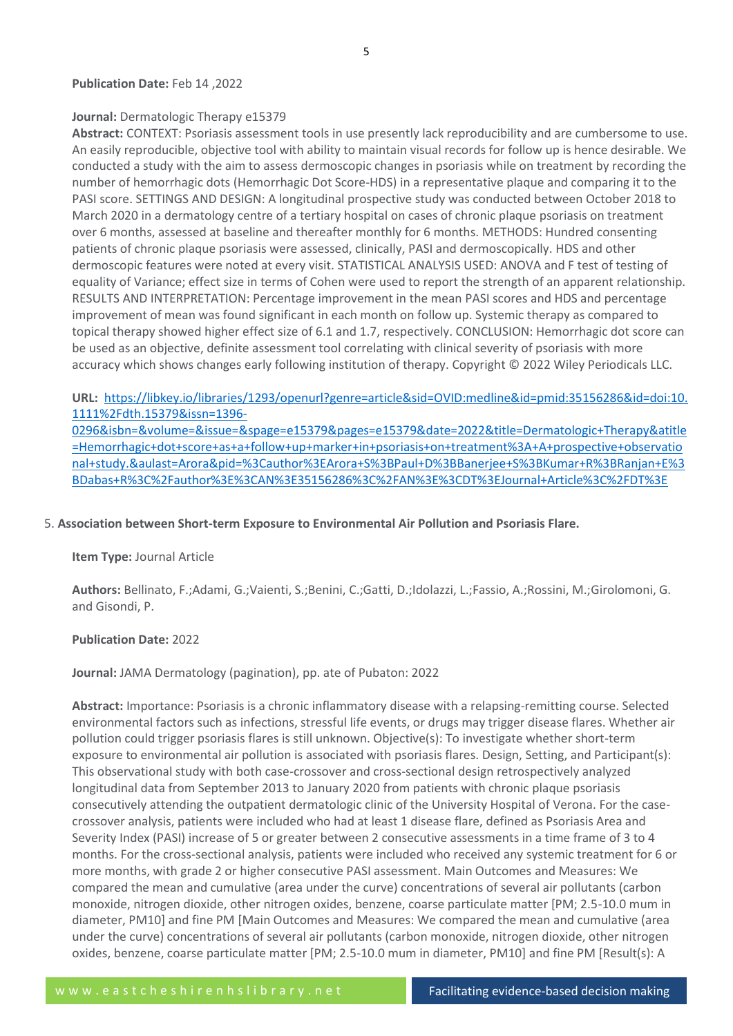**Publication Date:** Feb 14 ,2022

**Journal:** Dermatologic Therapy e15379

**Abstract:** CONTEXT: Psoriasis assessment tools in use presently lack reproducibility and are cumbersome to use. An easily reproducible, objective tool with ability to maintain visual records for follow up is hence desirable. We conducted a study with the aim to assess dermoscopic changes in psoriasis while on treatment by recording the number of hemorrhagic dots (Hemorrhagic Dot Score-HDS) in a representative plaque and comparing it to the PASI score. SETTINGS AND DESIGN: A longitudinal prospective study was conducted between October 2018 to March 2020 in a dermatology centre of a tertiary hospital on cases of chronic plaque psoriasis on treatment over 6 months, assessed at baseline and thereafter monthly for 6 months. METHODS: Hundred consenting patients of chronic plaque psoriasis were assessed, clinically, PASI and dermoscopically. HDS and other dermoscopic features were noted at every visit. STATISTICAL ANALYSIS USED: ANOVA and F test of testing of equality of Variance; effect size in terms of Cohen were used to report the strength of an apparent relationship. RESULTS AND INTERPRETATION: Percentage improvement in the mean PASI scores and HDS and percentage improvement of mean was found significant in each month on follow up. Systemic therapy as compared to topical therapy showed higher effect size of 6.1 and 1.7, respectively. CONCLUSION: Hemorrhagic dot score can be used as an objective, definite assessment tool correlating with clinical severity of psoriasis with more accuracy which shows changes early following institution of therapy. Copyright © 2022 Wiley Periodicals LLC.

**URL:** [https://libkey.io/libraries/1293/openurl?genre=article&sid=OVID:medline&id=pmid:35156286&id=doi:10.1111%2Fdth.15379&issn=1396-0296&isbn=&volume=&issue=&spage=e15379&pages=e15379&date=2022&title=Dermatologic+Therapy&atitle=Hemorrhagic+dot+score+as+a+follow+up+marker+in+psoriasis+on+treatment%3A+A+prospective+observational+study.&aulast=Arora&pid=%3Cauthor%3EArora+S%3BPaul+D%3BBanerjee+S%3BKumar+R%3BRanjan+E%3BDabas+R%3C%2Fauthor%3E%3CAN%3E35156286%3C%2FAN%3E%3CDT%3EJournal+Article%3C%2FDT%3E](https://libkey.io/libraries/1293/openurl?genre=article&sid=OVID:medline&id=pmid:35156286&id=doi:10.1111%2Fdth.15379&issn=1396-0296&isbn=&volume=&issue=&spage=e15379&pages=e15379&date=2022&title=Dermatologic+Therapy&atitle=Hemorrhagic+dot+score+as+a+follow+up+marker+in+psoriasis+on+treatment%3A+A+prospective+observational+study.&aulast=Arora&pid=%3Cauthor%3EArora+S%3BPaul+D%3BBanerjee+S%3BKumar+R%3BRanjan+E%3BDabas+R%3C%2Fauthor%3E%3CAN%3E35156286%3C%2FAN%3E%3CDT%3EJournal+Article%3C%2FDT%3E)

5. **Association between Short-term Exposure to Environmental Air Pollution and Psoriasis Flare.**

   **Item Type:** Journal Article

   **Authors:** Bellinato, F.;Adami, G.;Vaienti, S.;Benini, C.;Gatti, D.;Idolazzi, L.;Fassio, A.;Rossini, M.;Girolomoni, G. and Gisondi, P.

   **Publication Date:** 2022

   **Journal:** JAMA Dermatology (pagination), pp. ate of Pubaton: 2022

   **Abstract:** Importance: Psoriasis is a chronic inflammatory disease with a relapsing-remitting course. Selected environmental factors such as infections, stressful life events, or drugs may trigger disease flares. Whether air pollution could trigger psoriasis flares is still unknown. Objective(s): To investigate whether short-term exposure to environmental air pollution is associated with psoriasis flares. Design, Setting, and Participant(s): This observational study with both case-crossover and cross-sectional design retrospectively analyzed longitudinal data from September 2013 to January 2020 from patients with chronic plaque psoriasis consecutively attending the outpatient dermatologic clinic of the University Hospital of Verona. For the case-crossover analysis, patients were included who had at least 1 disease flare, defined as Psoriasis Area and Severity Index (PASI) increase of 5 or greater between 2 consecutive assessments in a time frame of 3 to 4 months. For the cross-sectional analysis, patients were included who received any systemic treatment for 6 or more months, with grade 2 or higher consecutive PASI assessment. Main Outcomes and Measures: We compared the mean and cumulative (area under the curve) concentrations of several air pollutants (carbon monoxide, nitrogen dioxide, other nitrogen oxides, benzene, coarse particulate matter [PM; 2.5-10.0 mum in diameter, PM10] and fine PM [Main Outcomes and Measures: We compared the mean and cumulative (area under the curve) concentrations of several air pollutants (carbon monoxide, nitrogen dioxide, other nitrogen oxides, benzene, coarse particulate matter [PM; 2.5-10.0 mum in diameter, PM10] and fine PM [Result(s): A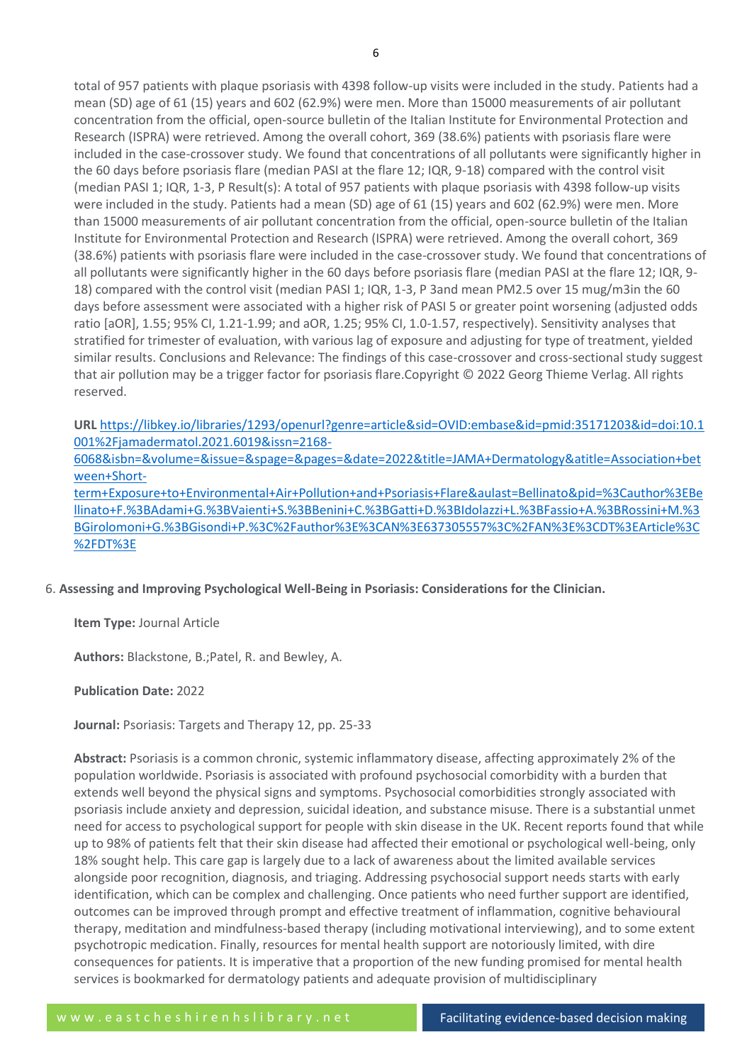total of 957 patients with plaque psoriasis with 4398 follow-up visits were included in the study. Patients had a mean (SD) age of 61 (15) years and 602 (62.9%) were men. More than 15000 measurements of air pollutant concentration from the official, open-source bulletin of the Italian Institute for Environmental Protection and Research (ISPRA) were retrieved. Among the overall cohort, 369 (38.6%) patients with psoriasis flare were included in the case-crossover study. We found that concentrations of all pollutants were significantly higher in the 60 days before psoriasis flare (median PASI at the flare 12; IQR, 9-18) compared with the control visit (median PASI 1; IQR, 1-3, P Result(s): A total of 957 patients with plaque psoriasis with 4398 follow-up visits were included in the study. Patients had a mean (SD) age of 61 (15) years and 602 (62.9%) were men. More than 15000 measurements of air pollutant concentration from the official, open-source bulletin of the Italian Institute for Environmental Protection and Research (ISPRA) were retrieved. Among the overall cohort, 369 (38.6%) patients with psoriasis flare were included in the case-crossover study. We found that concentrations of all pollutants were significantly higher in the 60 days before psoriasis flare (median PASI at the flare 12; IQR, 9-18) compared with the control visit (median PASI 1; IQR, 1-3, P 3and mean PM2.5 over 15 mug/m3in the 60 days before assessment were associated with a higher risk of PASI 5 or greater point worsening (adjusted odds ratio [aOR], 1.55; 95% CI, 1.21-1.99; and aOR, 1.25; 95% CI, 1.0-1.57, respectively). Sensitivity analyses that stratified for trimester of evaluation, with various lag of exposure and adjusting for type of treatment, yielded similar results. Conclusions and Relevance: The findings of this case-crossover and cross-sectional study suggest that air pollution may be a trigger factor for psoriasis flare.Copyright © 2022 Georg Thieme Verlag. All rights reserved.

**URL** https://libkey.io/libraries/1293/openurl?genre=article&sid=OVID:embase&id=pmid:35171203&id=doi:10.1001%2Fjamadermatol.2021.6019&issn=2168-6068&isbn=&volume=&issue=&spage=&pages=&date=2022&title=JAMA+Dermatology&atitle=Association+between+Short-term+Exposure+to+Environmental+Air+Pollution+and+Psoriasis+Flare&aulast=Bellinato&pid=%3Cauthor%3EBellinato+F.%3BAdami+G.%3BVaienti+S.%3BBenini+C.%3BGatti+D.%3BIdolazzi+L.%3BFassio+A.%3BRossini+M.%3BGirolomoni+G.%3BGisondi+P.%3C%2Fauthor%3E%3CAN%3E637305557%3C%2FAN%3E%3CDT%3EArticle%3C%2FDT%3E

6. **Assessing and Improving Psychological Well-Being in Psoriasis: Considerations for the Clinician.**

**Item Type:** Journal Article

**Authors:** Blackstone, B.;Patel, R. and Bewley, A.

**Publication Date:** 2022

**Journal:** Psoriasis: Targets and Therapy 12, pp. 25-33

**Abstract:** Psoriasis is a common chronic, systemic inflammatory disease, affecting approximately 2% of the population worldwide. Psoriasis is associated with profound psychosocial comorbidity with a burden that extends well beyond the physical signs and symptoms. Psychosocial comorbidities strongly associated with psoriasis include anxiety and depression, suicidal ideation, and substance misuse. There is a substantial unmet need for access to psychological support for people with skin disease in the UK. Recent reports found that while up to 98% of patients felt that their skin disease had affected their emotional or psychological well-being, only 18% sought help. This care gap is largely due to a lack of awareness about the limited available services alongside poor recognition, diagnosis, and triaging. Addressing psychosocial support needs starts with early identification, which can be complex and challenging. Once patients who need further support are identified, outcomes can be improved through prompt and effective treatment of inflammation, cognitive behavioural therapy, meditation and mindfulness-based therapy (including motivational interviewing), and to some extent psychotropic medication. Finally, resources for mental health support are notoriously limited, with dire consequences for patients. It is imperative that a proportion of the new funding promised for mental health services is bookmarked for dermatology patients and adequate provision of multidisciplinary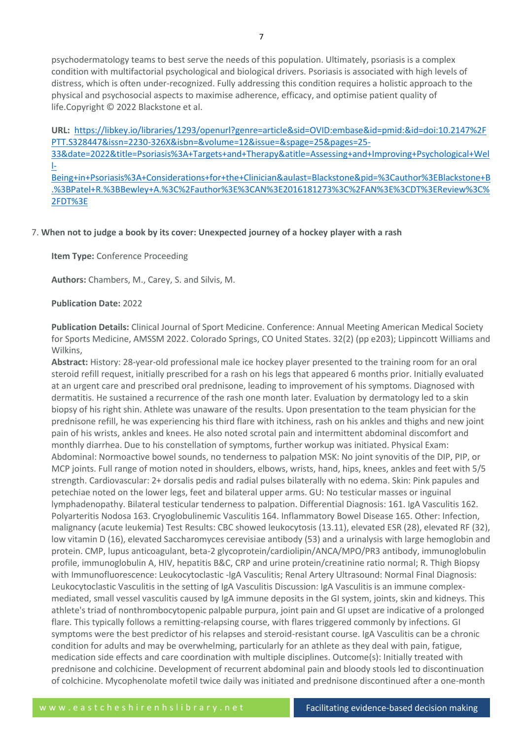psychodermatology teams to best serve the needs of this population. Ultimately, psoriasis is a complex condition with multifactorial psychological and biological drivers. Psoriasis is associated with high levels of distress, which is often under-recognized. Fully addressing this condition requires a holistic approach to the physical and psychosocial aspects to maximise adherence, efficacy, and optimise patient quality of life.Copyright © 2022 Blackstone et al.

**URL:** https://libkey.io/libraries/1293/openurl?genre=article&sid=OVID:embase&id=pmid:&id=doi:10.2147%2FPTT.S328447&issn=2230-326X&isbn=&volume=12&issue=&spage=25&pages=25-33&date=2022&title=Psoriasis%3A+Targets+and+Therapy&atitle=Assessing+and+Improving+Psychological+Well-Being+in+Psoriasis%3A+Considerations+for+the+Clinician&aulast=Blackstone&pid=%3Cauthor%3EBlackstone+B.%3BPatel+R.%3BBewley+A.%3C%2Fauthor%3E%3CAN%3E2016181273%3C%2FAN%3E%3CDT%3EReview%3C%2FDT%3E

7. **When not to judge a book by its cover: Unexpected journey of a hockey player with a rash**

**Item Type:** Conference Proceeding

**Authors:** Chambers, M., Carey, S. and Silvis, M.

**Publication Date:** 2022

**Publication Details:** Clinical Journal of Sport Medicine. Conference: Annual Meeting American Medical Society for Sports Medicine, AMSSM 2022. Colorado Springs, CO United States. 32(2) (pp e203); Lippincott Williams and Wilkins,

**Abstract:** History: 28-year-old professional male ice hockey player presented to the training room for an oral steroid refill request, initially prescribed for a rash on his legs that appeared 6 months prior. Initially evaluated at an urgent care and prescribed oral prednisone, leading to improvement of his symptoms. Diagnosed with dermatitis. He sustained a recurrence of the rash one month later. Evaluation by dermatology led to a skin biopsy of his right shin. Athlete was unaware of the results. Upon presentation to the team physician for the prednisone refill, he was experiencing his third flare with itchiness, rash on his ankles and thighs and new joint pain of his wrists, ankles and knees. He also noted scrotal pain and intermittent abdominal discomfort and monthly diarrhea. Due to his constellation of symptoms, further workup was initiated. Physical Exam: Abdominal: Normoactive bowel sounds, no tenderness to palpation MSK: No joint synovitis of the DIP, PIP, or MCP joints. Full range of motion noted in shoulders, elbows, wrists, hand, hips, knees, ankles and feet with 5/5 strength. Cardiovascular: 2+ dorsalis pedis and radial pulses bilaterally with no edema. Skin: Pink papules and petechiae noted on the lower legs, feet and bilateral upper arms. GU: No testicular masses or inguinal lymphadenopathy. Bilateral testicular tenderness to palpation. Differential Diagnosis: 161. IgA Vasculitis 162. Polyarteritis Nodosa 163. Cryoglobulinemic Vasculitis 164. Inflammatory Bowel Disease 165. Other: Infection, malignancy (acute leukemia) Test Results: CBC showed leukocytosis (13.11), elevated ESR (28), elevated RF (32), low vitamin D (16), elevated Saccharomyces cerevisiae antibody (53) and a urinalysis with large hemoglobin and protein. CMP, lupus anticoagulant, beta-2 glycoprotein/cardiolipin/ANCA/MPO/PR3 antibody, immunoglobulin profile, immunoglobulin A, HIV, hepatitis B&C, CRP and urine protein/creatinine ratio normal; R. Thigh Biopsy with Immunofluorescence: Leukocytoclastic -IgA Vasculitis; Renal Artery Ultrasound: Normal Final Diagnosis: Leukocytoclastic Vasculitis in the setting of IgA Vasculitis Discussion: IgA Vasculitis is an immune complex-mediated, small vessel vasculitis caused by IgA immune deposits in the GI system, joints, skin and kidneys. This athlete's triad of nonthrombocytopenic palpable purpura, joint pain and GI upset are indicative of a prolonged flare. This typically follows a remitting-relapsing course, with flares triggered commonly by infections. GI symptoms were the best predictor of his relapses and steroid-resistant course. IgA Vasculitis can be a chronic condition for adults and may be overwhelming, particularly for an athlete as they deal with pain, fatigue, medication side effects and care coordination with multiple disciplines. Outcome(s): Initially treated with prednisone and colchicine. Development of recurrent abdominal pain and bloody stools led to discontinuation of colchicine. Mycophenolate mofetil twice daily was initiated and prednisone discontinued after a one-month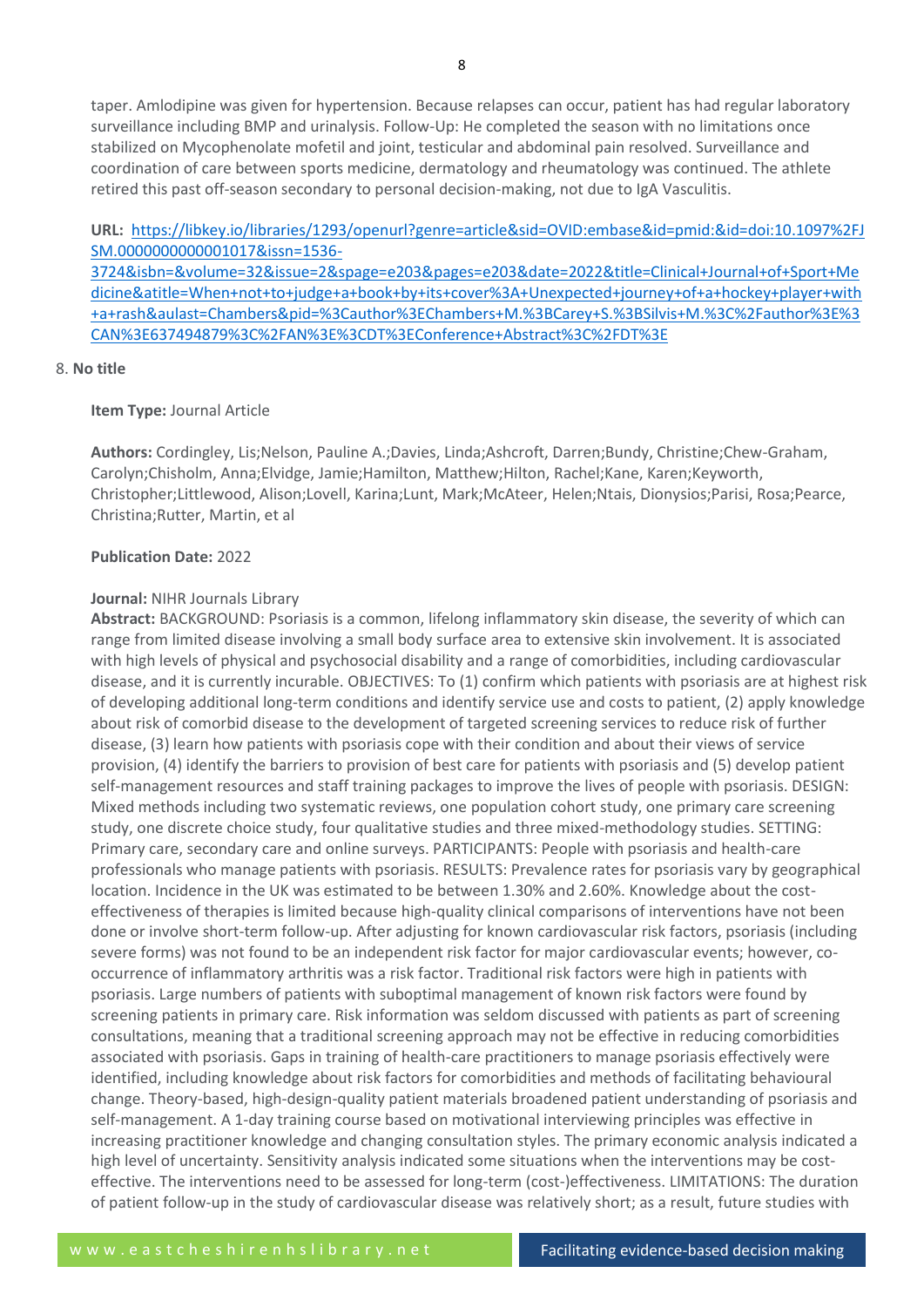taper. Amlodipine was given for hypertension. Because relapses can occur, patient has had regular laboratory surveillance including BMP and urinalysis. Follow-Up: He completed the season with no limitations once stabilized on Mycophenolate mofetil and joint, testicular and abdominal pain resolved. Surveillance and coordination of care between sports medicine, dermatology and rheumatology was continued. The athlete retired this past off-season secondary to personal decision-making, not due to IgA Vasculitis.

**URL:** [https://libkey.io/libraries/1293/openurl?genre=article&sid=OVID:embase&id=pmid:&id=doi:10.1097%2FJSM.0000000000001017&issn=1536-3724&isbn=&volume=32&issue=2&spage=e203&pages=e203&date=2022&title=Clinical+Journal+of+Sport+Medicine&atitle=When+not+to+judge+a+book+by+its+cover%3A+Unexpected+journey+of+a+hockey+player+with+a+rash&aulast=Chambers&pid=%3Cauthor%3EChambers+M.%3BCarey+S.%3BSilvis+M.%3C%2Fauthor%3E%3CAN%3E637494879%3C%2FAN%3E%3CDT%3EConference+Abstract%3C%2FDT%3E](https://libkey.io/libraries/1293/openurl?genre=article&sid=OVID:embase&id=pmid:&id=doi:10.1097%2FJSM.0000000000001017&issn=1536-3724&isbn=&volume=32&issue=2&spage=e203&pages=e203&date=2022&title=Clinical+Journal+of+Sport+Medicine&atitle=When+not+to+judge+a+book+by+its+cover%3A+Unexpected+journey+of+a+hockey+player+with+a+rash&aulast=Chambers&pid=%3Cauthor%3EChambers+M.%3BCarey+S.%3BSilvis+M.%3C%2Fauthor%3E%3CAN%3E637494879%3C%2FAN%3E%3CDT%3EConference+Abstract%3C%2FDT%3E)

8. **No title**

   **Item Type:** Journal Article

   **Authors:** Cordingley, Lis;Nelson, Pauline A.;Davies, Linda;Ashcroft, Darren;Bundy, Christine;Chew-Graham, Carolyn;Chisholm, Anna;Elvidge, Jamie;Hamilton, Matthew;Hilton, Rachel;Kane, Karen;Keyworth, Christopher;Littlewood, Alison;Lovell, Karina;Lunt, Mark;McAteer, Helen;Ntais, Dionysios;Parisi, Rosa;Pearce, Christina;Rutter, Martin, et al

   **Publication Date:** 2022

   **Journal:** NIHR Journals Library

   **Abstract:** BACKGROUND: Psoriasis is a common, lifelong inflammatory skin disease, the severity of which can range from limited disease involving a small body surface area to extensive skin involvement. It is associated with high levels of physical and psychosocial disability and a range of comorbidities, including cardiovascular disease, and it is currently incurable. OBJECTIVES: To (1) confirm which patients with psoriasis are at highest risk of developing additional long-term conditions and identify service use and costs to patient, (2) apply knowledge about risk of comorbid disease to the development of targeted screening services to reduce risk of further disease, (3) learn how patients with psoriasis cope with their condition and about their views of service provision, (4) identify the barriers to provision of best care for patients with psoriasis and (5) develop patient self-management resources and staff training packages to improve the lives of people with psoriasis. DESIGN: Mixed methods including two systematic reviews, one population cohort study, one primary care screening study, one discrete choice study, four qualitative studies and three mixed-methodology studies. SETTING: Primary care, secondary care and online surveys. PARTICIPANTS: People with psoriasis and health-care professionals who manage patients with psoriasis. RESULTS: Prevalence rates for psoriasis vary by geographical location. Incidence in the UK was estimated to be between 1.30% and 2.60%. Knowledge about the cost-effectiveness of therapies is limited because high-quality clinical comparisons of interventions have not been done or involve short-term follow-up. After adjusting for known cardiovascular risk factors, psoriasis (including severe forms) was not found to be an independent risk factor for major cardiovascular events; however, co-occurrence of inflammatory arthritis was a risk factor. Traditional risk factors were high in patients with psoriasis. Large numbers of patients with suboptimal management of known risk factors were found by screening patients in primary care. Risk information was seldom discussed with patients as part of screening consultations, meaning that a traditional screening approach may not be effective in reducing comorbidities associated with psoriasis. Gaps in training of health-care practitioners to manage psoriasis effectively were identified, including knowledge about risk factors for comorbidities and methods of facilitating behavioural change. Theory-based, high-design-quality patient materials broadened patient understanding of psoriasis and self-management. A 1-day training course based on motivational interviewing principles was effective in increasing practitioner knowledge and changing consultation styles. The primary economic analysis indicated a high level of uncertainty. Sensitivity analysis indicated some situations when the interventions may be cost-effective. The interventions need to be assessed for long-term (cost-)effectiveness. LIMITATIONS: The duration of patient follow-up in the study of cardiovascular disease was relatively short; as a result, future studies with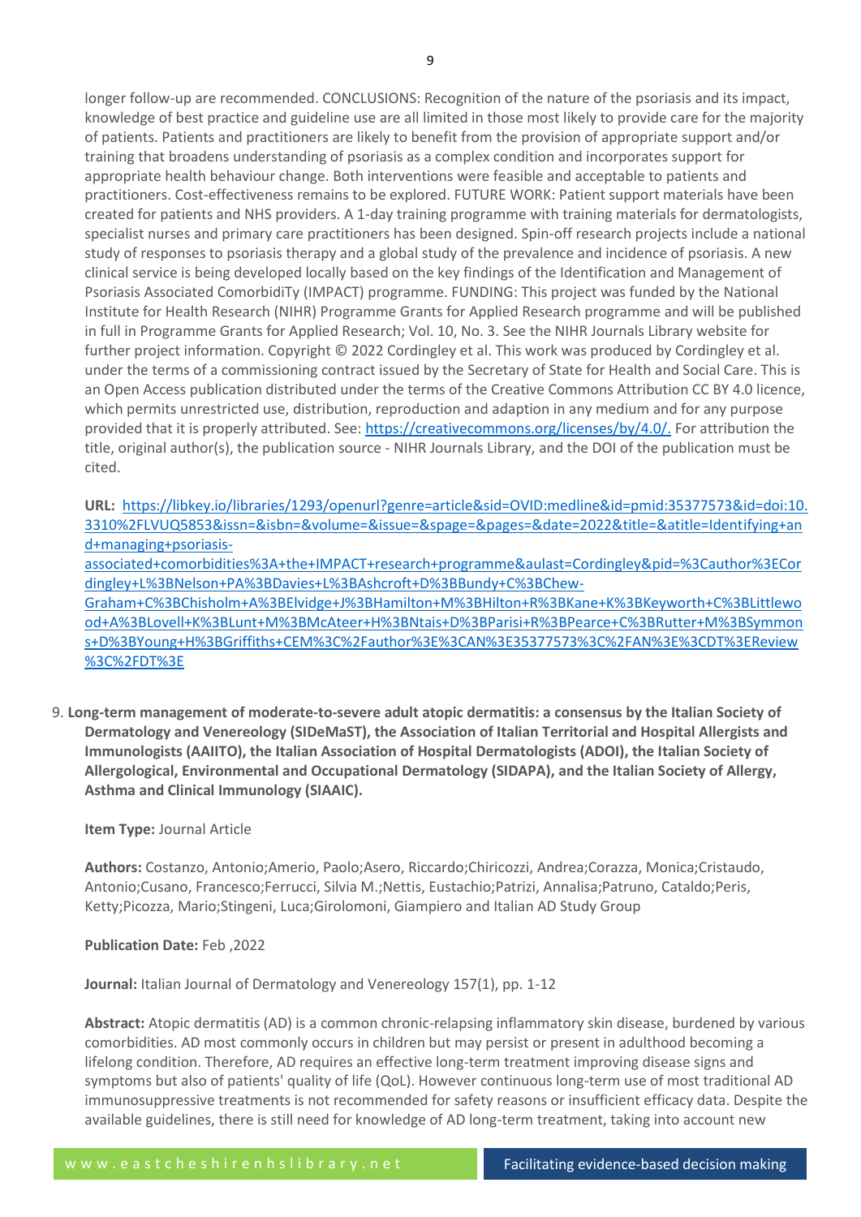longer follow-up are recommended. CONCLUSIONS: Recognition of the nature of the psoriasis and its impact, knowledge of best practice and guideline use are all limited in those most likely to provide care for the majority of patients. Patients and practitioners are likely to benefit from the provision of appropriate support and/or training that broadens understanding of psoriasis as a complex condition and incorporates support for appropriate health behaviour change. Both interventions were feasible and acceptable to patients and practitioners. Cost-effectiveness remains to be explored. FUTURE WORK: Patient support materials have been created for patients and NHS providers. A 1-day training programme with training materials for dermatologists, specialist nurses and primary care practitioners has been designed. Spin-off research projects include a national study of responses to psoriasis therapy and a global study of the prevalence and incidence of psoriasis. A new clinical service is being developed locally based on the key findings of the Identification and Management of Psoriasis Associated ComorbidiTy (IMPACT) programme. FUNDING: This project was funded by the National Institute for Health Research (NIHR) Programme Grants for Applied Research programme and will be published in full in Programme Grants for Applied Research; Vol. 10, No. 3. See the NIHR Journals Library website for further project information. Copyright © 2022 Cordingley et al. This work was produced by Cordingley et al. under the terms of a commissioning contract issued by the Secretary of State for Health and Social Care. This is an Open Access publication distributed under the terms of the Creative Commons Attribution CC BY 4.0 licence, which permits unrestricted use, distribution, reproduction and adaption in any medium and for any purpose provided that it is properly attributed. See: https://creativecommons.org/licenses/by/4.0/. For attribution the title, original author(s), the publication source - NIHR Journals Library, and the DOI of the publication must be cited.

**URL:** https://libkey.io/libraries/1293/openurl?genre=article&sid=OVID:medline&id=pmid:35377573&id=doi:10.3310%2FLVUQ5853&issn=&isbn=&volume=&issue=&spage=&pages=&date=2022&title=&atitle=Identifying+and+managing+psoriasis-associated+comorbidities%3A+the+IMPACT+research+programme&aulast=Cordingley&pid=%3Cauthor%3ECordingley+L%3BNelson+PA%3BDavies+L%3BAshcroft+D%3BBundy+C%3BChew-Graham+C%3BChisholm+A%3BElvidge+J%3BHamilton+M%3BHilton+R%3BKane+K%3BKeyworth+C%3BLittlewood+A%3BLovell+K%3BLunt+M%3BMcAteer+H%3BNtais+D%3BParisi+R%3BPearce+C%3BRutter+M%3BSymmons+D%3BYoung+H%3BGriffiths+CEM%3C%2Fauthor%3E%3CAN%3E35377573%3C%2FAN%3E%3CDT%3EReview%3C%2FDT%3E

9. **Long-term management of moderate-to-severe adult atopic dermatitis: a consensus by the Italian Society of Dermatology and Venereology (SIDeMaST), the Association of Italian Territorial and Hospital Allergists and Immunologists (AAIITO), the Italian Association of Hospital Dermatologists (ADOI), the Italian Society of Allergological, Environmental and Occupational Dermatology (SIDAPA), and the Italian Society of Allergy, Asthma and Clinical Immunology (SIAAIC).**

   **Item Type:** Journal Article

   **Authors:** Costanzo, Antonio;Amerio, Paolo;Asero, Riccardo;Chiricozzi, Andrea;Corazza, Monica;Cristaudo, Antonio;Cusano, Francesco;Ferrucci, Silvia M.;Nettis, Eustachio;Patrizi, Annalisa;Patruno, Cataldo;Peris, Ketty;Picozza, Mario;Stingeni, Luca;Girolomoni, Giampiero and Italian AD Study Group

   **Publication Date:** Feb ,2022

   **Journal:** Italian Journal of Dermatology and Venereology 157(1), pp. 1-12

   **Abstract:** Atopic dermatitis (AD) is a common chronic-relapsing inflammatory skin disease, burdened by various comorbidities. AD most commonly occurs in children but may persist or present in adulthood becoming a lifelong condition. Therefore, AD requires an effective long-term treatment improving disease signs and symptoms but also of patients' quality of life (QoL). However continuous long-term use of most traditional AD immunosuppressive treatments is not recommended for safety reasons or insufficient efficacy data. Despite the available guidelines, there is still need for knowledge of AD long-term treatment, taking into account new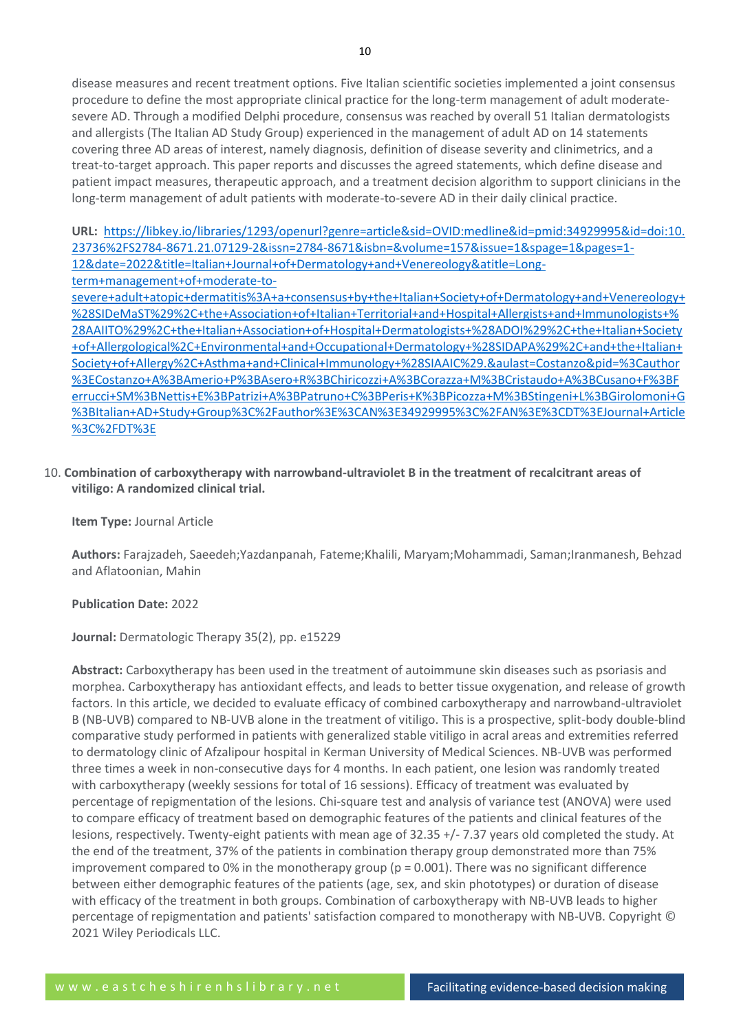disease measures and recent treatment options. Five Italian scientific societies implemented a joint consensus procedure to define the most appropriate clinical practice for the long-term management of adult moderate-severe AD. Through a modified Delphi procedure, consensus was reached by overall 51 Italian dermatologists and allergists (The Italian AD Study Group) experienced in the management of adult AD on 14 statements covering three AD areas of interest, namely diagnosis, definition of disease severity and clinimetrics, and a treat-to-target approach. This paper reports and discusses the agreed statements, which define disease and patient impact measures, therapeutic approach, and a treatment decision algorithm to support clinicians in the long-term management of adult patients with moderate-to-severe AD in their daily clinical practice.

**URL:** https://libkey.io/libraries/1293/openurl?genre=article&sid=OVID:medline&id=pmid:34929995&id=doi:10.23736%2FS2784-8671.21.07129-2&issn=2784-8671&isbn=&volume=157&issue=1&spage=1&pages=1-12&date=2022&title=Italian+Journal+of+Dermatology+and+Venereology&atitle=Long-term+management+of+moderate-to-severe+adult+atopic+dermatitis%3A+a+consensus+by+the+Italian+Society+of+Dermatology+and+Venereology+%28SIDeMaST%29%2C+the+Association+of+Italian+Territorial+and+Hospital+Allergists+and+Immunologists+%28AAIITO%29%2C+the+Italian+Association+of+Hospital+Dermatologists+%28ADOI%29%2C+the+Italian+Society+of+Allergological%2C+Environmental+and+Occupational+Dermatology+%28SIDAPA%29%2C+and+the+Italian+Society+of+Allergy%2C+Asthma+and+Clinical+Immunology+%28SIAAIC%29.&aulast=Costanzo&pid=%3Cauthor%3ECostanzo+A%3BAmerio+P%3BAsero+R%3BChiricozzi+A%3BCorazza+M%3BCristaudo+A%3BCusano+F%3BFerrucci+SM%3BNettis+E%3BPatrizi+A%3BPatruno+C%3BPeris+K%3BPicozza+M%3BStingeni+L%3BGirolomoni+G%3BItalian+AD+Study+Group%3C%2Fauthor%3E%3CAN%3E34929995%3C%2FAN%3E%3CDT%3EJournal+Article%3C%2FDT%3E

10. **Combination of carboxytherapy with narrowband-ultraviolet B in the treatment of recalcitrant areas of vitiligo: A randomized clinical trial.**

    **Item Type:** Journal Article

    **Authors:** Farajzadeh, Saeedeh;Yazdanpanah, Fateme;Khalili, Maryam;Mohammadi, Saman;Iranmanesh, Behzad and Aflatoonian, Mahin

    **Publication Date:** 2022

    **Journal:** Dermatologic Therapy 35(2), pp. e15229

    **Abstract:** Carboxytherapy has been used in the treatment of autoimmune skin diseases such as psoriasis and morphea. Carboxytherapy has antioxidant effects, and leads to better tissue oxygenation, and release of growth factors. In this article, we decided to evaluate efficacy of combined carboxytherapy and narrowband-ultraviolet B (NB-UVB) compared to NB-UVB alone in the treatment of vitiligo. This is a prospective, split-body double-blind comparative study performed in patients with generalized stable vitiligo in acral areas and extremities referred to dermatology clinic of Afzalipour hospital in Kerman University of Medical Sciences. NB-UVB was performed three times a week in non-consecutive days for 4 months. In each patient, one lesion was randomly treated with carboxytherapy (weekly sessions for total of 16 sessions). Efficacy of treatment was evaluated by percentage of repigmentation of the lesions. Chi-square test and analysis of variance test (ANOVA) were used to compare efficacy of treatment based on demographic features of the patients and clinical features of the lesions, respectively. Twenty-eight patients with mean age of 32.35 +/- 7.37 years old completed the study. At the end of the treatment, 37% of the patients in combination therapy group demonstrated more than 75% improvement compared to 0% in the monotherapy group ($p = 0.001$). There was no significant difference between either demographic features of the patients (age, sex, and skin phototypes) or duration of disease with efficacy of the treatment in both groups. Combination of carboxytherapy with NB-UVB leads to higher percentage of repigmentation and patients' satisfaction compared to monotherapy with NB-UVB. Copyright © 2021 Wiley Periodicals LLC.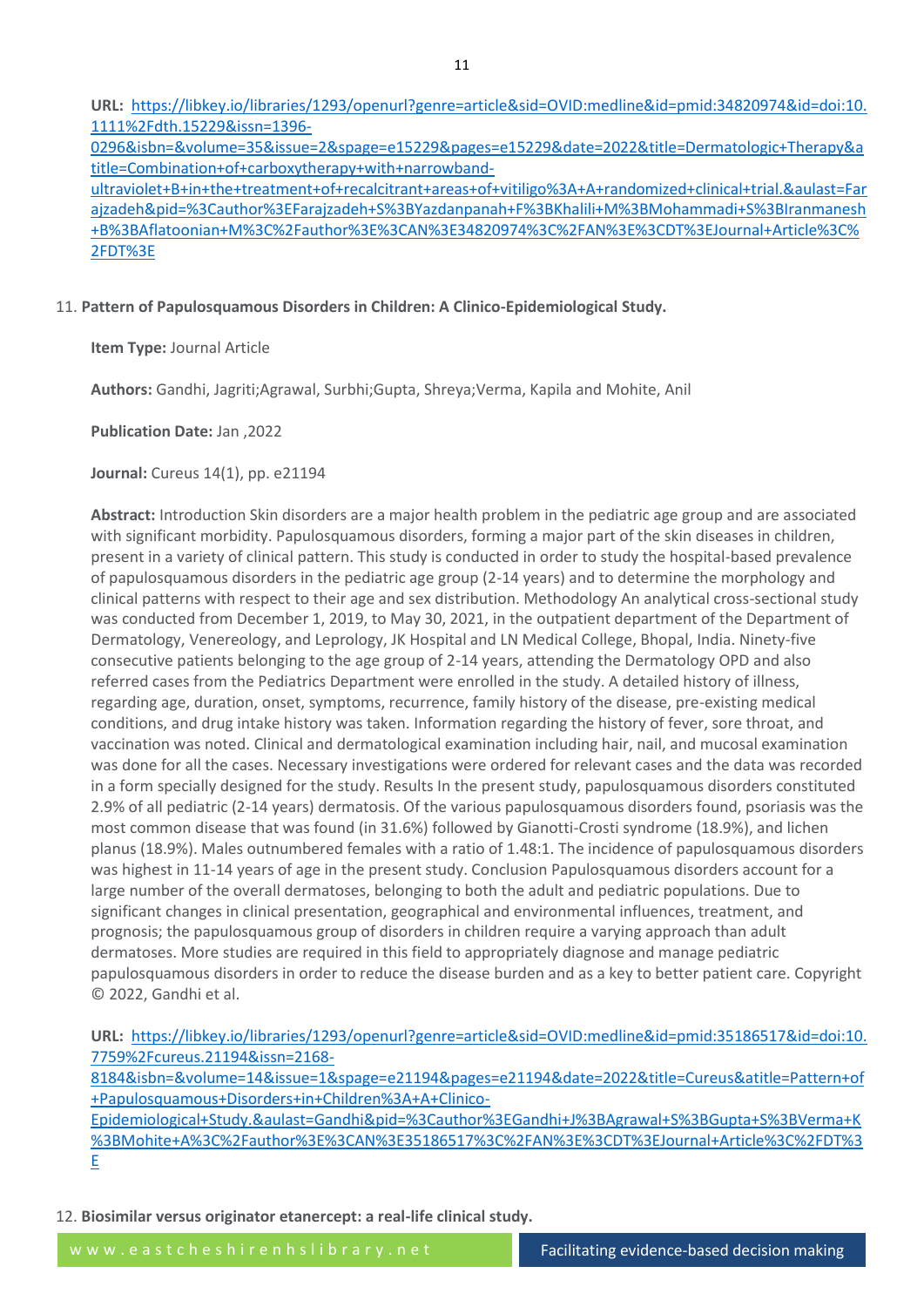**URL:** https://libkey.io/libraries/1293/openurl?genre=article&sid=OVID:medline&id=pmid:34820974&id=doi:10.1111%2Fdth.15229&issn=1396-0296&isbn=&volume=35&issue=2&spage=e15229&pages=e15229&date=2022&title=Dermatologic+Therapy&atitle=Combination+of+carboxytherapy+with+narrowband-ultraviolet+B+in+the+treatment+of+recalcitrant+areas+of+vitiligo%3A+A+randomized+clinical+trial.&aulast=Farajzadeh&pid=%3Cauthor%3EFarajzadeh+S%3BYazdanpanah+F%3BKhalili+M%3BMohammadi+S%3BIranmanesh+B%3BAflatoonian+M%3C%2Fauthor%3E%3CAN%3E34820974%3C%2FAN%3E%3CDT%3EJournal+Article%3C%2FDT%3E

11. **Pattern of Papulosquamous Disorders in Children: A Clinico-Epidemiological Study.**

**Item Type:** Journal Article

**Authors:** Gandhi, Jagriti;Agrawal, Surbhi;Gupta, Shreya;Verma, Kapila and Mohite, Anil

**Publication Date:** Jan ,2022

**Journal:** Cureus 14(1), pp. e21194

**Abstract:** Introduction Skin disorders are a major health problem in the pediatric age group and are associated with significant morbidity. Papulosquamous disorders, forming a major part of the skin diseases in children, present in a variety of clinical pattern. This study is conducted in order to study the hospital-based prevalence of papulosquamous disorders in the pediatric age group (2-14 years) and to determine the morphology and clinical patterns with respect to their age and sex distribution. Methodology An analytical cross-sectional study was conducted from December 1, 2019, to May 30, 2021, in the outpatient department of the Department of Dermatology, Venereology, and Leprology, JK Hospital and LN Medical College, Bhopal, India. Ninety-five consecutive patients belonging to the age group of 2-14 years, attending the Dermatology OPD and also referred cases from the Pediatrics Department were enrolled in the study. A detailed history of illness, regarding age, duration, onset, symptoms, recurrence, family history of the disease, pre-existing medical conditions, and drug intake history was taken. Information regarding the history of fever, sore throat, and vaccination was noted. Clinical and dermatological examination including hair, nail, and mucosal examination was done for all the cases. Necessary investigations were ordered for relevant cases and the data was recorded in a form specially designed for the study. Results In the present study, papulosquamous disorders constituted 2.9% of all pediatric (2-14 years) dermatosis. Of the various papulosquamous disorders found, psoriasis was the most common disease that was found (in 31.6%) followed by Gianotti-Crosti syndrome (18.9%), and lichen planus (18.9%). Males outnumbered females with a ratio of 1.48:1. The incidence of papulosquamous disorders was highest in 11-14 years of age in the present study. Conclusion Papulosquamous disorders account for a large number of the overall dermatoses, belonging to both the adult and pediatric populations. Due to significant changes in clinical presentation, geographical and environmental influences, treatment, and prognosis; the papulosquamous group of disorders in children require a varying approach than adult dermatoses. More studies are required in this field to appropriately diagnose and manage pediatric papulosquamous disorders in order to reduce the disease burden and as a key to better patient care. Copyright © 2022, Gandhi et al.

**URL:** https://libkey.io/libraries/1293/openurl?genre=article&sid=OVID:medline&id=pmid:35186517&id=doi:10.7759%2Fcureus.21194&issn=2168-8184&isbn=&volume=14&issue=1&spage=e21194&pages=e21194&date=2022&title=Cureus&atitle=Pattern+of+Papulosquamous+Disorders+in+Children%3A+A+Clinico-Epidemiological+Study.&aulast=Gandhi&pid=%3Cauthor%3EGandhi+J%3BAgrawal+S%3BGupta+S%3BVerma+K%3BMohite+A%3C%2Fauthor%3E%3CAN%3E35186517%3C%2FAN%3E%3CDT%3EJournal+Article%3C%2FDT%3E

12. **Biosimilar versus originator etanercept: a real-life clinical study.**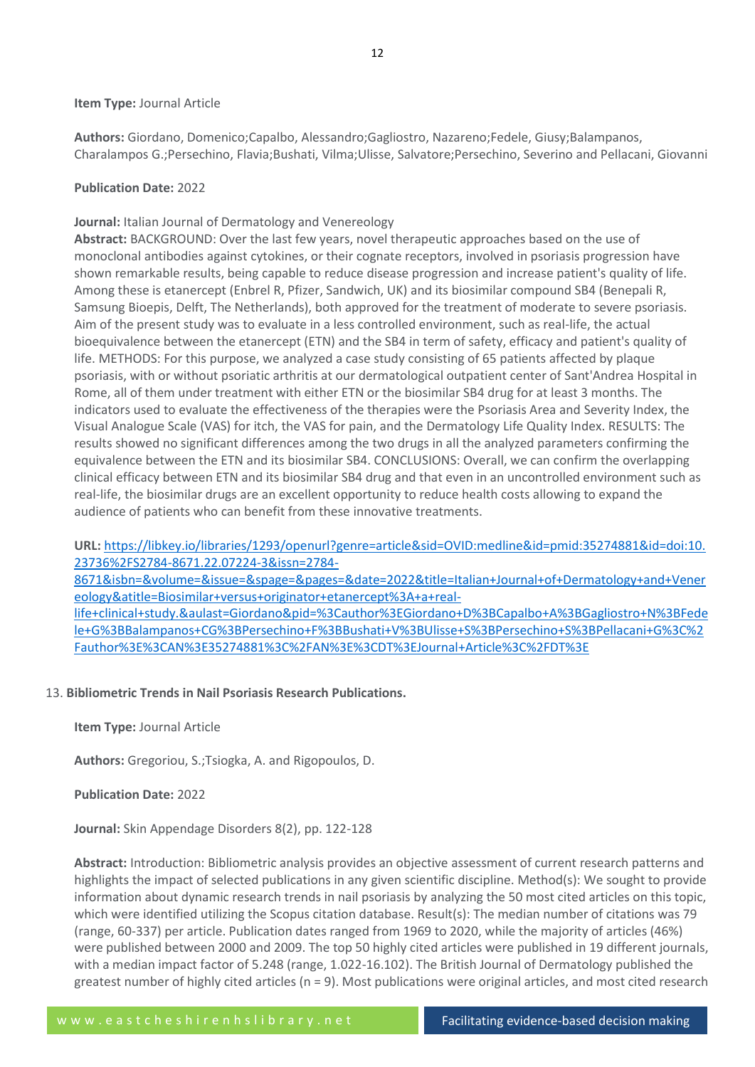**Item Type:** Journal Article

**Authors:** Giordano, Domenico;Capalbo, Alessandro;Gagliostro, Nazareno;Fedele, Giusy;Balampanos, Charalampos G.;Persechino, Flavia;Bushati, Vilma;Ulisse, Salvatore;Persechino, Severino and Pellacani, Giovanni

**Publication Date:** 2022

**Journal:** Italian Journal of Dermatology and Venereology

**Abstract:** BACKGROUND: Over the last few years, novel therapeutic approaches based on the use of monoclonal antibodies against cytokines, or their cognate receptors, involved in psoriasis progression have shown remarkable results, being capable to reduce disease progression and increase patient's quality of life. Among these is etanercept (Enbrel R, Pfizer, Sandwich, UK) and its biosimilar compound SB4 (Benepali R, Samsung Bioepis, Delft, The Netherlands), both approved for the treatment of moderate to severe psoriasis. Aim of the present study was to evaluate in a less controlled environment, such as real-life, the actual bioequivalence between the etanercept (ETN) and the SB4 in term of safety, efficacy and patient's quality of life. METHODS: For this purpose, we analyzed a case study consisting of 65 patients affected by plaque psoriasis, with or without psoriatic arthritis at our dermatological outpatient center of Sant'Andrea Hospital in Rome, all of them under treatment with either ETN or the biosimilar SB4 drug for at least 3 months. The indicators used to evaluate the effectiveness of the therapies were the Psoriasis Area and Severity Index, the Visual Analogue Scale (VAS) for itch, the VAS for pain, and the Dermatology Life Quality Index. RESULTS: The results showed no significant differences among the two drugs in all the analyzed parameters confirming the equivalence between the ETN and its biosimilar SB4. CONCLUSIONS: Overall, we can confirm the overlapping clinical efficacy between ETN and its biosimilar SB4 drug and that even in an uncontrolled environment such as real-life, the biosimilar drugs are an excellent opportunity to reduce health costs allowing to expand the audience of patients who can benefit from these innovative treatments.

**URL:** https://libkey.io/libraries/1293/openurl?genre=article&sid=OVID:medline&id=pmid:35274881&id=doi:10.23736%2FS2784-8671.22.07224-3&issn=2784-8671&isbn=&volume=&issue=&spage=&pages=&date=2022&title=Italian+Journal+of+Dermatology+and+Venereology&atitle=Biosimilar+versus+originator+etanercept%3A+a+real-life+clinical+study.&aulast=Giordano&pid=%3Cauthor%3EGiordano+D%3BCapalbo+A%3BGagliostro+N%3BFedele+G%3BBalampanos+CG%3BPersechino+F%3BBushati+V%3BUlisse+S%3BPersechino+S%3BPellacani+G%3C%2Fauthor%3E%3CAN%3E35274881%3C%2FAN%3E%3CDT%3EJournal+Article%3C%2FDT%3E

13. **Bibliometric Trends in Nail Psoriasis Research Publications.**

**Item Type:** Journal Article

**Authors:** Gregoriou, S.;Tsiogka, A. and Rigopoulos, D.

**Publication Date:** 2022

**Journal:** Skin Appendage Disorders 8(2), pp. 122-128

**Abstract:** Introduction: Bibliometric analysis provides an objective assessment of current research patterns and highlights the impact of selected publications in any given scientific discipline. Method(s): We sought to provide information about dynamic research trends in nail psoriasis by analyzing the 50 most cited articles on this topic, which were identified utilizing the Scopus citation database. Result(s): The median number of citations was 79 (range, 60-337) per article. Publication dates ranged from 1969 to 2020, while the majority of articles (46%) were published between 2000 and 2009. The top 50 highly cited articles were published in 19 different journals, with a median impact factor of 5.248 (range, 1.022-16.102). The British Journal of Dermatology published the greatest number of highly cited articles (n = 9). Most publications were original articles, and most cited research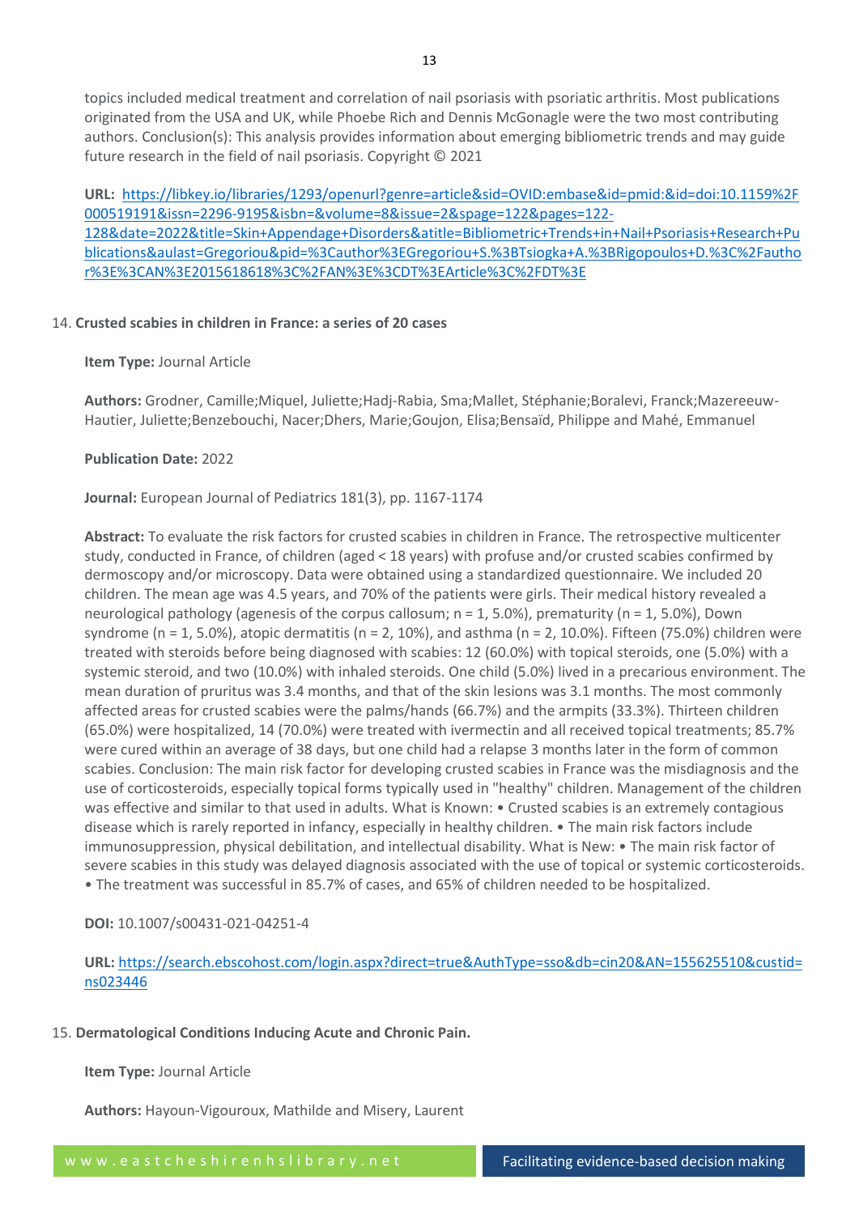topics included medical treatment and correlation of nail psoriasis with psoriatic arthritis. Most publications originated from the USA and UK, while Phoebe Rich and Dennis McGonagle were the two most contributing authors. Conclusion(s): This analysis provides information about emerging bibliometric trends and may guide future research in the field of nail psoriasis. Copyright © 2021

**URL:** https://libkey.io/libraries/1293/openurl?genre=article&sid=OVID:embase&id=pmid:&id=doi:10.1159%2F000519191&issn=2296-9195&isbn=&volume=8&issue=2&spage=122&pages=122-128&date=2022&title=Skin+Appendage+Disorders&atitle=Bibliometric+Trends+in+Nail+Psoriasis+Research+Publications&aulast=Gregoriou&pid=%3Cauthor%3EGregoriou+S.%3BTsiogka+A.%3BRigopoulos+D.%3C%2Fauthor%3E%3CAN%3E2015618618%3C%2FAN%3E%3CDT%3EArticle%3C%2FDT%3E

14. **Crusted scabies in children in France: a series of 20 cases**

**Item Type:** Journal Article

**Authors:** Grodner, Camille;Miquel, Juliette;Hadj-Rabia, Sma;Mallet, Stéphanie;Boralevi, Franck;Mazereeuw-Hautier, Juliette;Benzebouchi, Nacer;Dhers, Marie;Goujon, Elisa;Bensaïd, Philippe and Mahé, Emmanuel

**Publication Date:** 2022

**Journal:** European Journal of Pediatrics 181(3), pp. 1167-1174

**Abstract:** To evaluate the risk factors for crusted scabies in children in France. The retrospective multicenter study, conducted in France, of children (aged < 18 years) with profuse and/or crusted scabies confirmed by dermoscopy and/or microscopy. Data were obtained using a standardized questionnaire. We included 20 children. The mean age was 4.5 years, and 70% of the patients were girls. Their medical history revealed a neurological pathology (agenesis of the corpus callosum; n = 1, 5.0%), prematurity (n = 1, 5.0%), Down syndrome (n = 1, 5.0%), atopic dermatitis (n = 2, 10%), and asthma (n = 2, 10.0%). Fifteen (75.0%) children were treated with steroids before being diagnosed with scabies: 12 (60.0%) with topical steroids, one (5.0%) with a systemic steroid, and two (10.0%) with inhaled steroids. One child (5.0%) lived in a precarious environment. The mean duration of pruritus was 3.4 months, and that of the skin lesions was 3.1 months. The most commonly affected areas for crusted scabies were the palms/hands (66.7%) and the armpits (33.3%). Thirteen children (65.0%) were hospitalized, 14 (70.0%) were treated with ivermectin and all received topical treatments; 85.7% were cured within an average of 38 days, but one child had a relapse 3 months later in the form of common scabies. Conclusion: The main risk factor for developing crusted scabies in France was the misdiagnosis and the use of corticosteroids, especially topical forms typically used in "healthy" children. Management of the children was effective and similar to that used in adults. What is Known: • Crusted scabies is an extremely contagious disease which is rarely reported in infancy, especially in healthy children. • The main risk factors include immunosuppression, physical debilitation, and intellectual disability. What is New: • The main risk factor of severe scabies in this study was delayed diagnosis associated with the use of topical or systemic corticosteroids. • The treatment was successful in 85.7% of cases, and 65% of children needed to be hospitalized.

**DOI:** 10.1007/s00431-021-04251-4

**URL:** https://search.ebscohost.com/login.aspx?direct=true&AuthType=sso&db=cin20&AN=155625510&custid=ns023446

15. **Dermatological Conditions Inducing Acute and Chronic Pain.**

**Item Type:** Journal Article

**Authors:** Hayoun-Vigouroux, Mathilde and Misery, Laurent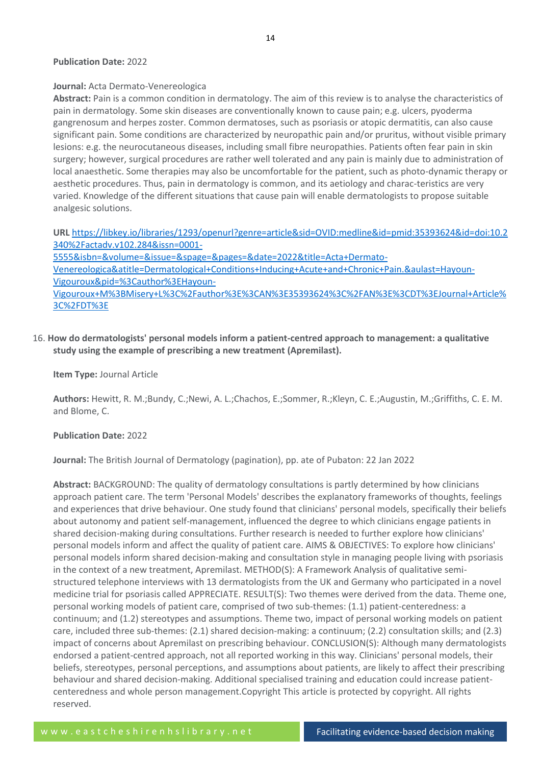**Publication Date:** 2022

**Journal:** Acta Dermato-Venereologica

**Abstract:** Pain is a common condition in dermatology. The aim of this review is to analyse the characteristics of pain in dermatology. Some skin diseases are conventionally known to cause pain; e.g. ulcers, pyoderma gangrenosum and herpes zoster. Common dermatoses, such as psoriasis or atopic dermatitis, can also cause significant pain. Some conditions are characterized by neuropathic pain and/or pruritus, without visible primary lesions: e.g. the neurocutaneous diseases, including small fibre neuropathies. Patients often fear pain in skin surgery; however, surgical procedures are rather well tolerated and any pain is mainly due to administration of local anaesthetic. Some therapies may also be uncomfortable for the patient, such as photo-dynamic therapy or aesthetic procedures. Thus, pain in dermatology is common, and its aetiology and charac-teristics are very varied. Knowledge of the different situations that cause pain will enable dermatologists to propose suitable analgesic solutions.

**URL** https://libkey.io/libraries/1293/openurl?genre=article&sid=OVID:medline&id=pmid:35393624&id=doi:10.2340%2Factadv.v102.284&issn=0001-5555&isbn=&volume=&issue=&spage=&pages=&date=2022&title=Acta+Dermato-Venereologica&atitle=Dermatological+Conditions+Inducing+Acute+and+Chronic+Pain.&aulast=Hayoun-Vigouroux&pid=%3Cauthor%3EHayoun-Vigouroux+M%3BMisery+L%3C%2Fauthor%3E%3CAN%3E35393624%3C%2FAN%3E%3CDT%3EJournal+Article%3C%2FDT%3E

16. **How do dermatologists' personal models inform a patient-centred approach to management: a qualitative study using the example of prescribing a new treatment (Apremilast).**

    **Item Type:** Journal Article

    **Authors:** Hewitt, R. M.;Bundy, C.;Newi, A. L.;Chachos, E.;Sommer, R.;Kleyn, C. E.;Augustin, M.;Griffiths, C. E. M. and Blome, C.

    **Publication Date:** 2022

    **Journal:** The British Journal of Dermatology (pagination), pp. ate of Pubaton: 22 Jan 2022

    **Abstract:** BACKGROUND: The quality of dermatology consultations is partly determined by how clinicians approach patient care. The term 'Personal Models' describes the explanatory frameworks of thoughts, feelings and experiences that drive behaviour. One study found that clinicians' personal models, specifically their beliefs about autonomy and patient self-management, influenced the degree to which clinicians engage patients in shared decision-making during consultations. Further research is needed to further explore how clinicians' personal models inform and affect the quality of patient care. AIMS & OBJECTIVES: To explore how clinicians' personal models inform shared decision-making and consultation style in managing people living with psoriasis in the context of a new treatment, Apremilast. METHOD(S): A Framework Analysis of qualitative semi-structured telephone interviews with 13 dermatologists from the UK and Germany who participated in a novel medicine trial for psoriasis called APPRECIATE. RESULT(S): Two themes were derived from the data. Theme one, personal working models of patient care, comprised of two sub-themes: (1.1) patient-centeredness: a continuum; and (1.2) stereotypes and assumptions. Theme two, impact of personal working models on patient care, included three sub-themes: (2.1) shared decision-making: a continuum; (2.2) consultation skills; and (2.3) impact of concerns about Apremilast on prescribing behaviour. CONCLUSION(S): Although many dermatologists endorsed a patient-centred approach, not all reported working in this way. Clinicians' personal models, their beliefs, stereotypes, personal perceptions, and assumptions about patients, are likely to affect their prescribing behaviour and shared decision-making. Additional specialised training and education could increase patient-centeredness and whole person management.Copyright This article is protected by copyright. All rights reserved.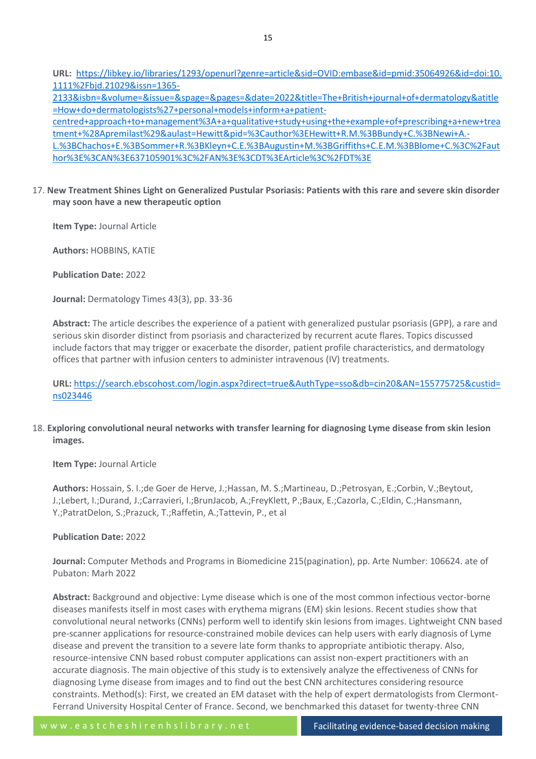**URL:** [https://libkey.io/libraries/1293/openurl?genre=article&sid=OVID:embase&id=pmid:35064926&id=doi:10.1111%2Fbjd.21029&issn=1365-2133&isbn=&volume=&issue=&spage=&pages=&date=2022&title=The+British+journal+of+dermatology&atitle=How+do+dermatologists%27+personal+models+inform+a+patient-centred+approach+to+management%3A+a+qualitative+study+using+the+example+of+prescribing+a+new+treatment+%28Apremilast%29&aulast=Hewitt&pid=%3Cauthor%3EHewitt+R.M.%3BBundy+C.%3BNewi+A.-L.%3BChachos+E.%3BSommer+R.%3BKleyn+C.E.%3BAugustin+M.%3BGriffiths+C.E.M.%3BBlome+C.%3C%2Fauthor%3E%3CAN%3E637105901%3C%2FAN%3E%3CDT%3EArticle%3C%2FDT%3E](https://libkey.io/libraries/1293/openurl?genre=article&sid=OVID:embase&id=pmid:35064926&id=doi:10.1111%2Fbjd.21029&issn=1365-2133&isbn=&volume=&issue=&spage=&pages=&date=2022&title=The+British+journal+of+dermatology&atitle=How+do+dermatologists%27+personal+models+inform+a+patient-centred+approach+to+management%3A+a+qualitative+study+using+the+example+of+prescribing+a+new+treatment+%28Apremilast%29&aulast=Hewitt&pid=%3Cauthor%3EHewitt+R.M.%3BBundy+C.%3BNewi+A.-L.%3BChachos+E.%3BSommer+R.%3BKleyn+C.E.%3BAugustin+M.%3BGriffiths+C.E.M.%3BBlome+C.%3C%2Fauthor%3E%3CAN%3E637105901%3C%2FAN%3E%3CDT%3EArticle%3C%2FDT%3E)

17. **New Treatment Shines Light on Generalized Pustular Psoriasis: Patients with this rare and severe skin disorder may soon have a new therapeutic option**

    **Item Type:** Journal Article

    **Authors:** HOBBINS, KATIE

    **Publication Date:** 2022

    **Journal:** Dermatology Times 43(3), pp. 33-36

    **Abstract:** The article describes the experience of a patient with generalized pustular psoriasis (GPP), a rare and serious skin disorder distinct from psoriasis and characterized by recurrent acute flares. Topics discussed include factors that may trigger or exacerbate the disorder, patient profile characteristics, and dermatology offices that partner with infusion centers to administer intravenous (IV) treatments.

    **URL:** [https://search.ebscohost.com/login.aspx?direct=true&AuthType=sso&db=cin20&AN=155775725&custid=ns023446](https://search.ebscohost.com/login.aspx?direct=true&AuthType=sso&db=cin20&AN=155775725&custid=ns023446)

18. **Exploring convolutional neural networks with transfer learning for diagnosing Lyme disease from skin lesion images.**

    **Item Type:** Journal Article

    **Authors:** Hossain, S. I.;de Goer de Herve, J.;Hassan, M. S.;Martineau, D.;Petrosyan, E.;Corbin, V.;Beytout, J.;Lebert, I.;Durand, J.;Carravieri, I.;BrunJacob, A.;FreyKlett, P.;Baux, E.;Cazorla, C.;Eldin, C.;Hansmann, Y.;PatratDelon, S.;Prazuck, T.;Raffetin, A.;Tattevin, P., et al

    **Publication Date:** 2022

    **Journal:** Computer Methods and Programs in Biomedicine 215(pagination), pp. Arte Number: 106624. ate of Pubaton: Marh 2022

    **Abstract:** Background and objective: Lyme disease which is one of the most common infectious vector-borne diseases manifests itself in most cases with erythema migrans (EM) skin lesions. Recent studies show that convolutional neural networks (CNNs) perform well to identify skin lesions from images. Lightweight CNN based pre-scanner applications for resource-constrained mobile devices can help users with early diagnosis of Lyme disease and prevent the transition to a severe late form thanks to appropriate antibiotic therapy. Also, resource-intensive CNN based robust computer applications can assist non-expert practitioners with an accurate diagnosis. The main objective of this study is to extensively analyze the effectiveness of CNNs for diagnosing Lyme disease from images and to find out the best CNN architectures considering resource constraints. Method(s): First, we created an EM dataset with the help of expert dermatologists from Clermont-Ferrand University Hospital Center of France. Second, we benchmarked this dataset for twenty-three CNN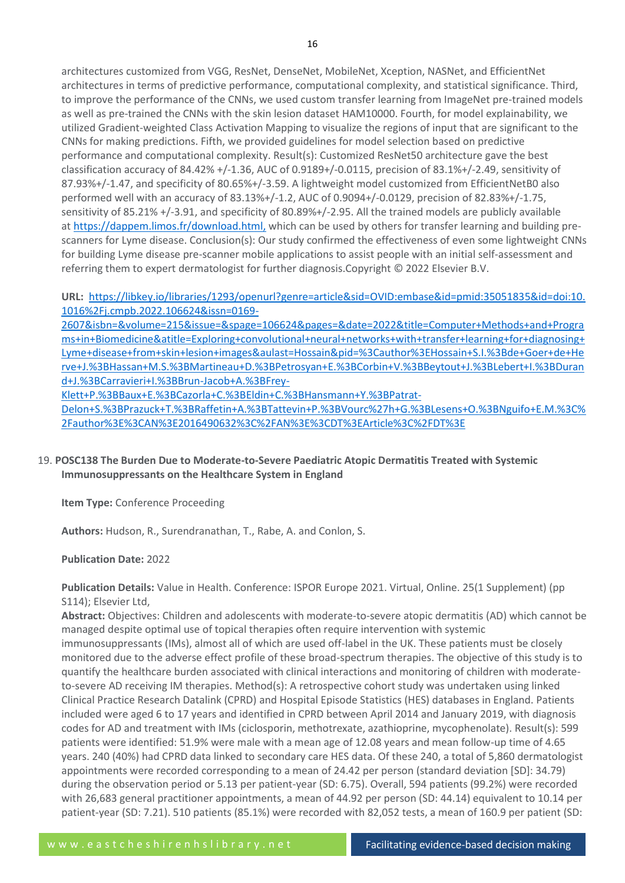architectures customized from VGG, ResNet, DenseNet, MobileNet, Xception, NASNet, and EfficientNet architectures in terms of predictive performance, computational complexity, and statistical significance. Third, to improve the performance of the CNNs, we used custom transfer learning from ImageNet pre-trained models as well as pre-trained the CNNs with the skin lesion dataset HAM10000. Fourth, for model explainability, we utilized Gradient-weighted Class Activation Mapping to visualize the regions of input that are significant to the CNNs for making predictions. Fifth, we provided guidelines for model selection based on predictive performance and computational complexity. Result(s): Customized ResNet50 architecture gave the best classification accuracy of 84.42% +/-1.36, AUC of 0.9189+/-0.0115, precision of 83.1%+/-2.49, sensitivity of 87.93%+/-1.47, and specificity of 80.65%+/-3.59. A lightweight model customized from EfficientNetB0 also performed well with an accuracy of 83.13%+/-1.2, AUC of 0.9094+/-0.0129, precision of 82.83%+/-1.75, sensitivity of 85.21% +/-3.91, and specificity of 80.89%+/-2.95. All the trained models are publicly available at https://dappem.limos.fr/download.html, which can be used by others for transfer learning and building pre-scanners for Lyme disease. Conclusion(s): Our study confirmed the effectiveness of even some lightweight CNNs for building Lyme disease pre-scanner mobile applications to assist people with an initial self-assessment and referring them to expert dermatologist for further diagnosis.Copyright © 2022 Elsevier B.V.

**URL:** https://libkey.io/libraries/1293/openurl?genre=article&sid=OVID:embase&id=pmid:35051835&id=doi:10.1016%2Fj.cmpb.2022.106624&issn=0169-2607&isbn=&volume=215&issue=&spage=106624&pages=&date=2022&title=Computer+Methods+and+Programs+in+Biomedicine&atitle=Exploring+convolutional+neural+networks+with+transfer+learning+for+diagnosing+Lyme+disease+from+skin+lesion+images&aulast=Hossain&pid=%3Cauthor%3EHossain+S.I.%3Bde+Goer+de+Herve+J.%3BHassan+M.S.%3BMartineau+D.%3BPetrosyan+E.%3BCorbin+V.%3BBeytout+J.%3BLebert+I.%3BDurand+J.%3BCarravieri+I.%3BBrun-Jacob+A.%3BFrey-Klett+P.%3BBaux+E.%3BCazorla+C.%3BEldin+C.%3BHansmann+Y.%3BPatrat-Delon+S.%3BPrazuck+T.%3BRaffetin+A.%3BTattevin+P.%3BVourc%27h+G.%3BLesens+O.%3BNguifo+E.M.%3C%2Fauthor%3E%3CAN%3E2016490632%3C%2FAN%3E%3CDT%3EArticle%3C%2FDT%3E

19. **POSC138 The Burden Due to Moderate-to-Severe Paediatric Atopic Dermatitis Treated with Systemic Immunosuppressants on the Healthcare System in England**

    **Item Type:** Conference Proceeding

    **Authors:** Hudson, R., Surendranathan, T., Rabe, A. and Conlon, S.

    **Publication Date:** 2022

    **Publication Details:** Value in Health. Conference: ISPOR Europe 2021. Virtual, Online. 25(1 Supplement) (pp S114); Elsevier Ltd,

    **Abstract:** Objectives: Children and adolescents with moderate-to-severe atopic dermatitis (AD) which cannot be managed despite optimal use of topical therapies often require intervention with systemic immunosuppressants (IMs), almost all of which are used off-label in the UK. These patients must be closely monitored due to the adverse effect profile of these broad-spectrum therapies. The objective of this study is to quantify the healthcare burden associated with clinical interactions and monitoring of children with moderate-to-severe AD receiving IM therapies. Method(s): A retrospective cohort study was undertaken using linked Clinical Practice Research Datalink (CPRD) and Hospital Episode Statistics (HES) databases in England. Patients included were aged 6 to 17 years and identified in CPRD between April 2014 and January 2019, with diagnosis codes for AD and treatment with IMs (ciclosporin, methotrexate, azathioprine, mycophenolate). Result(s): 599 patients were identified: 51.9% were male with a mean age of 12.08 years and mean follow-up time of 4.65 years. 240 (40%) had CPRD data linked to secondary care HES data. Of these 240, a total of 5,860 dermatologist appointments were recorded corresponding to a mean of 24.42 per person (standard deviation [SD]: 34.79) during the observation period or 5.13 per patient-year (SD: 6.75). Overall, 594 patients (99.2%) were recorded with 26,683 general practitioner appointments, a mean of 44.92 per person (SD: 44.14) equivalent to 10.14 per patient-year (SD: 7.21). 510 patients (85.1%) were recorded with 82,052 tests, a mean of 160.9 per patient (SD: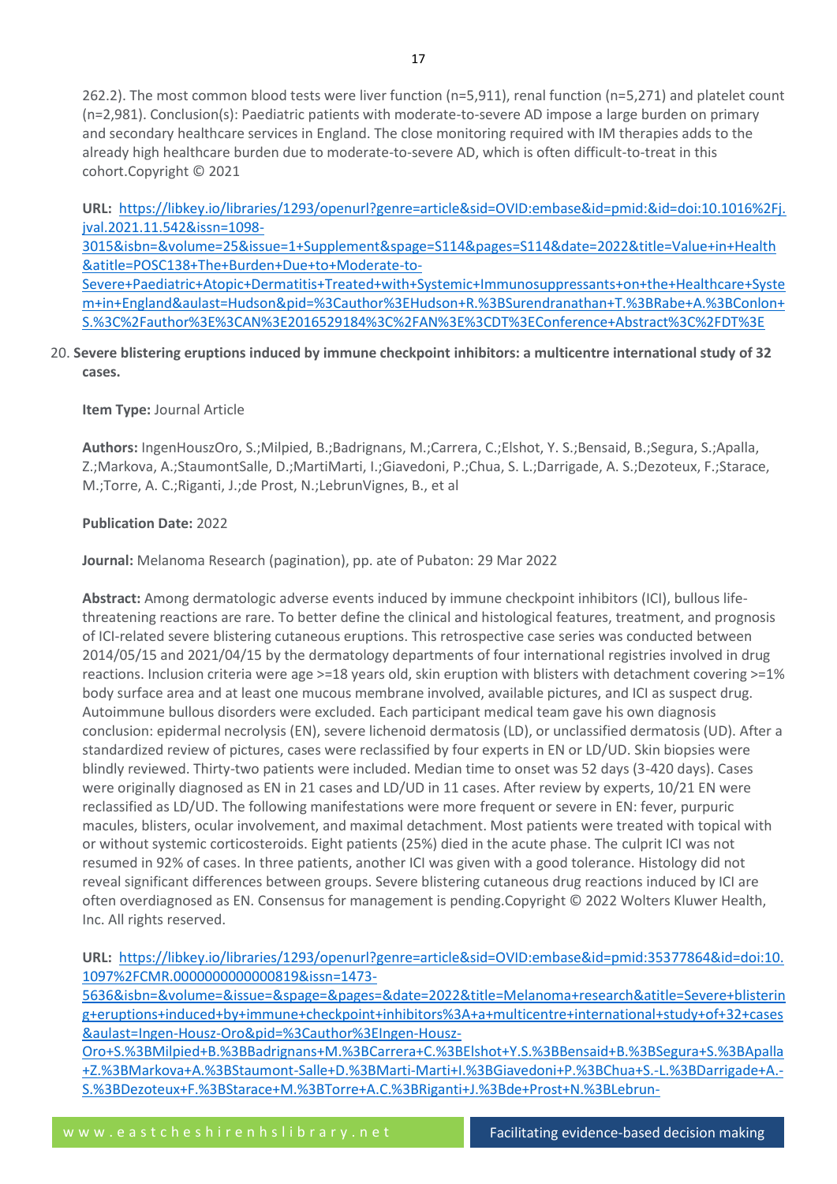262.2). The most common blood tests were liver function (n=5,911), renal function (n=5,271) and platelet count (n=2,981). Conclusion(s): Paediatric patients with moderate-to-severe AD impose a large burden on primary and secondary healthcare services in England. The close monitoring required with IM therapies adds to the already high healthcare burden due to moderate-to-severe AD, which is often difficult-to-treat in this cohort.Copyright © 2021

**URL:** https://libkey.io/libraries/1293/openurl?genre=article&sid=OVID:embase&id=pmid:&id=doi:10.1016%2Fj.jval.2021.11.542&issn=1098-3015&isbn=&volume=25&issue=1+Supplement&spage=S114&pages=S114&date=2022&title=Value+in+Health&atitle=POSC138+The+Burden+Due+to+Moderate-to-Severe+Paediatric+Atopic+Dermatitis+Treated+with+Systemic+Immunosuppressants+on+the+Healthcare+System+in+England&aulast=Hudson&pid=%3Cauthor%3EHudson+R.%3BSurendranathan+T.%3BRabe+A.%3BConlon+S.%3C%2Fauthor%3E%3CAN%3E2016529184%3C%2FAN%3E%3CDT%3EConference+Abstract%3C%2FDT%3E

20. **Severe blistering eruptions induced by immune checkpoint inhibitors: a multicentre international study of 32 cases.**

**Item Type:** Journal Article

**Authors:** IngenHouszOro, S.;Milpied, B.;Badrignans, M.;Carrera, C.;Elshot, Y. S.;Bensaid, B.;Segura, S.;Apalla, Z.;Markova, A.;StaumontSalle, D.;MartiMarti, I.;Giavedoni, P.;Chua, S. L.;Darrigade, A. S.;Dezoteux, F.;Starace, M.;Torre, A. C.;Riganti, J.;de Prost, N.;LebrunVignes, B., et al

**Publication Date:** 2022

**Journal:** Melanoma Research (pagination), pp. ate of Pubaton: 29 Mar 2022

**Abstract:** Among dermatologic adverse events induced by immune checkpoint inhibitors (ICI), bullous life-threatening reactions are rare. To better define the clinical and histological features, treatment, and prognosis of ICI-related severe blistering cutaneous eruptions. This retrospective case series was conducted between 2014/05/15 and 2021/04/15 by the dermatology departments of four international registries involved in drug reactions. Inclusion criteria were age >=18 years old, skin eruption with blisters with detachment covering >=1% body surface area and at least one mucous membrane involved, available pictures, and ICI as suspect drug. Autoimmune bullous disorders were excluded. Each participant medical team gave his own diagnosis conclusion: epidermal necrolysis (EN), severe lichenoid dermatosis (LD), or unclassified dermatosis (UD). After a standardized review of pictures, cases were reclassified by four experts in EN or LD/UD. Skin biopsies were blindly reviewed. Thirty-two patients were included. Median time to onset was 52 days (3-420 days). Cases were originally diagnosed as EN in 21 cases and LD/UD in 11 cases. After review by experts, 10/21 EN were reclassified as LD/UD. The following manifestations were more frequent or severe in EN: fever, purpuric macules, blisters, ocular involvement, and maximal detachment. Most patients were treated with topical with or without systemic corticosteroids. Eight patients (25%) died in the acute phase. The culprit ICI was not resumed in 92% of cases. In three patients, another ICI was given with a good tolerance. Histology did not reveal significant differences between groups. Severe blistering cutaneous drug reactions induced by ICI are often overdiagnosed as EN. Consensus for management is pending.Copyright © 2022 Wolters Kluwer Health, Inc. All rights reserved.

**URL:** https://libkey.io/libraries/1293/openurl?genre=article&sid=OVID:embase&id=pmid:35377864&id=doi:10.1097%2FCMR.0000000000000819&issn=1473-5636&isbn=&volume=&issue=&spage=&pages=&date=2022&title=Melanoma+research&atitle=Severe+blistering+eruptions+induced+by+immune+checkpoint+inhibitors%3A+a+multicentre+international+study+of+32+cases&aulast=Ingen-Housz-Oro&pid=%3Cauthor%3EIngen-Housz-Oro+S.%3BMilpied+B.%3BBadrignans+M.%3BCarrera+C.%3BElshot+Y.S.%3BBensaid+B.%3BSegura+S.%3BApalla+Z.%3BMarkova+A.%3BStaumont-Salle+D.%3BMarti-Marti+I.%3BGiavedoni+P.%3BChua+S.-L.%3BDarrigade+A.-S.%3BDezoteux+F.%3BStarace+M.%3BTorre+A.C.%3BRiganti+J.%3Bde+Prost+N.%3BLebrun-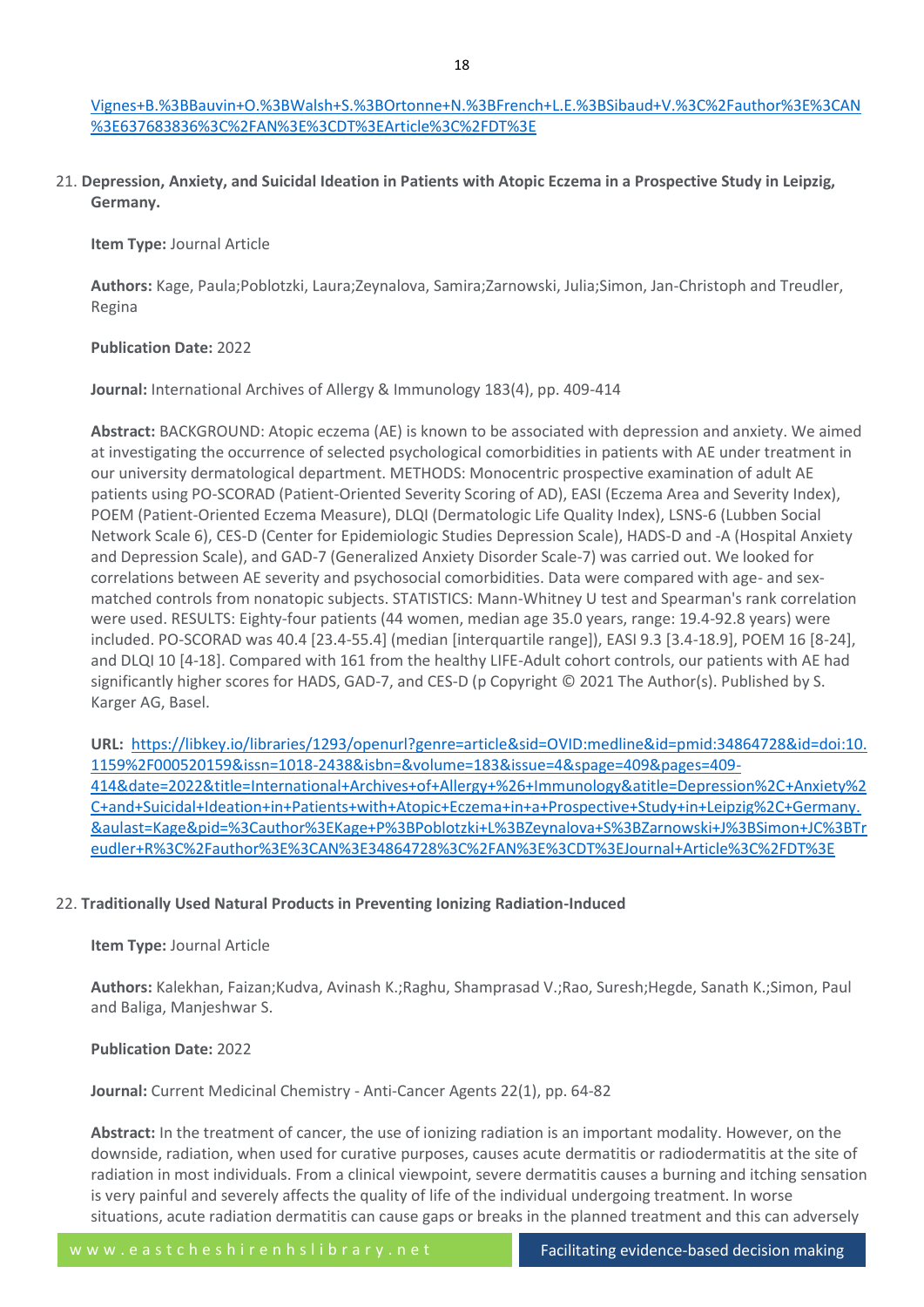Vignes+B.%3BBauvin+O.%3BWalsh+S.%3BOrtonne+N.%3BFrench+L.E.%3BSibaud+V.%3C%2Fauthor%3E%3CAN%3E637683836%3C%2FAN%3E%3CDT%3EArticle%3C%2FDT%3E

21. **Depression, Anxiety, and Suicidal Ideation in Patients with Atopic Eczema in a Prospective Study in Leipzig, Germany.**

    **Item Type:** Journal Article

    **Authors:** Kage, Paula;Poblotzki, Laura;Zeynalova, Samira;Zarnowski, Julia;Simon, Jan-Christoph and Treudler, Regina

    **Publication Date:** 2022

    **Journal:** International Archives of Allergy & Immunology 183(4), pp. 409-414

    **Abstract:** BACKGROUND: Atopic eczema (AE) is known to be associated with depression and anxiety. We aimed at investigating the occurrence of selected psychological comorbidities in patients with AE under treatment in our university dermatological department. METHODS: Monocentric prospective examination of adult AE patients using PO-SCORAD (Patient-Oriented Severity Scoring of AD), EASI (Eczema Area and Severity Index), POEM (Patient-Oriented Eczema Measure), DLQI (Dermatologic Life Quality Index), LSNS-6 (Lubben Social Network Scale 6), CES-D (Center for Epidemiologic Studies Depression Scale), HADS-D and -A (Hospital Anxiety and Depression Scale), and GAD-7 (Generalized Anxiety Disorder Scale-7) was carried out. We looked for correlations between AE severity and psychosocial comorbidities. Data were compared with age- and sex-matched controls from nonatopic subjects. STATISTICS: Mann-Whitney U test and Spearman's rank correlation were used. RESULTS: Eighty-four patients (44 women, median age 35.0 years, range: 19.4-92.8 years) were included. PO-SCORAD was 40.4 [23.4-55.4] (median [interquartile range]), EASI 9.3 [3.4-18.9], POEM 16 [8-24], and DLQI 10 [4-18]. Compared with 161 from the healthy LIFE-Adult cohort controls, our patients with AE had significantly higher scores for HADS, GAD-7, and CES-D (p Copyright © 2021 The Author(s). Published by S. Karger AG, Basel.

    **URL:** https://libkey.io/libraries/1293/openurl?genre=article&sid=OVID:medline&id=pmid:34864728&id=doi:10.1159%2F000520159&issn=1018-2438&isbn=&volume=183&issue=4&spage=409&pages=409-414&date=2022&title=International+Archives+of+Allergy+%26+Immunology&atitle=Depression%2C+Anxiety%2C+and+Suicidal+Ideation+in+Patients+with+Atopic+Eczema+in+a+Prospective+Study+in+Leipzig%2C+Germany.&aulast=Kage&pid=%3Cauthor%3EKage+P%3BPoblotzki+L%3BZeynalova+S%3BZarnowski+J%3BSimon+JC%3BTreudler+R%3C%2Fauthor%3E%3CAN%3E34864728%3C%2FAN%3E%3CDT%3EJournal+Article%3C%2FDT%3E

22. **Traditionally Used Natural Products in Preventing Ionizing Radiation-Induced**

    **Item Type:** Journal Article

    **Authors:** Kalekhan, Faizan;Kudva, Avinash K.;Raghu, Shamprasad V.;Rao, Suresh;Hegde, Sanath K.;Simon, Paul and Baliga, Manjeshwar S.

    **Publication Date:** 2022

    **Journal:** Current Medicinal Chemistry - Anti-Cancer Agents 22(1), pp. 64-82

    **Abstract:** In the treatment of cancer, the use of ionizing radiation is an important modality. However, on the downside, radiation, when used for curative purposes, causes acute dermatitis or radiodermatitis at the site of radiation in most individuals. From a clinical viewpoint, severe dermatitis causes a burning and itching sensation is very painful and severely affects the quality of life of the individual undergoing treatment. In worse situations, acute radiation dermatitis can cause gaps or breaks in the planned treatment and this can adversely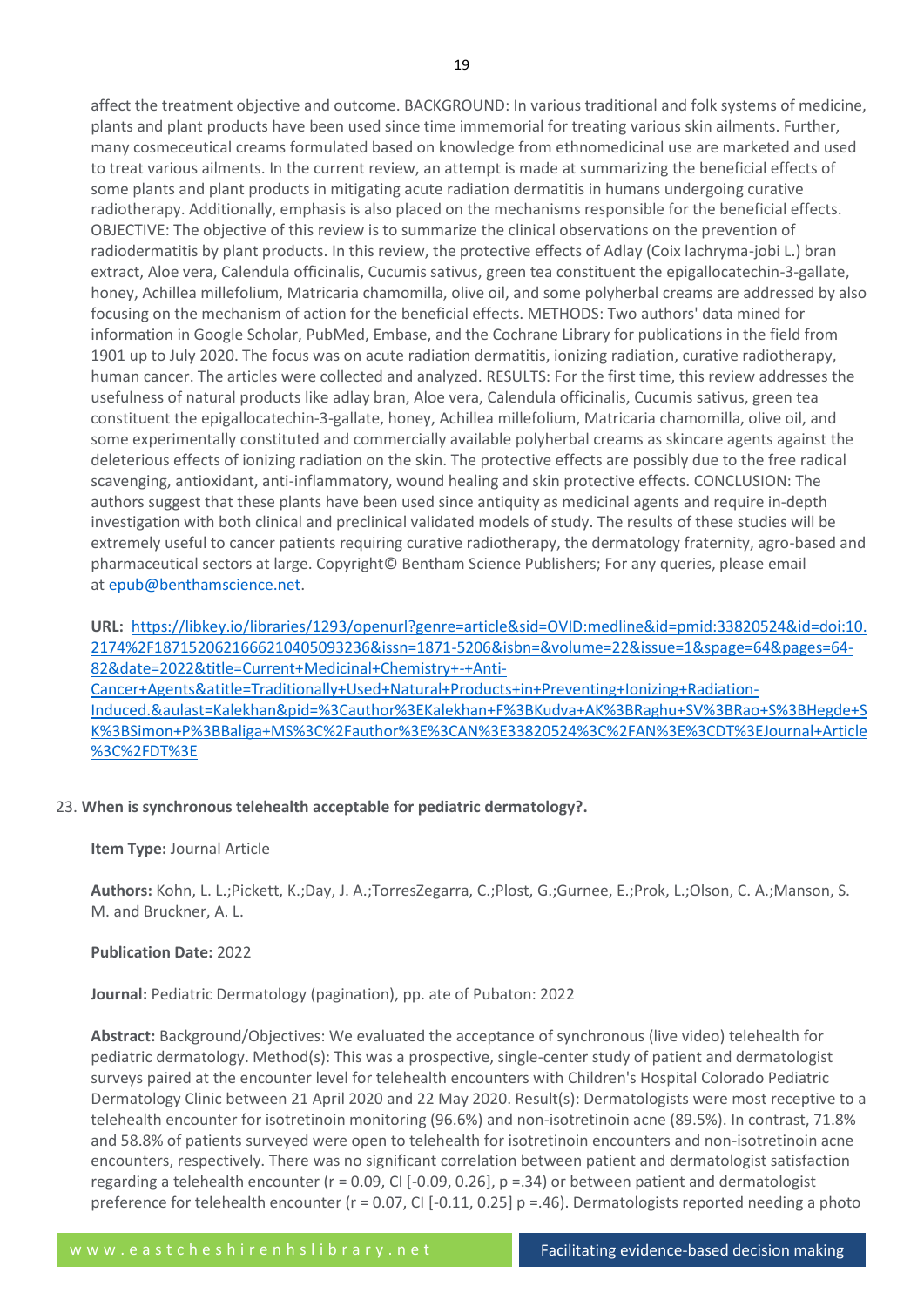affect the treatment objective and outcome. BACKGROUND: In various traditional and folk systems of medicine, plants and plant products have been used since time immemorial for treating various skin ailments. Further, many cosmeceutical creams formulated based on knowledge from ethnomedicinal use are marketed and used to treat various ailments. In the current review, an attempt is made at summarizing the beneficial effects of some plants and plant products in mitigating acute radiation dermatitis in humans undergoing curative radiotherapy. Additionally, emphasis is also placed on the mechanisms responsible for the beneficial effects. OBJECTIVE: The objective of this review is to summarize the clinical observations on the prevention of radiodermatitis by plant products. In this review, the protective effects of Adlay (Coix lachryma-jobi L.) bran extract, Aloe vera, Calendula officinalis, Cucumis sativus, green tea constituent the epigallocatechin-3-gallate, honey, Achillea millefolium, Matricaria chamomilla, olive oil, and some polyherbal creams are addressed by also focusing on the mechanism of action for the beneficial effects. METHODS: Two authors' data mined for information in Google Scholar, PubMed, Embase, and the Cochrane Library for publications in the field from 1901 up to July 2020. The focus was on acute radiation dermatitis, ionizing radiation, curative radiotherapy, human cancer. The articles were collected and analyzed. RESULTS: For the first time, this review addresses the usefulness of natural products like adlay bran, Aloe vera, Calendula officinalis, Cucumis sativus, green tea constituent the epigallocatechin-3-gallate, honey, Achillea millefolium, Matricaria chamomilla, olive oil, and some experimentally constituted and commercially available polyherbal creams as skincare agents against the deleterious effects of ionizing radiation on the skin. The protective effects are possibly due to the free radical scavenging, antioxidant, anti-inflammatory, wound healing and skin protective effects. CONCLUSION: The authors suggest that these plants have been used since antiquity as medicinal agents and require in-depth investigation with both clinical and preclinical validated models of study. The results of these studies will be extremely useful to cancer patients requiring curative radiotherapy, the dermatology fraternity, agro-based and pharmaceutical sectors at large. Copyright© Bentham Science Publishers; For any queries, please email at epub@benthamscience.net.

**URL:** https://libkey.io/libraries/1293/openurl?genre=article&sid=OVID:medline&id=pmid:33820524&id=doi:10.2174%2F1871520621666210405093236&issn=1871-5206&isbn=&volume=22&issue=1&spage=64&pages=64-82&date=2022&title=Current+Medicinal+Chemistry+-+Anti-Cancer+Agents&atitle=Traditionally+Used+Natural+Products+in+Preventing+Ionizing+Radiation-Induced.&aulast=Kalekhan&pid=%3Cauthor%3EKalekhan+F%3BKudva+AK%3BRaghu+SV%3BRao+S%3BHegde+SK%3BSimon+P%3BBaliga+MS%3C%2Fauthor%3E%3CAN%3E33820524%3C%2FAN%3E%3CDT%3EJournal+Article%3C%2FDT%3E

23. **When is synchronous telehealth acceptable for pediatric dermatology?.**

**Item Type:** Journal Article

**Authors:** Kohn, L. L.;Pickett, K.;Day, J. A.;TorresZegarra, C.;Plost, G.;Gurnee, E.;Prok, L.;Olson, C. A.;Manson, S. M. and Bruckner, A. L.

**Publication Date:** 2022

**Journal:** Pediatric Dermatology (pagination), pp. ate of Pubaton: 2022

**Abstract:** Background/Objectives: We evaluated the acceptance of synchronous (live video) telehealth for pediatric dermatology. Method(s): This was a prospective, single-center study of patient and dermatologist surveys paired at the encounter level for telehealth encounters with Children's Hospital Colorado Pediatric Dermatology Clinic between 21 April 2020 and 22 May 2020. Result(s): Dermatologists were most receptive to a telehealth encounter for isotretinoin monitoring (96.6%) and non-isotretinoin acne (89.5%). In contrast, 71.8% and 58.8% of patients surveyed were open to telehealth for isotretinoin encounters and non-isotretinoin acne encounters, respectively. There was no significant correlation between patient and dermatologist satisfaction regarding a telehealth encounter ($r = 0.09$, CI [-0.09, 0.26], $p = .34$) or between patient and dermatologist preference for telehealth encounter ($r = 0.07$, CI [-0.11, 0.25] $p = .46$). Dermatologists reported needing a photo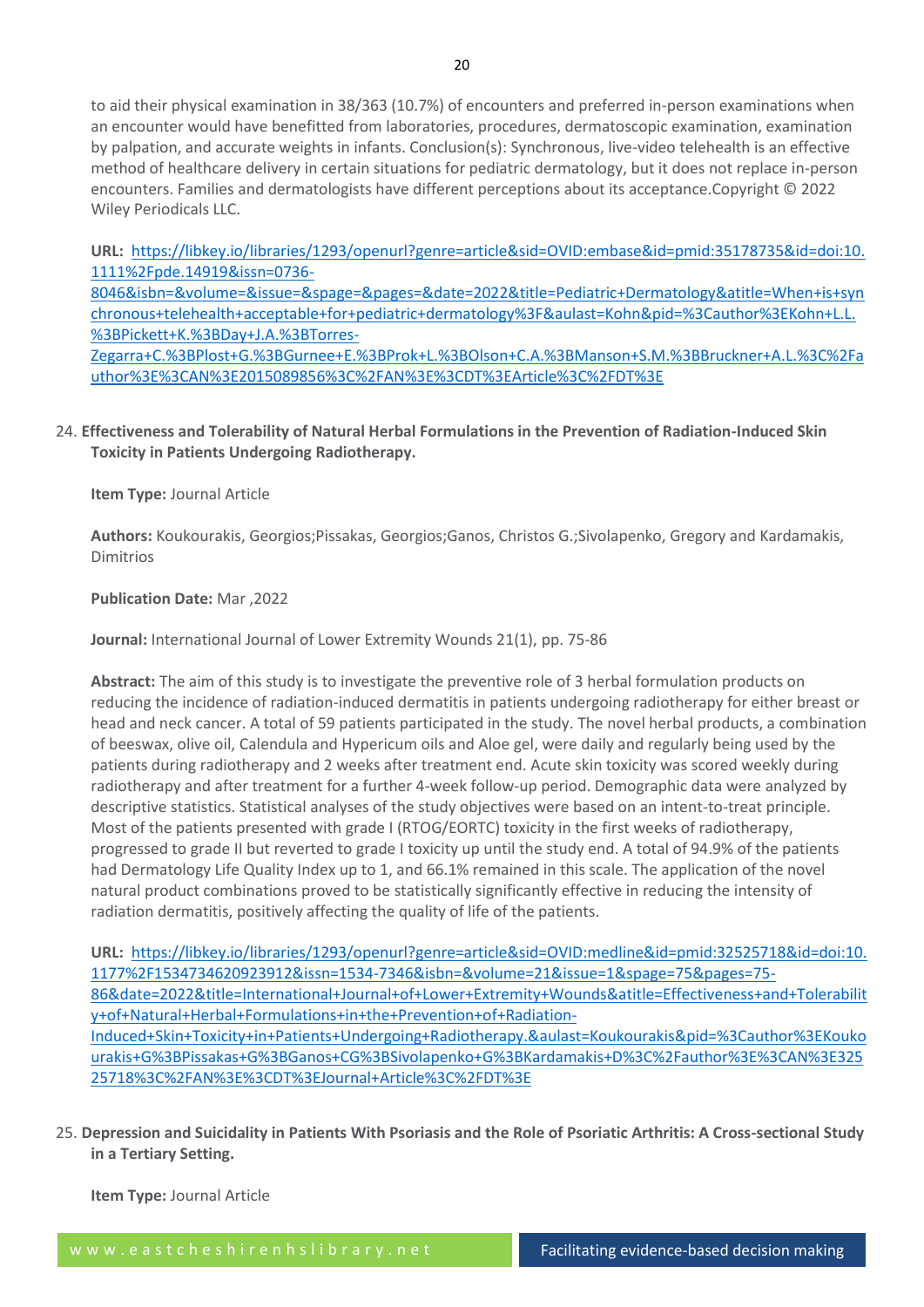to aid their physical examination in 38/363 (10.7%) of encounters and preferred in-person examinations when an encounter would have benefitted from laboratories, procedures, dermatoscopic examination, examination by palpation, and accurate weights in infants. Conclusion(s): Synchronous, live-video telehealth is an effective method of healthcare delivery in certain situations for pediatric dermatology, but it does not replace in-person encounters. Families and dermatologists have different perceptions about its acceptance.Copyright © 2022 Wiley Periodicals LLC.

**URL:** https://libkey.io/libraries/1293/openurl?genre=article&sid=OVID:embase&id=pmid:35178735&id=doi:10.1111%2Fpde.14919&issn=0736-8046&isbn=&volume=&issue=&spage=&pages=&date=2022&title=Pediatric+Dermatology&atitle=When+is+synchronous+telehealth+acceptable+for+pediatric+dermatology%3F&aulast=Kohn&pid=%3Cauthor%3EKohn+L.L.%3BPickett+K.%3BDay+J.A.%3BTorres-Zegarra+C.%3BPlost+G.%3BGurnee+E.%3BProk+L.%3BOlson+C.A.%3BManson+S.M.%3BBruckner+A.L.%3C%2Fauthor%3E%3CAN%3E2015089856%3C%2FAN%3E%3CDT%3EArticle%3C%2FDT%3E

24. **Effectiveness and Tolerability of Natural Herbal Formulations in the Prevention of Radiation-Induced Skin Toxicity in Patients Undergoing Radiotherapy.**

**Item Type:** Journal Article

**Authors:** Koukourakis, Georgios;Pissakas, Georgios;Ganos, Christos G.;Sivolapenko, Gregory and Kardamakis, Dimitrios

**Publication Date:** Mar ,2022

**Journal:** International Journal of Lower Extremity Wounds 21(1), pp. 75-86

**Abstract:** The aim of this study is to investigate the preventive role of 3 herbal formulation products on reducing the incidence of radiation-induced dermatitis in patients undergoing radiotherapy for either breast or head and neck cancer. A total of 59 patients participated in the study. The novel herbal products, a combination of beeswax, olive oil, Calendula and Hypericum oils and Aloe gel, were daily and regularly being used by the patients during radiotherapy and 2 weeks after treatment end. Acute skin toxicity was scored weekly during radiotherapy and after treatment for a further 4-week follow-up period. Demographic data were analyzed by descriptive statistics. Statistical analyses of the study objectives were based on an intent-to-treat principle. Most of the patients presented with grade I (RTOG/EORTC) toxicity in the first weeks of radiotherapy, progressed to grade II but reverted to grade I toxicity up until the study end. A total of 94.9% of the patients had Dermatology Life Quality Index up to 1, and 66.1% remained in this scale. The application of the novel natural product combinations proved to be statistically significantly effective in reducing the intensity of radiation dermatitis, positively affecting the quality of life of the patients.

**URL:** https://libkey.io/libraries/1293/openurl?genre=article&sid=OVID:medline&id=pmid:32525718&id=doi:10.1177%2F1534734620923912&issn=1534-7346&isbn=&volume=21&issue=1&spage=75&pages=75-86&date=2022&title=International+Journal+of+Lower+Extremity+Wounds&atitle=Effectiveness+and+Tolerability+of+Natural+Herbal+Formulations+in+the+Prevention+of+Radiation-Induced+Skin+Toxicity+in+Patients+Undergoing+Radiotherapy.&aulast=Koukourakis&pid=%3Cauthor%3EKoukourakis+G%3BPissakas+G%3BGanos+CG%3BSivolapenko+G%3BKardamakis+D%3C%2Fauthor%3E%3CAN%3E32525718%3C%2FAN%3E%3CDT%3EJournal+Article%3C%2FDT%3E

25. **Depression and Suicidality in Patients With Psoriasis and the Role of Psoriatic Arthritis: A Cross-sectional Study in a Tertiary Setting.**

**Item Type:** Journal Article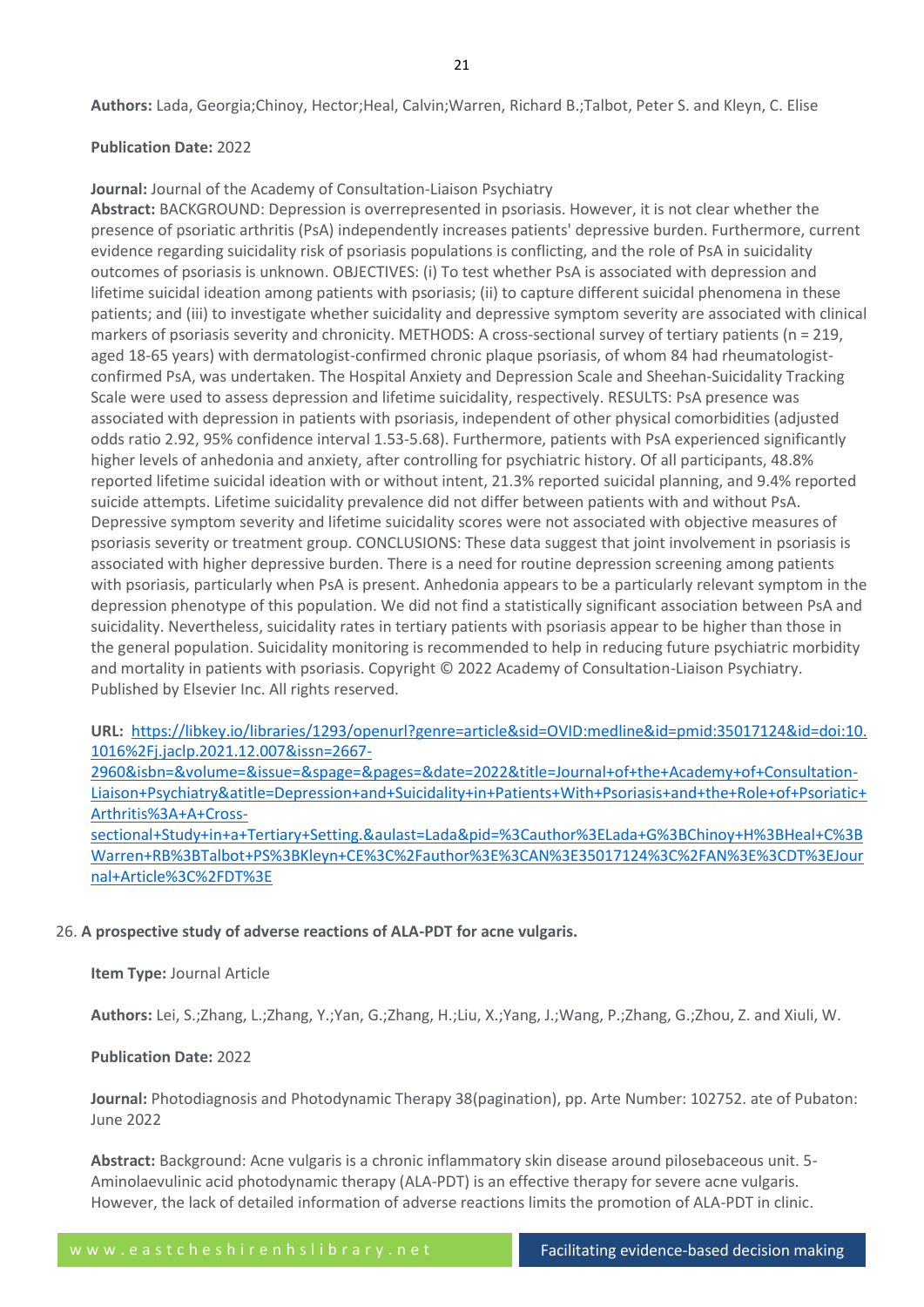**Authors:** Lada, Georgia;Chinoy, Hector;Heal, Calvin;Warren, Richard B.;Talbot, Peter S. and Kleyn, C. Elise

**Publication Date:** 2022

**Journal:** Journal of the Academy of Consultation-Liaison Psychiatry

**Abstract:** BACKGROUND: Depression is overrepresented in psoriasis. However, it is not clear whether the presence of psoriatic arthritis (PsA) independently increases patients' depressive burden. Furthermore, current evidence regarding suicidality risk of psoriasis populations is conflicting, and the role of PsA in suicidality outcomes of psoriasis is unknown. OBJECTIVES: (i) To test whether PsA is associated with depression and lifetime suicidal ideation among patients with psoriasis; (ii) to capture different suicidal phenomena in these patients; and (iii) to investigate whether suicidality and depressive symptom severity are associated with clinical markers of psoriasis severity and chronicity. METHODS: A cross-sectional survey of tertiary patients (n = 219, aged 18-65 years) with dermatologist-confirmed chronic plaque psoriasis, of whom 84 had rheumatologist-confirmed PsA, was undertaken. The Hospital Anxiety and Depression Scale and Sheehan-Suicidality Tracking Scale were used to assess depression and lifetime suicidality, respectively. RESULTS: PsA presence was associated with depression in patients with psoriasis, independent of other physical comorbidities (adjusted odds ratio 2.92, 95% confidence interval 1.53-5.68). Furthermore, patients with PsA experienced significantly higher levels of anhedonia and anxiety, after controlling for psychiatric history. Of all participants, 48.8% reported lifetime suicidal ideation with or without intent, 21.3% reported suicidal planning, and 9.4% reported suicide attempts. Lifetime suicidality prevalence did not differ between patients with and without PsA. Depressive symptom severity and lifetime suicidality scores were not associated with objective measures of psoriasis severity or treatment group. CONCLUSIONS: These data suggest that joint involvement in psoriasis is associated with higher depressive burden. There is a need for routine depression screening among patients with psoriasis, particularly when PsA is present. Anhedonia appears to be a particularly relevant symptom in the depression phenotype of this population. We did not find a statistically significant association between PsA and suicidality. Nevertheless, suicidality rates in tertiary patients with psoriasis appear to be higher than those in the general population. Suicidality monitoring is recommended to help in reducing future psychiatric morbidity and mortality in patients with psoriasis. Copyright © 2022 Academy of Consultation-Liaison Psychiatry. Published by Elsevier Inc. All rights reserved.

**URL:** https://libkey.io/libraries/1293/openurl?genre=article&sid=OVID:medline&id=pmid:35017124&id=doi:10.1016%2Fj.jaclp.2021.12.007&issn=2667-2960&isbn=&volume=&issue=&spage=&pages=&date=2022&title=Journal+of+the+Academy+of+Consultation-Liaison+Psychiatry&atitle=Depression+and+Suicidality+in+Patients+With+Psoriasis+and+the+Role+of+Psoriatic+Arthritis%3A+A+Cross-sectional+Study+in+a+Tertiary+Setting.&aulast=Lada&pid=%3Cauthor%3ELada+G%3BChinoy+H%3BHeal+C%3BWarren+RB%3BTalbot+PS%3BKleyn+CE%3C%2Fauthor%3E%3CAN%3E35017124%3C%2FAN%3E%3CDT%3EJournal+Article%3C%2FDT%3E

26. **A prospective study of adverse reactions of ALA-PDT for acne vulgaris.**

**Item Type:** Journal Article

**Authors:** Lei, S.;Zhang, L.;Zhang, Y.;Yan, G.;Zhang, H.;Liu, X.;Yang, J.;Wang, P.;Zhang, G.;Zhou, Z. and Xiuli, W.

**Publication Date:** 2022

**Journal:** Photodiagnosis and Photodynamic Therapy 38(pagination), pp. Arte Number: 102752. ate of Pubaton: June 2022

**Abstract:** Background: Acne vulgaris is a chronic inflammatory skin disease around pilosebaceous unit. 5-Aminolaevulinic acid photodynamic therapy (ALA-PDT) is an effective therapy for severe acne vulgaris. However, the lack of detailed information of adverse reactions limits the promotion of ALA-PDT in clinic.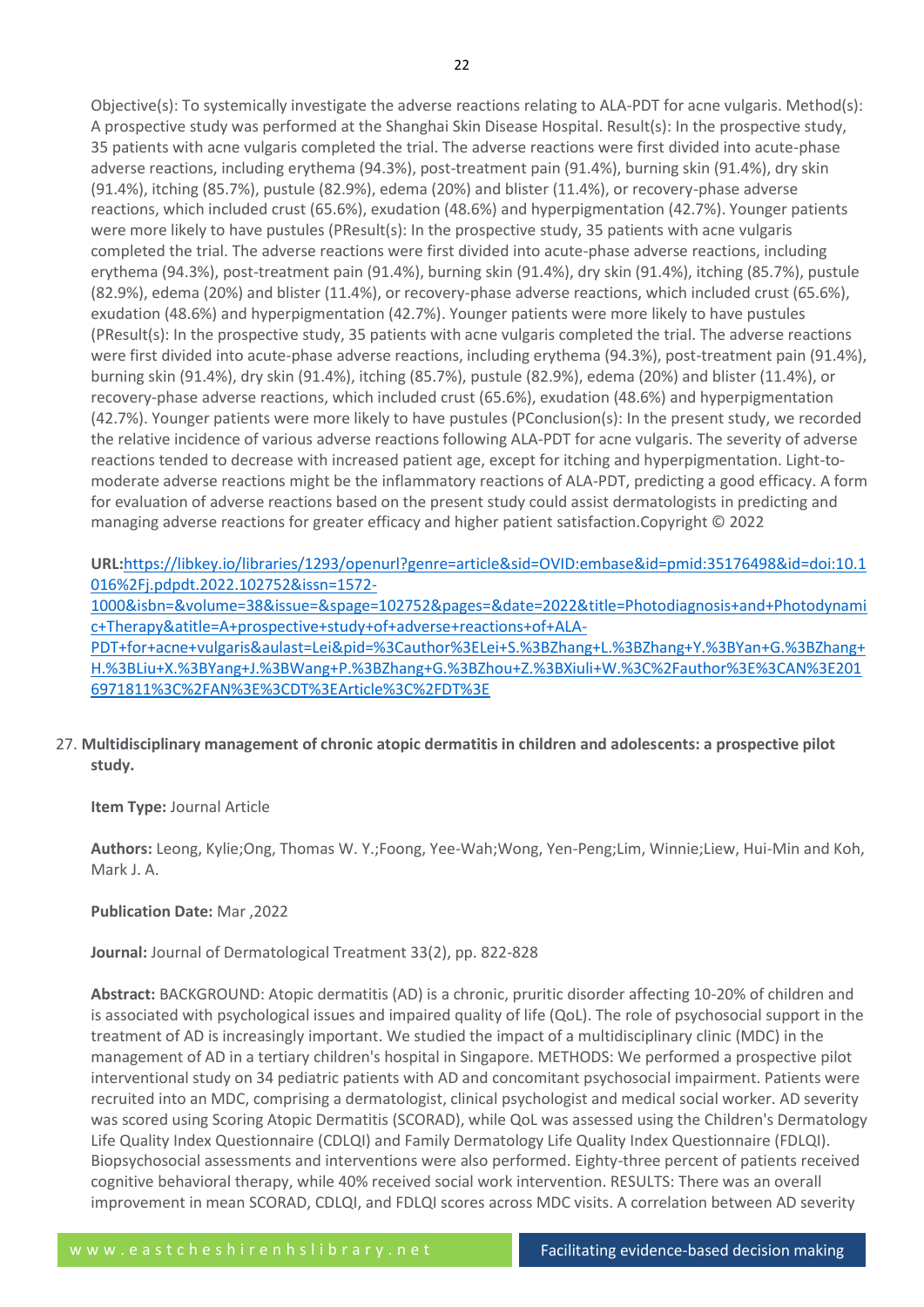Objective(s): To systemically investigate the adverse reactions relating to ALA-PDT for acne vulgaris. Method(s): A prospective study was performed at the Shanghai Skin Disease Hospital. Result(s): In the prospective study, 35 patients with acne vulgaris completed the trial. The adverse reactions were first divided into acute-phase adverse reactions, including erythema (94.3%), post-treatment pain (91.4%), burning skin (91.4%), dry skin (91.4%), itching (85.7%), pustule (82.9%), edema (20%) and blister (11.4%), or recovery-phase adverse reactions, which included crust (65.6%), exudation (48.6%) and hyperpigmentation (42.7%). Younger patients were more likely to have pustules (PResult(s): In the prospective study, 35 patients with acne vulgaris completed the trial. The adverse reactions were first divided into acute-phase adverse reactions, including erythema (94.3%), post-treatment pain (91.4%), burning skin (91.4%), dry skin (91.4%), itching (85.7%), pustule (82.9%), edema (20%) and blister (11.4%), or recovery-phase adverse reactions, which included crust (65.6%), exudation (48.6%) and hyperpigmentation (42.7%). Younger patients were more likely to have pustules (PResult(s): In the prospective study, 35 patients with acne vulgaris completed the trial. The adverse reactions were first divided into acute-phase adverse reactions, including erythema (94.3%), post-treatment pain (91.4%), burning skin (91.4%), dry skin (91.4%), itching (85.7%), pustule (82.9%), edema (20%) and blister (11.4%), or recovery-phase adverse reactions, which included crust (65.6%), exudation (48.6%) and hyperpigmentation (42.7%). Younger patients were more likely to have pustules (PConclusion(s): In the present study, we recorded the relative incidence of various adverse reactions following ALA-PDT for acne vulgaris. The severity of adverse reactions tended to decrease with increased patient age, except for itching and hyperpigmentation. Light-to-moderate adverse reactions might be the inflammatory reactions of ALA-PDT, predicting a good efficacy. A form for evaluation of adverse reactions based on the present study could assist dermatologists in predicting and managing adverse reactions for greater efficacy and higher patient satisfaction.Copyright © 2022

**URL:**https://libkey.io/libraries/1293/openurl?genre=article&sid=OVID:embase&id=pmid:35176498&id=doi:10.1016%2Fj.pdpdt.2022.102752&issn=1572-1000&isbn=&volume=38&issue=&spage=102752&pages=&date=2022&title=Photodiagnosis+and+Photodynamic+Therapy&atitle=A+prospective+study+of+adverse+reactions+of+ALA-PDT+for+acne+vulgaris&aulast=Lei&pid=%3Cauthor%3ELei+S.%3BZhang+L.%3BZhang+Y.%3BYan+G.%3BZhang+H.%3BLiu+X.%3BYang+J.%3BWang+P.%3BZhang+G.%3BZhou+Z.%3BXiuli+W.%3C%2Fauthor%3E%3CAN%3E2016971811%3C%2FAN%3E%3CDT%3EArticle%3C%2FDT%3E

27. **Multidisciplinary management of chronic atopic dermatitis in children and adolescents: a prospective pilot study.**

    **Item Type:** Journal Article

    **Authors:** Leong, Kylie;Ong, Thomas W. Y.;Foong, Yee-Wah;Wong, Yen-Peng;Lim, Winnie;Liew, Hui-Min and Koh, Mark J. A.

    **Publication Date:** Mar ,2022

    **Journal:** Journal of Dermatological Treatment 33(2), pp. 822-828

    **Abstract:** BACKGROUND: Atopic dermatitis (AD) is a chronic, pruritic disorder affecting 10-20% of children and is associated with psychological issues and impaired quality of life (QoL). The role of psychosocial support in the treatment of AD is increasingly important. We studied the impact of a multidisciplinary clinic (MDC) in the management of AD in a tertiary children's hospital in Singapore. METHODS: We performed a prospective pilot interventional study on 34 pediatric patients with AD and concomitant psychosocial impairment. Patients were recruited into an MDC, comprising a dermatologist, clinical psychologist and medical social worker. AD severity was scored using Scoring Atopic Dermatitis (SCORAD), while QoL was assessed using the Children's Dermatology Life Quality Index Questionnaire (CDLQI) and Family Dermatology Life Quality Index Questionnaire (FDLQI). Biopsychosocial assessments and interventions were also performed. Eighty-three percent of patients received cognitive behavioral therapy, while 40% received social work intervention. RESULTS: There was an overall improvement in mean SCORAD, CDLQI, and FDLQI scores across MDC visits. A correlation between AD severity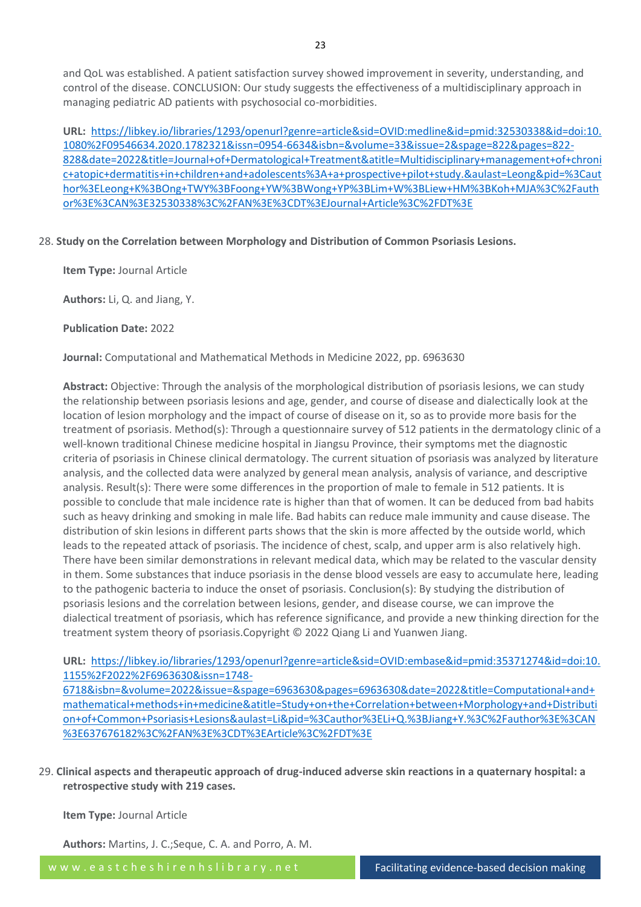and QoL was established. A patient satisfaction survey showed improvement in severity, understanding, and control of the disease. CONCLUSION: Our study suggests the effectiveness of a multidisciplinary approach in managing pediatric AD patients with psychosocial co-morbidities.

**URL:** [https://libkey.io/libraries/1293/openurl?genre=article&sid=OVID:medline&id=pmid:32530338&id=doi:10.1080%2F09546634.2020.1782321&issn=0954-6634&isbn=&volume=33&issue=2&spage=822&pages=822-828&date=2022&title=Journal+of+Dermatological+Treatment&atitle=Multidisciplinary+management+of+chronic+atopic+dermatitis+in+children+and+adolescents%3A+a+prospective+pilot+study.&aulast=Leong&pid=%3Cauthor%3ELeong+K%3BOng+TWY%3BFoong+YW%3BWong+YP%3BLim+W%3BLiew+HM%3BKoh+MJA%3C%2Fauthor%3E%3CAN%3E32530338%3C%2FAN%3E%3CDT%3EJournal+Article%3C%2FDT%3E](https://libkey.io/libraries/1293/openurl?genre=article&sid=OVID:medline&id=pmid:32530338&id=doi:10.1080%2F09546634.2020.1782321&issn=0954-6634&isbn=&volume=33&issue=2&spage=822&pages=822-828&date=2022&title=Journal+of+Dermatological+Treatment&atitle=Multidisciplinary+management+of+chronic+atopic+dermatitis+in+children+and+adolescents%3A+a+prospective+pilot+study.&aulast=Leong&pid=%3Cauthor%3ELeong+K%3BOng+TWY%3BFoong+YW%3BWong+YP%3BLim+W%3BLiew+HM%3BKoh+MJA%3C%2Fauthor%3E%3CAN%3E32530338%3C%2FAN%3E%3CDT%3EJournal+Article%3C%2FDT%3E)

28. **Study on the Correlation between Morphology and Distribution of Common Psoriasis Lesions.**

**Item Type:** Journal Article

**Authors:** Li, Q. and Jiang, Y.

**Publication Date:** 2022

**Journal:** Computational and Mathematical Methods in Medicine 2022, pp. 6963630

**Abstract:** Objective: Through the analysis of the morphological distribution of psoriasis lesions, we can study the relationship between psoriasis lesions and age, gender, and course of disease and dialectically look at the location of lesion morphology and the impact of course of disease on it, so as to provide more basis for the treatment of psoriasis. Method(s): Through a questionnaire survey of 512 patients in the dermatology clinic of a well-known traditional Chinese medicine hospital in Jiangsu Province, their symptoms met the diagnostic criteria of psoriasis in Chinese clinical dermatology. The current situation of psoriasis was analyzed by literature analysis, and the collected data were analyzed by general mean analysis, analysis of variance, and descriptive analysis. Result(s): There were some differences in the proportion of male to female in 512 patients. It is possible to conclude that male incidence rate is higher than that of women. It can be deduced from bad habits such as heavy drinking and smoking in male life. Bad habits can reduce male immunity and cause disease. The distribution of skin lesions in different parts shows that the skin is more affected by the outside world, which leads to the repeated attack of psoriasis. The incidence of chest, scalp, and upper arm is also relatively high. There have been similar demonstrations in relevant medical data, which may be related to the vascular density in them. Some substances that induce psoriasis in the dense blood vessels are easy to accumulate here, leading to the pathogenic bacteria to induce the onset of psoriasis. Conclusion(s): By studying the distribution of psoriasis lesions and the correlation between lesions, gender, and disease course, we can improve the dialectical treatment of psoriasis, which has reference significance, and provide a new thinking direction for the treatment system theory of psoriasis.Copyright © 2022 Qiang Li and Yuanwen Jiang.

**URL:** [https://libkey.io/libraries/1293/openurl?genre=article&sid=OVID:embase&id=pmid:35371274&id=doi:10.1155%2F2022%2F6963630&issn=1748-6718&isbn=&volume=2022&issue=&spage=6963630&pages=6963630&date=2022&title=Computational+and+mathematical+methods+in+medicine&atitle=Study+on+the+Correlation+between+Morphology+and+Distribution+of+Common+Psoriasis+Lesions&aulast=Li&pid=%3Cauthor%3ELi+Q.%3BJiang+Y.%3C%2Fauthor%3E%3CAN%3E637676182%3C%2FAN%3E%3CDT%3EArticle%3C%2FDT%3E](https://libkey.io/libraries/1293/openurl?genre=article&sid=OVID:embase&id=pmid:35371274&id=doi:10.1155%2F2022%2F6963630&issn=1748-6718&isbn=&volume=2022&issue=&spage=6963630&pages=6963630&date=2022&title=Computational+and+mathematical+methods+in+medicine&atitle=Study+on+the+Correlation+between+Morphology+and+Distribution+of+Common+Psoriasis+Lesions&aulast=Li&pid=%3Cauthor%3ELi+Q.%3BJiang+Y.%3C%2Fauthor%3E%3CAN%3E637676182%3C%2FAN%3E%3CDT%3EArticle%3C%2FDT%3E)

29. **Clinical aspects and therapeutic approach of drug-induced adverse skin reactions in a quaternary hospital: a retrospective study with 219 cases.**

**Item Type:** Journal Article

**Authors:** Martins, J. C.;Seque, C. A. and Porro, A. M.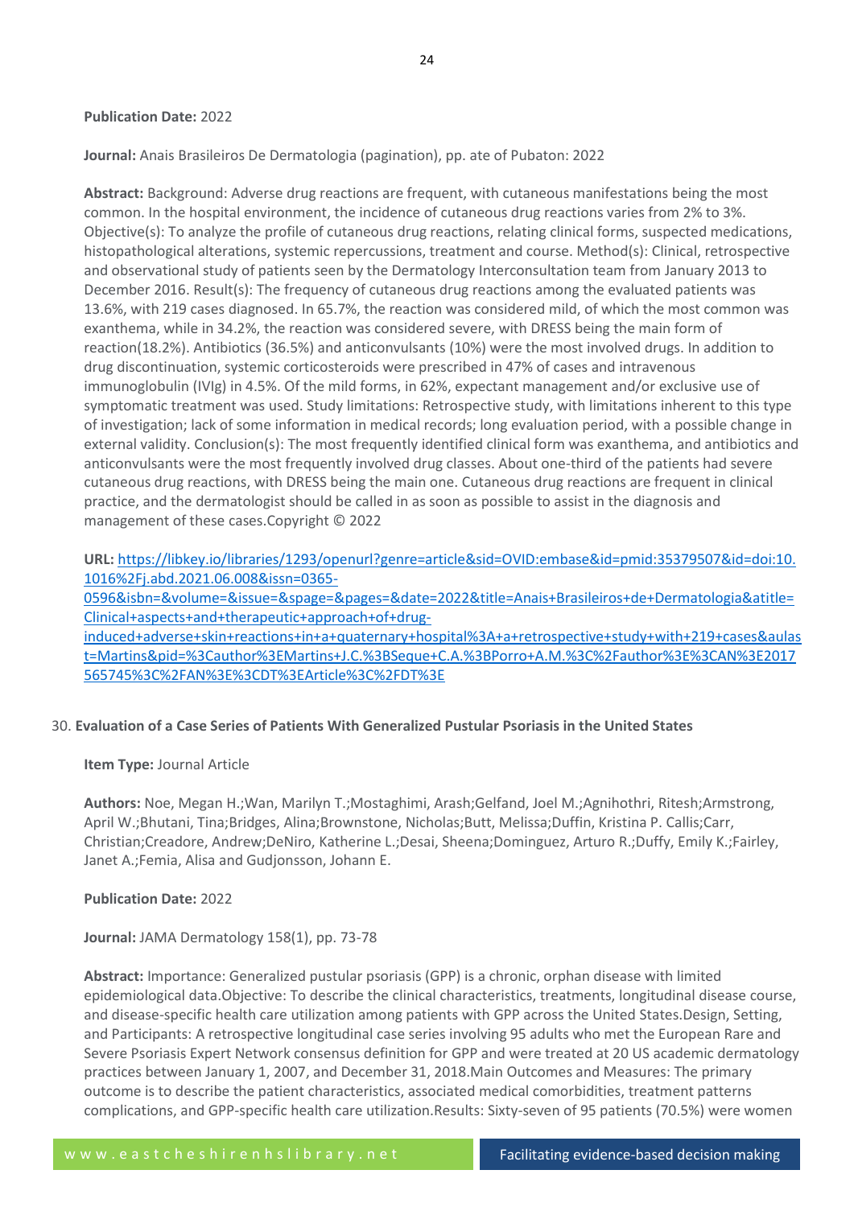**Publication Date:** 2022

**Journal:** Anais Brasileiros De Dermatologia (pagination), pp. ate of Pubaton: 2022

**Abstract:** Background: Adverse drug reactions are frequent, with cutaneous manifestations being the most common. In the hospital environment, the incidence of cutaneous drug reactions varies from 2% to 3%. Objective(s): To analyze the profile of cutaneous drug reactions, relating clinical forms, suspected medications, histopathological alterations, systemic repercussions, treatment and course. Method(s): Clinical, retrospective and observational study of patients seen by the Dermatology Interconsultation team from January 2013 to December 2016. Result(s): The frequency of cutaneous drug reactions among the evaluated patients was 13.6%, with 219 cases diagnosed. In 65.7%, the reaction was considered mild, of which the most common was exanthema, while in 34.2%, the reaction was considered severe, with DRESS being the main form of reaction(18.2%). Antibiotics (36.5%) and anticonvulsants (10%) were the most involved drugs. In addition to drug discontinuation, systemic corticosteroids were prescribed in 47% of cases and intravenous immunoglobulin (IVIg) in 4.5%. Of the mild forms, in 62%, expectant management and/or exclusive use of symptomatic treatment was used. Study limitations: Retrospective study, with limitations inherent to this type of investigation; lack of some information in medical records; long evaluation period, with a possible change in external validity. Conclusion(s): The most frequently identified clinical form was exanthema, and antibiotics and anticonvulsants were the most frequently involved drug classes. About one-third of the patients had severe cutaneous drug reactions, with DRESS being the main one. Cutaneous drug reactions are frequent in clinical practice, and the dermatologist should be called in as soon as possible to assist in the diagnosis and management of these cases.Copyright © 2022

**URL:** https://libkey.io/libraries/1293/openurl?genre=article&sid=OVID:embase&id=pmid:35379507&id=doi:10.1016%2Fj.abd.2021.06.008&issn=0365-0596&isbn=&volume=&issue=&spage=&pages=&date=2022&title=Anais+Brasileiros+de+Dermatologia&atitle=Clinical+aspects+and+therapeutic+approach+of+drug-induced+adverse+skin+reactions+in+a+quaternary+hospital%3A+a+retrospective+study+with+219+cases&aulast=Martins&pid=%3Cauthor%3EMartins+J.C.%3BSeque+C.A.%3BPorro+A.M.%3C%2Fauthor%3E%3CAN%3E2017565745%3C%2FAN%3E%3CDT%3EArticle%3C%2FDT%3E

30. **Evaluation of a Case Series of Patients With Generalized Pustular Psoriasis in the United States**

**Item Type:** Journal Article

**Authors:** Noe, Megan H.;Wan, Marilyn T.;Mostaghimi, Arash;Gelfand, Joel M.;Agnihothri, Ritesh;Armstrong, April W.;Bhutani, Tina;Bridges, Alina;Brownstone, Nicholas;Butt, Melissa;Duffin, Kristina P. Callis;Carr, Christian;Creadore, Andrew;DeNiro, Katherine L.;Desai, Sheena;Dominguez, Arturo R.;Duffy, Emily K.;Fairley, Janet A.;Femia, Alisa and Gudjonsson, Johann E.

**Publication Date:** 2022

**Journal:** JAMA Dermatology 158(1), pp. 73-78

**Abstract:** Importance: Generalized pustular psoriasis (GPP) is a chronic, orphan disease with limited epidemiological data.Objective: To describe the clinical characteristics, treatments, longitudinal disease course, and disease-specific health care utilization among patients with GPP across the United States.Design, Setting, and Participants: A retrospective longitudinal case series involving 95 adults who met the European Rare and Severe Psoriasis Expert Network consensus definition for GPP and were treated at 20 US academic dermatology practices between January 1, 2007, and December 31, 2018.Main Outcomes and Measures: The primary outcome is to describe the patient characteristics, associated medical comorbidities, treatment patterns complications, and GPP-specific health care utilization.Results: Sixty-seven of 95 patients (70.5%) were women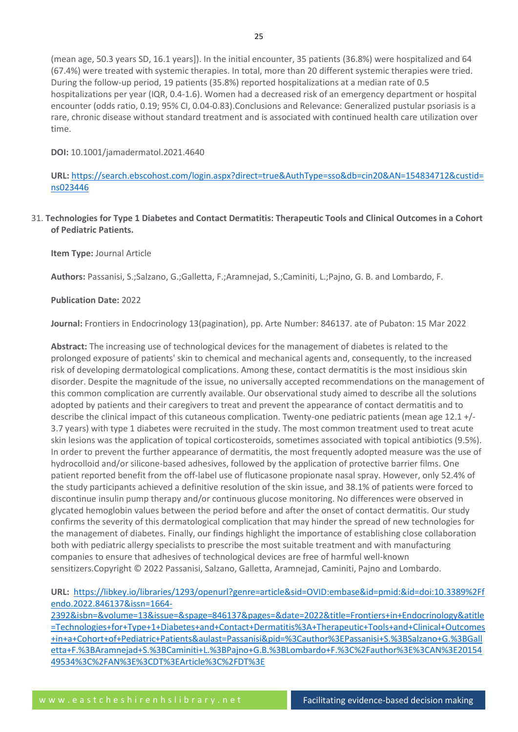(mean age, 50.3 years SD, 16.1 years]). In the initial encounter, 35 patients (36.8%) were hospitalized and 64 (67.4%) were treated with systemic therapies. In total, more than 20 different systemic therapies were tried. During the follow-up period, 19 patients (35.8%) reported hospitalizations at a median rate of 0.5 hospitalizations per year (IQR, 0.4-1.6). Women had a decreased risk of an emergency department or hospital encounter (odds ratio, 0.19; 95% CI, 0.04-0.83).Conclusions and Relevance: Generalized pustular psoriasis is a rare, chronic disease without standard treatment and is associated with continued health care utilization over time.

**DOI:** 10.1001/jamadermatol.2021.4640

**URL:** https://search.ebscohost.com/login.aspx?direct=true&AuthType=sso&db=cin20&AN=154834712&custid=ns023446

31. **Technologies for Type 1 Diabetes and Contact Dermatitis: Therapeutic Tools and Clinical Outcomes in a Cohort of Pediatric Patients.**

**Item Type:** Journal Article

**Authors:** Passanisi, S.;Salzano, G.;Galletta, F.;Aramnejad, S.;Caminiti, L.;Pajno, G. B. and Lombardo, F.

**Publication Date:** 2022

**Journal:** Frontiers in Endocrinology 13(pagination), pp. Arte Number: 846137. ate of Pubaton: 15 Mar 2022

**Abstract:** The increasing use of technological devices for the management of diabetes is related to the prolonged exposure of patients' skin to chemical and mechanical agents and, consequently, to the increased risk of developing dermatological complications. Among these, contact dermatitis is the most insidious skin disorder. Despite the magnitude of the issue, no universally accepted recommendations on the management of this common complication are currently available. Our observational study aimed to describe all the solutions adopted by patients and their caregivers to treat and prevent the appearance of contact dermatitis and to describe the clinical impact of this cutaneous complication. Twenty-one pediatric patients (mean age 12.1 +/- 3.7 years) with type 1 diabetes were recruited in the study. The most common treatment used to treat acute skin lesions was the application of topical corticosteroids, sometimes associated with topical antibiotics (9.5%). In order to prevent the further appearance of dermatitis, the most frequently adopted measure was the use of hydrocolloid and/or silicone-based adhesives, followed by the application of protective barrier films. One patient reported benefit from the off-label use of fluticasone propionate nasal spray. However, only 52.4% of the study participants achieved a definitive resolution of the skin issue, and 38.1% of patients were forced to discontinue insulin pump therapy and/or continuous glucose monitoring. No differences were observed in glycated hemoglobin values between the period before and after the onset of contact dermatitis. Our study confirms the severity of this dermatological complication that may hinder the spread of new technologies for the management of diabetes. Finally, our findings highlight the importance of establishing close collaboration both with pediatric allergy specialists to prescribe the most suitable treatment and with manufacturing companies to ensure that adhesives of technological devices are free of harmful well-known sensitizers.Copyright © 2022 Passanisi, Salzano, Galletta, Aramnejad, Caminiti, Pajno and Lombardo.

**URL:** https://libkey.io/libraries/1293/openurl?genre=article&sid=OVID:embase&id=pmid:&id=doi:10.3389%2Ffendo.2022.846137&issn=1664-2392&isbn=&volume=13&issue=&spage=846137&pages=&date=2022&title=Frontiers+in+Endocrinology&atitle=Technologies+for+Type+1+Diabetes+and+Contact+Dermatitis%3A+Therapeutic+Tools+and+Clinical+Outcomes+in+a+Cohort+of+Pediatric+Patients&aulast=Passanisi&pid=%3Cauthor%3EPassanisi+S.%3BSalzano+G.%3BGalletta+F.%3BAramnejad+S.%3BCaminiti+L.%3BPajno+G.B.%3BLombardo+F.%3C%2Fauthor%3E%3CAN%3E2015449534%3C%2FAN%3E%3CDT%3EArticle%3C%2FDT%3E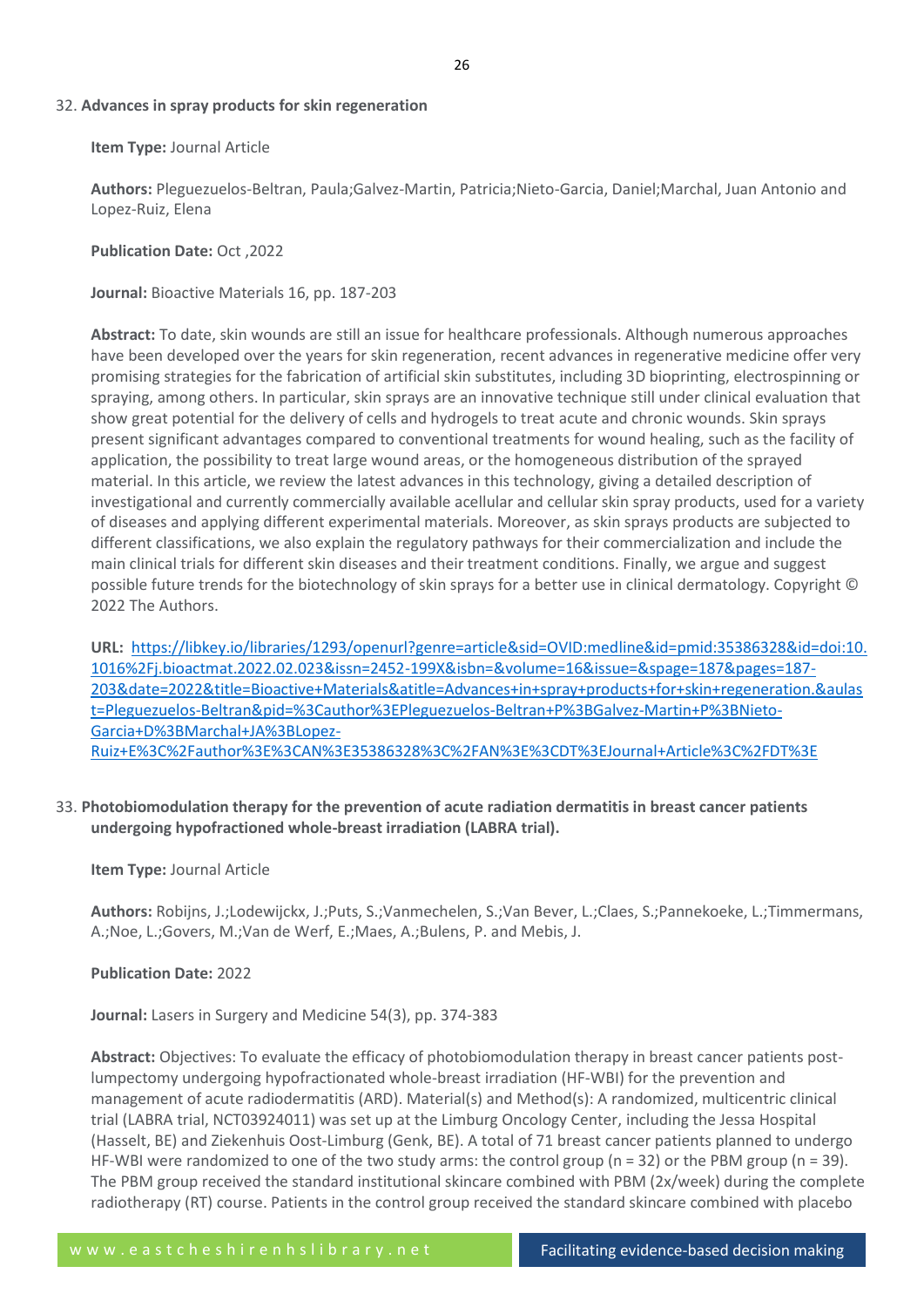32. **Advances in spray products for skin regeneration**

**Item Type:** Journal Article

**Authors:** Pleguezuelos-Beltran, Paula;Galvez-Martin, Patricia;Nieto-Garcia, Daniel;Marchal, Juan Antonio and Lopez-Ruiz, Elena

**Publication Date:** Oct ,2022

**Journal:** Bioactive Materials 16, pp. 187-203

**Abstract:** To date, skin wounds are still an issue for healthcare professionals. Although numerous approaches have been developed over the years for skin regeneration, recent advances in regenerative medicine offer very promising strategies for the fabrication of artificial skin substitutes, including 3D bioprinting, electrospinning or spraying, among others. In particular, skin sprays are an innovative technique still under clinical evaluation that show great potential for the delivery of cells and hydrogels to treat acute and chronic wounds. Skin sprays present significant advantages compared to conventional treatments for wound healing, such as the facility of application, the possibility to treat large wound areas, or the homogeneous distribution of the sprayed material. In this article, we review the latest advances in this technology, giving a detailed description of investigational and currently commercially available acellular and cellular skin spray products, used for a variety of diseases and applying different experimental materials. Moreover, as skin sprays products are subjected to different classifications, we also explain the regulatory pathways for their commercialization and include the main clinical trials for different skin diseases and their treatment conditions. Finally, we argue and suggest possible future trends for the biotechnology of skin sprays for a better use in clinical dermatology. Copyright © 2022 The Authors.

**URL:** [https://libkey.io/libraries/1293/openurl?genre=article&sid=OVID:medline&id=pmid:35386328&id=doi:10.1016%2Fj.bioactmat.2022.02.023&issn=2452-199X&isbn=&volume=16&issue=&spage=187&pages=187-203&date=2022&title=Bioactive+Materials&atitle=Advances+in+spray+products+for+skin+regeneration.&aulast=Pleguezuelos-Beltran&pid=%3Cauthor%3EPleguezuelos-Beltran+P%3BGalvez-Martin+P%3BNieto-Garcia+D%3BMarchal+JA%3BLopez-Ruiz+E%3C%2Fauthor%3E%3CAN%3E35386328%3C%2FAN%3E%3CDT%3EJournal+Article%3C%2FDT%3E](https://libkey.io/libraries/1293/openurl?genre=article&sid=OVID:medline&id=pmid:35386328&id=doi:10.1016%2Fj.bioactmat.2022.02.023&issn=2452-199X&isbn=&volume=16&issue=&spage=187&pages=187-203&date=2022&title=Bioactive+Materials&atitle=Advances+in+spray+products+for+skin+regeneration.&aulast=Pleguezuelos-Beltran&pid=%3Cauthor%3EPleguezuelos-Beltran+P%3BGalvez-Martin+P%3BNieto-Garcia+D%3BMarchal+JA%3BLopez-Ruiz+E%3C%2Fauthor%3E%3CAN%3E35386328%3C%2FAN%3E%3CDT%3EJournal+Article%3C%2FDT%3E)

33. **Photobiomodulation therapy for the prevention of acute radiation dermatitis in breast cancer patients undergoing hypofractioned whole-breast irradiation (LABRA trial).**

**Item Type:** Journal Article

**Authors:** Robijns, J.;Lodewijckx, J.;Puts, S.;Vanmechelen, S.;Van Bever, L.;Claes, S.;Pannekoeke, L.;Timmermans, A.;Noe, L.;Govers, M.;Van de Werf, E.;Maes, A.;Bulens, P. and Mebis, J.

**Publication Date:** 2022

**Journal:** Lasers in Surgery and Medicine 54(3), pp. 374-383

**Abstract:** Objectives: To evaluate the efficacy of photobiomodulation therapy in breast cancer patients post-lumpectomy undergoing hypofractionated whole-breast irradiation (HF-WBI) for the prevention and management of acute radiodermatitis (ARD). Material(s) and Method(s): A randomized, multicentric clinical trial (LABRA trial, NCT03924011) was set up at the Limburg Oncology Center, including the Jessa Hospital (Hasselt, BE) and Ziekenhuis Oost-Limburg (Genk, BE). A total of 71 breast cancer patients planned to undergo HF-WBI were randomized to one of the two study arms: the control group (n = 32) or the PBM group (n = 39). The PBM group received the standard institutional skincare combined with PBM (2x/week) during the complete radiotherapy (RT) course. Patients in the control group received the standard skincare combined with placebo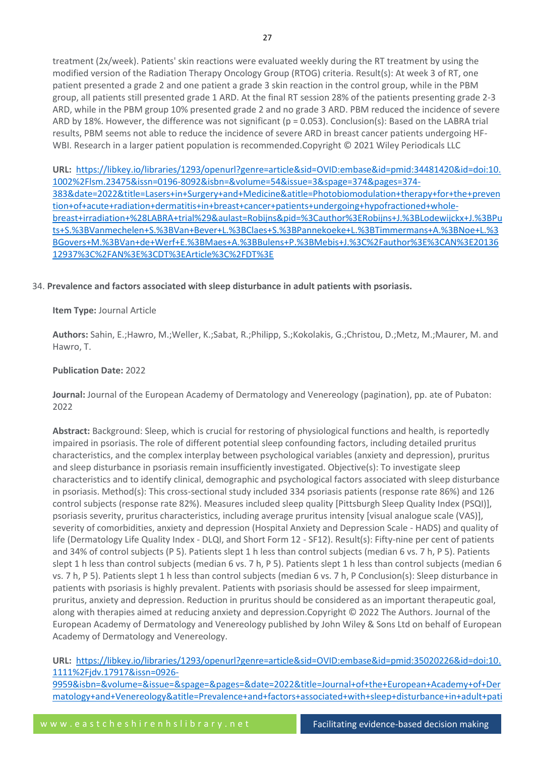treatment (2x/week). Patients' skin reactions were evaluated weekly during the RT treatment by using the modified version of the Radiation Therapy Oncology Group (RTOG) criteria. Result(s): At week 3 of RT, one patient presented a grade 2 and one patient a grade 3 skin reaction in the control group, while in the PBM group, all patients still presented grade 1 ARD. At the final RT session 28% of the patients presenting grade 2-3 ARD, while in the PBM group 10% presented grade 2 and no grade 3 ARD. PBM reduced the incidence of severe ARD by 18%. However, the difference was not significant (p = 0.053). Conclusion(s): Based on the LABRA trial results, PBM seems not able to reduce the incidence of severe ARD in breast cancer patients undergoing HF-WBI. Research in a larger patient population is recommended.Copyright © 2021 Wiley Periodicals LLC

**URL:** https://libkey.io/libraries/1293/openurl?genre=article&sid=OVID:embase&id=pmid:34481420&id=doi:10.1002%2Flsm.23475&issn=0196-8092&isbn=&volume=54&issue=3&spage=374&pages=374-383&date=2022&title=Lasers+in+Surgery+and+Medicine&atitle=Photobiomodulation+therapy+for+the+prevention+of+acute+radiation+dermatitis+in+breast+cancer+patients+undergoing+hypofractioned+whole-breast+irradiation+%28LABRA+trial%29&aulast=Robijns&pid=%3Cauthor%3ERobijns+J.%3BLodewijckx+J.%3BPuts+S.%3BVanmechelen+S.%3BVan+Bever+L.%3BClaes+S.%3BPannekoeke+L.%3BTimmermans+A.%3BNoe+L.%3BGovers+M.%3BVan+de+Werf+E.%3BMaes+A.%3BBulens+P.%3BMebis+J.%3C%2Fauthor%3E%3CAN%3E2013612937%3C%2FAN%3E%3CDT%3EArticle%3C%2FDT%3E

34. **Prevalence and factors associated with sleep disturbance in adult patients with psoriasis.**

**Item Type:** Journal Article

**Authors:** Sahin, E.;Hawro, M.;Weller, K.;Sabat, R.;Philipp, S.;Kokolakis, G.;Christou, D.;Metz, M.;Maurer, M. and Hawro, T.

**Publication Date:** 2022

**Journal:** Journal of the European Academy of Dermatology and Venereology (pagination), pp. ate of Pubaton: 2022

**Abstract:** Background: Sleep, which is crucial for restoring of physiological functions and health, is reportedly impaired in psoriasis. The role of different potential sleep confounding factors, including detailed pruritus characteristics, and the complex interplay between psychological variables (anxiety and depression), pruritus and sleep disturbance in psoriasis remain insufficiently investigated. Objective(s): To investigate sleep characteristics and to identify clinical, demographic and psychological factors associated with sleep disturbance in psoriasis. Method(s): This cross-sectional study included 334 psoriasis patients (response rate 86%) and 126 control subjects (response rate 82%). Measures included sleep quality [Pittsburgh Sleep Quality Index (PSQI)], psoriasis severity, pruritus characteristics, including average pruritus intensity [visual analogue scale (VAS)], severity of comorbidities, anxiety and depression (Hospital Anxiety and Depression Scale - HADS) and quality of life (Dermatology Life Quality Index - DLQI, and Short Form 12 - SF12). Result(s): Fifty-nine per cent of patients and 34% of control subjects (P 5). Patients slept 1 h less than control subjects (median 6 vs. 7 h, P 5). Patients slept 1 h less than control subjects (median 6 vs. 7 h, P 5). Patients slept 1 h less than control subjects (median 6 vs. 7 h, P 5). Patients slept 1 h less than control subjects (median 6 vs. 7 h, P Conclusion(s): Sleep disturbance in patients with psoriasis is highly prevalent. Patients with psoriasis should be assessed for sleep impairment, pruritus, anxiety and depression. Reduction in pruritus should be considered as an important therapeutic goal, along with therapies aimed at reducing anxiety and depression.Copyright © 2022 The Authors. Journal of the European Academy of Dermatology and Venereology published by John Wiley & Sons Ltd on behalf of European Academy of Dermatology and Venereology.

**URL:** https://libkey.io/libraries/1293/openurl?genre=article&sid=OVID:embase&id=pmid:35020226&id=doi:10.1111%2Fjdv.17917&issn=0926-9959&isbn=&volume=&issue=&spage=&pages=&date=2022&title=Journal+of+the+European+Academy+of+Dermatology+and+Venereology&atitle=Prevalence+and+factors+associated+with+sleep+disturbance+in+adult+pati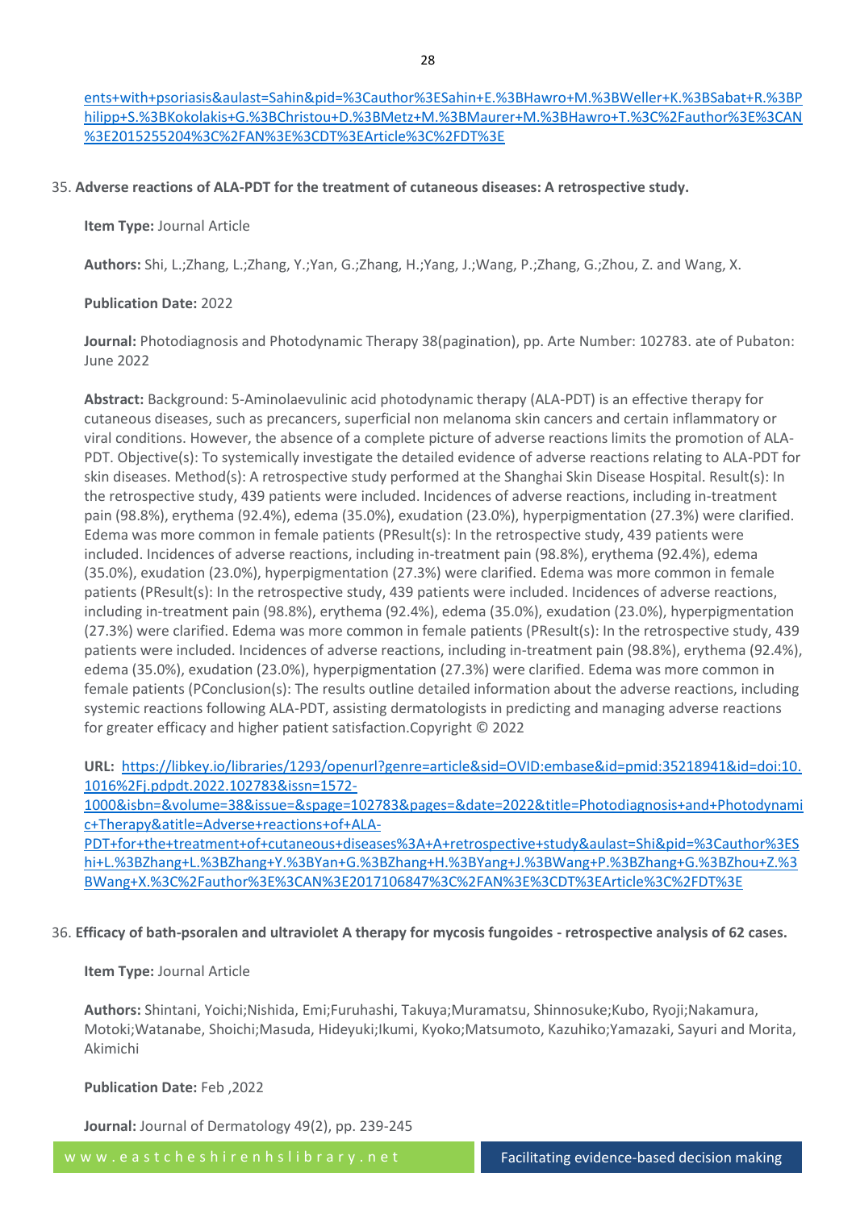[ents+with+psoriasis&aulast=Sahin&pid=%3Cauthor%3ESahin+E.%3BHawro+M.%3BWeller+K.%3BSabat+R.%3BPhilipp+S.%3BKokolakis+G.%3BChristou+D.%3BMetz+M.%3BMaurer+M.%3BHawro+T.%3C%2Fauthor%3E%3CAN%3E2015255204%3C%2FAN%3E%3CDT%3EArticle%3C%2FDT%3E]()

35. **Adverse reactions of ALA-PDT for the treatment of cutaneous diseases: A retrospective study.**

**Item Type:** Journal Article

**Authors:** Shi, L.;Zhang, L.;Zhang, Y.;Yan, G.;Zhang, H.;Yang, J.;Wang, P.;Zhang, G.;Zhou, Z. and Wang, X.

**Publication Date:** 2022

**Journal:** Photodiagnosis and Photodynamic Therapy 38(pagination), pp. Arte Number: 102783. ate of Pubaton: June 2022

**Abstract:** Background: 5-Aminolaevulinic acid photodynamic therapy (ALA-PDT) is an effective therapy for cutaneous diseases, such as precancers, superficial non melanoma skin cancers and certain inflammatory or viral conditions. However, the absence of a complete picture of adverse reactions limits the promotion of ALA-PDT. Objective(s): To systemically investigate the detailed evidence of adverse reactions relating to ALA-PDT for skin diseases. Method(s): A retrospective study performed at the Shanghai Skin Disease Hospital. Result(s): In the retrospective study, 439 patients were included. Incidences of adverse reactions, including in-treatment pain (98.8%), erythema (92.4%), edema (35.0%), exudation (23.0%), hyperpigmentation (27.3%) were clarified. Edema was more common in female patients (PResult(s): In the retrospective study, 439 patients were included. Incidences of adverse reactions, including in-treatment pain (98.8%), erythema (92.4%), edema (35.0%), exudation (23.0%), hyperpigmentation (27.3%) were clarified. Edema was more common in female patients (PResult(s): In the retrospective study, 439 patients were included. Incidences of adverse reactions, including in-treatment pain (98.8%), erythema (92.4%), edema (35.0%), exudation (23.0%), hyperpigmentation (27.3%) were clarified. Edema was more common in female patients (PResult(s): In the retrospective study, 439 patients were included. Incidences of adverse reactions, including in-treatment pain (98.8%), erythema (92.4%), edema (35.0%), exudation (23.0%), hyperpigmentation (27.3%) were clarified. Edema was more common in female patients (PConclusion(s): The results outline detailed information about the adverse reactions, including systemic reactions following ALA-PDT, assisting dermatologists in predicting and managing adverse reactions for greater efficacy and higher patient satisfaction.Copyright © 2022

**URL:** [https://libkey.io/libraries/1293/openurl?genre=article&sid=OVID:embase&id=pmid:35218941&id=doi:10.1016%2Fj.pdpdt.2022.102783&issn=1572-1000&isbn=&volume=38&issue=&spage=102783&pages=&date=2022&title=Photodiagnosis+and+Photodynamic+Therapy&atitle=Adverse+reactions+of+ALA-PDT+for+the+treatment+of+cutaneous+diseases%3A+A+retrospective+study&aulast=Shi&pid=%3Cauthor%3EShi+L.%3BZhang+L.%3BZhang+Y.%3BYan+G.%3BZhang+H.%3BYang+J.%3BWang+P.%3BZhang+G.%3BZhou+Z.%3BWang+X.%3C%2Fauthor%3E%3CAN%3E2017106847%3C%2FAN%3E%3CDT%3EArticle%3C%2FDT%3E]()

36. **Efficacy of bath-psoralen and ultraviolet A therapy for mycosis fungoides - retrospective analysis of 62 cases.**

**Item Type:** Journal Article

**Authors:** Shintani, Yoichi;Nishida, Emi;Furuhashi, Takuya;Muramatsu, Shinnosuke;Kubo, Ryoji;Nakamura, Motoki;Watanabe, Shoichi;Masuda, Hideyuki;Ikumi, Kyoko;Matsumoto, Kazuhiko;Yamazaki, Sayuri and Morita, Akimichi

**Publication Date:** Feb ,2022

**Journal:** Journal of Dermatology 49(2), pp. 239-245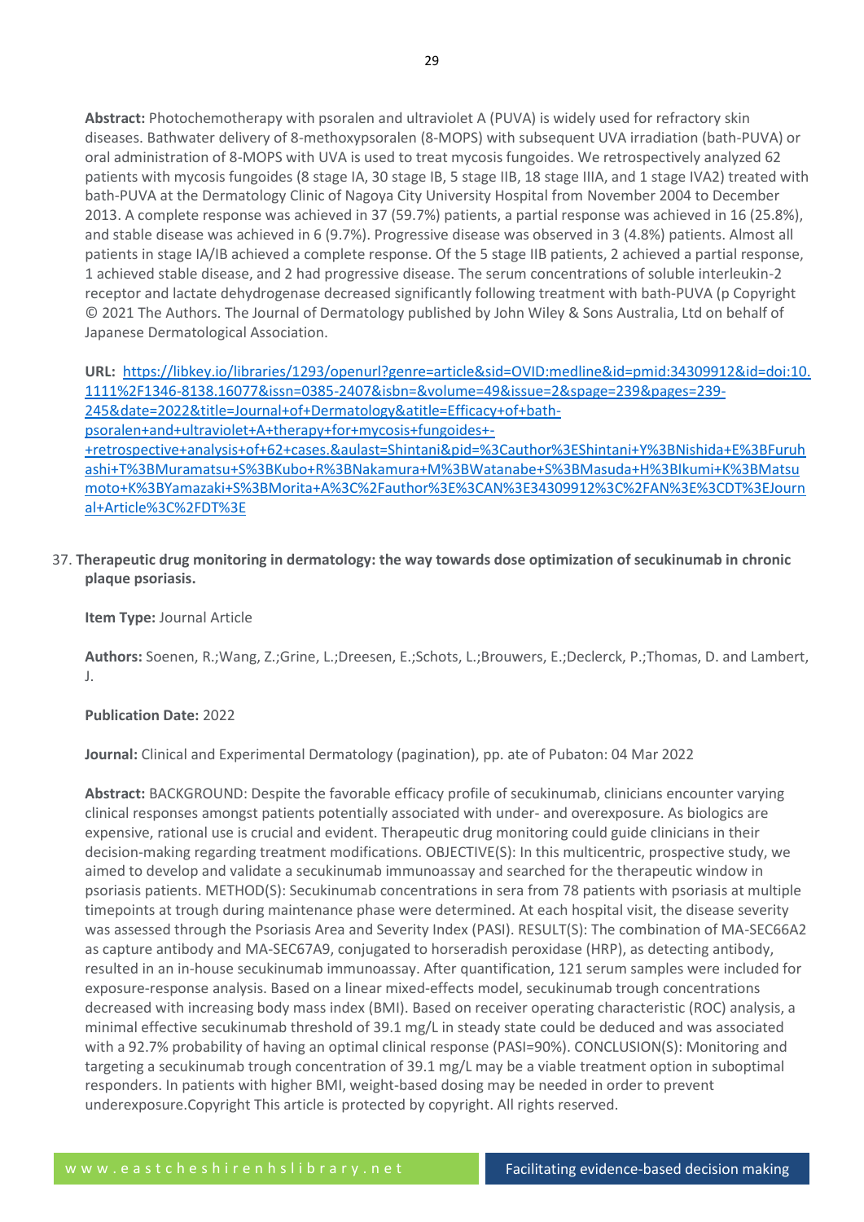**Abstract:** Photochemotherapy with psoralen and ultraviolet A (PUVA) is widely used for refractory skin diseases. Bathwater delivery of 8-methoxypsoralen (8-MOPS) with subsequent UVA irradiation (bath-PUVA) or oral administration of 8-MOPS with UVA is used to treat mycosis fungoides. We retrospectively analyzed 62 patients with mycosis fungoides (8 stage IA, 30 stage IB, 5 stage IIB, 18 stage IIIA, and 1 stage IVA2) treated with bath-PUVA at the Dermatology Clinic of Nagoya City University Hospital from November 2004 to December 2013. A complete response was achieved in 37 (59.7%) patients, a partial response was achieved in 16 (25.8%), and stable disease was achieved in 6 (9.7%). Progressive disease was observed in 3 (4.8%) patients. Almost all patients in stage IA/IB achieved a complete response. Of the 5 stage IIB patients, 2 achieved a partial response, 1 achieved stable disease, and 2 had progressive disease. The serum concentrations of soluble interleukin-2 receptor and lactate dehydrogenase decreased significantly following treatment with bath-PUVA (p Copyright © 2021 The Authors. The Journal of Dermatology published by John Wiley & Sons Australia, Ltd on behalf of Japanese Dermatological Association.

**URL:** [https://libkey.io/libraries/1293/openurl?genre=article&sid=OVID:medline&id=pmid:34309912&id=doi:10.1111%2F1346-8138.16077&issn=0385-2407&isbn=&volume=49&issue=2&spage=239&pages=239-245&date=2022&title=Journal+of+Dermatology&atitle=Efficacy+of+bath-psoralen+and+ultraviolet+A+therapy+for+mycosis+fungoides+-+retrospective+analysis+of+62+cases.&aulast=Shintani&pid=%3Cauthor%3EShintani+Y%3BNishida+E%3BFuruhashi+T%3BMuramatsu+S%3BKubo+R%3BNakamura+M%3BWatanabe+S%3BMasuda+H%3BIkumi+K%3BMatsumoto+K%3BYamazaki+S%3BMorita+A%3C%2Fauthor%3E%3CAN%3E34309912%3C%2FAN%3E%3CDT%3EJournal+Article%3C%2FDT%3E](https://libkey.io/libraries/1293/openurl?genre=article&sid=OVID:medline&id=pmid:34309912&id=doi:10.1111%2F1346-8138.16077&issn=0385-2407&isbn=&volume=49&issue=2&spage=239&pages=239-245&date=2022&title=Journal+of+Dermatology&atitle=Efficacy+of+bath-psoralen+and+ultraviolet+A+therapy+for+mycosis+fungoides+-+retrospective+analysis+of+62+cases.&aulast=Shintani&pid=%3Cauthor%3EShintani+Y%3BNishida+E%3BFuruhashi+T%3BMuramatsu+S%3BKubo+R%3BNakamura+M%3BWatanabe+S%3BMasuda+H%3BIkumi+K%3BMatsumoto+K%3BYamazaki+S%3BMorita+A%3C%2Fauthor%3E%3CAN%3E34309912%3C%2FAN%3E%3CDT%3EJournal+Article%3C%2FDT%3E)

37. **Therapeutic drug monitoring in dermatology: the way towards dose optimization of secukinumab in chronic plaque psoriasis.**

**Item Type:** Journal Article

**Authors:** Soenen, R.;Wang, Z.;Grine, L.;Dreesen, E.;Schots, L.;Brouwers, E.;Declerck, P.;Thomas, D. and Lambert, J.

**Publication Date:** 2022

**Journal:** Clinical and Experimental Dermatology (pagination), pp. ate of Pubaton: 04 Mar 2022

**Abstract:** BACKGROUND: Despite the favorable efficacy profile of secukinumab, clinicians encounter varying clinical responses amongst patients potentially associated with under- and overexposure. As biologics are expensive, rational use is crucial and evident. Therapeutic drug monitoring could guide clinicians in their decision-making regarding treatment modifications. OBJECTIVE(S): In this multicentric, prospective study, we aimed to develop and validate a secukinumab immunoassay and searched for the therapeutic window in psoriasis patients. METHOD(S): Secukinumab concentrations in sera from 78 patients with psoriasis at multiple timepoints at trough during maintenance phase were determined. At each hospital visit, the disease severity was assessed through the Psoriasis Area and Severity Index (PASI). RESULT(S): The combination of MA-SEC66A2 as capture antibody and MA-SEC67A9, conjugated to horseradish peroxidase (HRP), as detecting antibody, resulted in an in-house secukinumab immunoassay. After quantification, 121 serum samples were included for exposure-response analysis. Based on a linear mixed-effects model, secukinumab trough concentrations decreased with increasing body mass index (BMI). Based on receiver operating characteristic (ROC) analysis, a minimal effective secukinumab threshold of 39.1 mg/L in steady state could be deduced and was associated with a 92.7% probability of having an optimal clinical response (PASI=90%). CONCLUSION(S): Monitoring and targeting a secukinumab trough concentration of 39.1 mg/L may be a viable treatment option in suboptimal responders. In patients with higher BMI, weight-based dosing may be needed in order to prevent underexposure.Copyright This article is protected by copyright. All rights reserved.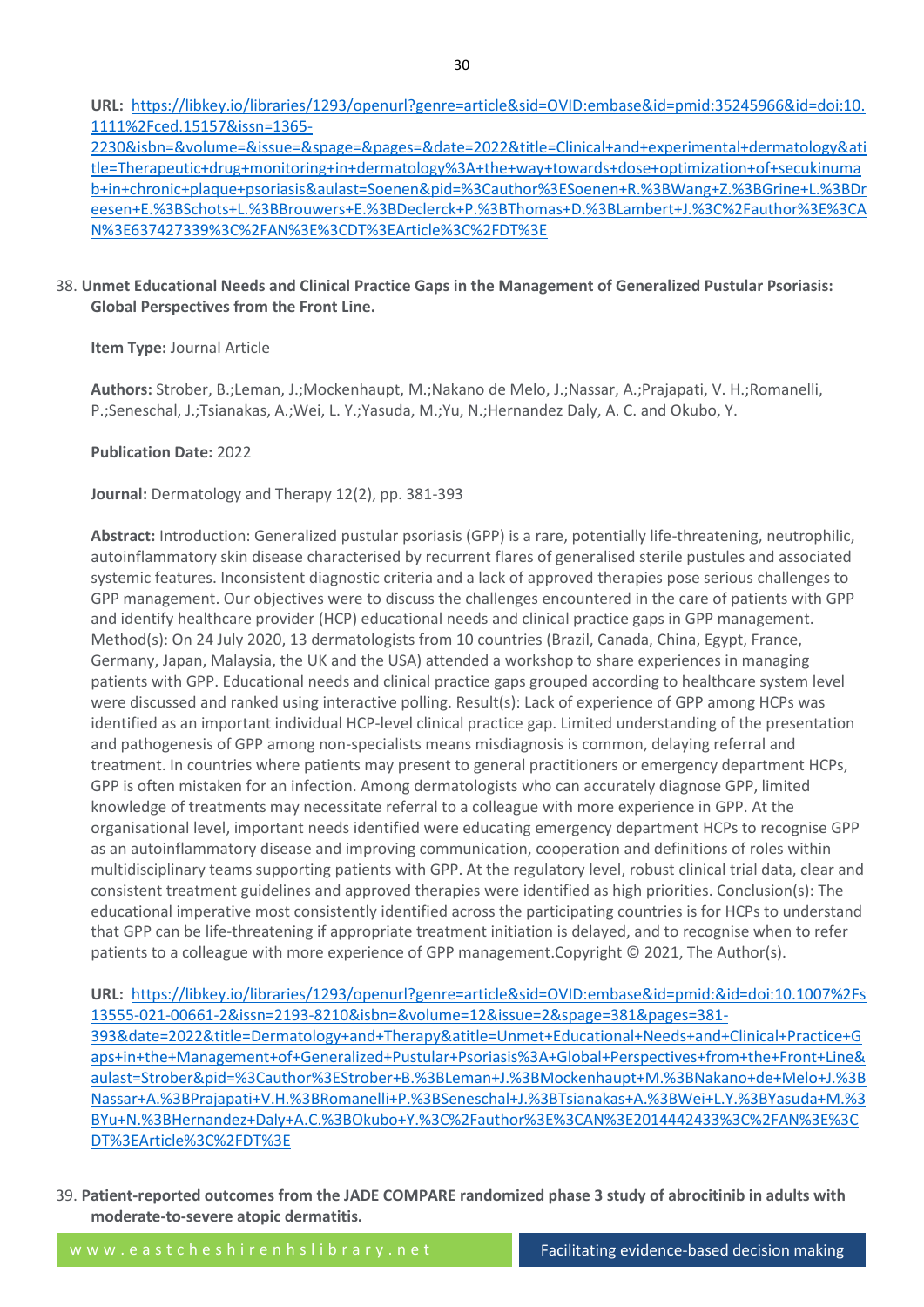**URL:** https://libkey.io/libraries/1293/openurl?genre=article&sid=OVID:embase&id=pmid:35245966&id=doi:10.1111%2Fced.15157&issn=1365-2230&isbn=&volume=&issue=&spage=&pages=&date=2022&title=Clinical+and+experimental+dermatology&atitle=Therapeutic+drug+monitoring+in+dermatology%3A+the+way+towards+dose+optimization+of+secukinumab+in+chronic+plaque+psoriasis&aulast=Soenen&pid=%3Cauthor%3ESoenen+R.%3BWang+Z.%3BGrine+L.%3BDreesen+E.%3BSchots+L.%3BBrouwers+E.%3BDeclerck+P.%3BThomas+D.%3BLambert+J.%3C%2Fauthor%3E%3CAN%3E637427339%3C%2FAN%3E%3CDT%3EArticle%3C%2FDT%3E

38. **Unmet Educational Needs and Clinical Practice Gaps in the Management of Generalized Pustular Psoriasis: Global Perspectives from the Front Line.**

    **Item Type:** Journal Article

    **Authors:** Strober, B.;Leman, J.;Mockenhaupt, M.;Nakano de Melo, J.;Nassar, A.;Prajapati, V. H.;Romanelli, P.;Seneschal, J.;Tsianakas, A.;Wei, L. Y.;Yasuda, M.;Yu, N.;Hernandez Daly, A. C. and Okubo, Y.

    **Publication Date:** 2022

    **Journal:** Dermatology and Therapy 12(2), pp. 381-393

    **Abstract:** Introduction: Generalized pustular psoriasis (GPP) is a rare, potentially life-threatening, neutrophilic, autoinflammatory skin disease characterised by recurrent flares of generalised sterile pustules and associated systemic features. Inconsistent diagnostic criteria and a lack of approved therapies pose serious challenges to GPP management. Our objectives were to discuss the challenges encountered in the care of patients with GPP and identify healthcare provider (HCP) educational needs and clinical practice gaps in GPP management. Method(s): On 24 July 2020, 13 dermatologists from 10 countries (Brazil, Canada, China, Egypt, France, Germany, Japan, Malaysia, the UK and the USA) attended a workshop to share experiences in managing patients with GPP. Educational needs and clinical practice gaps grouped according to healthcare system level were discussed and ranked using interactive polling. Result(s): Lack of experience of GPP among HCPs was identified as an important individual HCP-level clinical practice gap. Limited understanding of the presentation and pathogenesis of GPP among non-specialists means misdiagnosis is common, delaying referral and treatment. In countries where patients may present to general practitioners or emergency department HCPs, GPP is often mistaken for an infection. Among dermatologists who can accurately diagnose GPP, limited knowledge of treatments may necessitate referral to a colleague with more experience in GPP. At the organisational level, important needs identified were educating emergency department HCPs to recognise GPP as an autoinflammatory disease and improving communication, cooperation and definitions of roles within multidisciplinary teams supporting patients with GPP. At the regulatory level, robust clinical trial data, clear and consistent treatment guidelines and approved therapies were identified as high priorities. Conclusion(s): The educational imperative most consistently identified across the participating countries is for HCPs to understand that GPP can be life-threatening if appropriate treatment initiation is delayed, and to recognise when to refer patients to a colleague with more experience of GPP management.Copyright © 2021, The Author(s).

    **URL:** https://libkey.io/libraries/1293/openurl?genre=article&sid=OVID:embase&id=pmid:&id=doi:10.1007%2Fs13555-021-00661-2&issn=2193-8210&isbn=&volume=12&issue=2&spage=381&pages=381-393&date=2022&title=Dermatology+and+Therapy&atitle=Unmet+Educational+Needs+and+Clinical+Practice+Gaps+in+the+Management+of+Generalized+Pustular+Psoriasis%3A+Global+Perspectives+from+the+Front+Line&aulast=Strober&pid=%3Cauthor%3EStrober+B.%3BLeman+J.%3BMockenhaupt+M.%3BNakano+de+Melo+J.%3BNassar+A.%3BPrajapati+V.H.%3BRomanelli+P.%3BSeneschal+J.%3BTsianakas+A.%3BWei+L.Y.%3BYasuda+M.%3BYu+N.%3BHernandez+Daly+A.C.%3BOkubo+Y.%3C%2Fauthor%3E%3CAN%3E2014442433%3C%2FAN%3E%3CDT%3EArticle%3C%2FDT%3E

39. **Patient-reported outcomes from the JADE COMPARE randomized phase 3 study of abrocitinib in adults with moderate-to-severe atopic dermatitis.**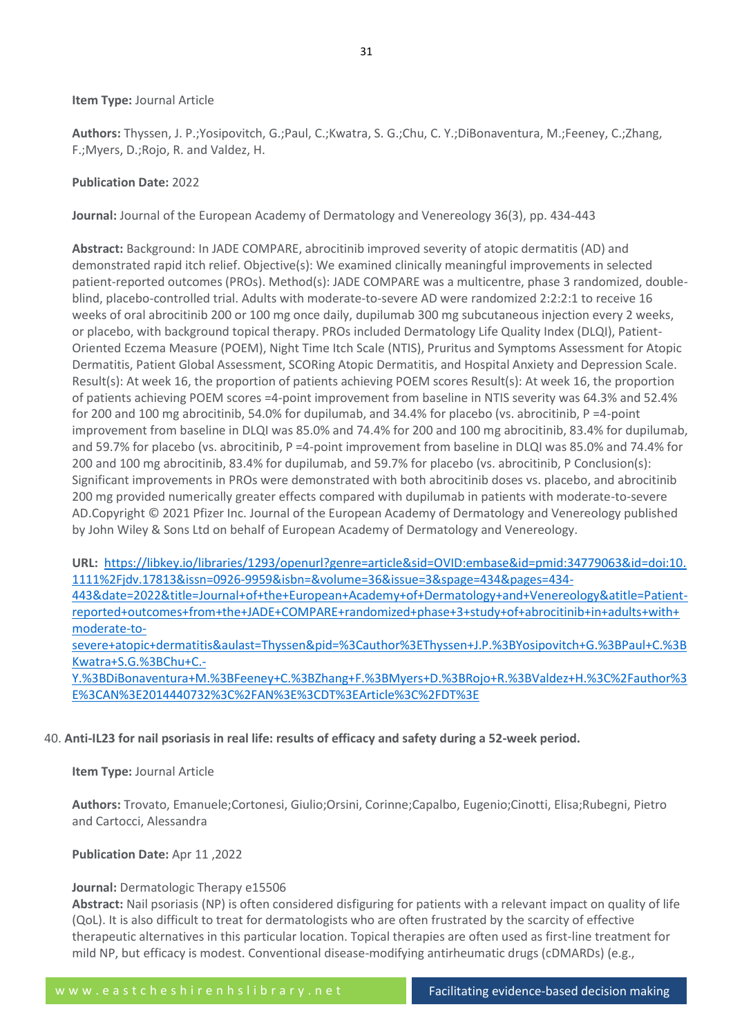**Item Type:** Journal Article

**Authors:** Thyssen, J. P.;Yosipovitch, G.;Paul, C.;Kwatra, S. G.;Chu, C. Y.;DiBonaventura, M.;Feeney, C.;Zhang, F.;Myers, D.;Rojo, R. and Valdez, H.

**Publication Date:** 2022

**Journal:** Journal of the European Academy of Dermatology and Venereology 36(3), pp. 434-443

**Abstract:** Background: In JADE COMPARE, abrocitinib improved severity of atopic dermatitis (AD) and demonstrated rapid itch relief. Objective(s): We examined clinically meaningful improvements in selected patient-reported outcomes (PROs). Method(s): JADE COMPARE was a multicentre, phase 3 randomized, double-blind, placebo-controlled trial. Adults with moderate-to-severe AD were randomized 2:2:2:1 to receive 16 weeks of oral abrocitinib 200 or 100 mg once daily, dupilumab 300 mg subcutaneous injection every 2 weeks, or placebo, with background topical therapy. PROs included Dermatology Life Quality Index (DLQI), Patient-Oriented Eczema Measure (POEM), Night Time Itch Scale (NTIS), Pruritus and Symptoms Assessment for Atopic Dermatitis, Patient Global Assessment, SCORing Atopic Dermatitis, and Hospital Anxiety and Depression Scale. Result(s): At week 16, the proportion of patients achieving POEM scores Result(s): At week 16, the proportion of patients achieving POEM scores =4-point improvement from baseline in NTIS severity was 64.3% and 52.4% for 200 and 100 mg abrocitinib, 54.0% for dupilumab, and 34.4% for placebo (vs. abrocitinib, P =4-point improvement from baseline in DLQI was 85.0% and 74.4% for 200 and 100 mg abrocitinib, 83.4% for dupilumab, and 59.7% for placebo (vs. abrocitinib, P =4-point improvement from baseline in DLQI was 85.0% and 74.4% for 200 and 100 mg abrocitinib, 83.4% for dupilumab, and 59.7% for placebo (vs. abrocitinib, P Conclusion(s): Significant improvements in PROs were demonstrated with both abrocitinib doses vs. placebo, and abrocitinib 200 mg provided numerically greater effects compared with dupilumab in patients with moderate-to-severe AD.Copyright © 2021 Pfizer Inc. Journal of the European Academy of Dermatology and Venereology published by John Wiley & Sons Ltd on behalf of European Academy of Dermatology and Venereology.

**URL:** [https://libkey.io/libraries/1293/openurl?genre=article&sid=OVID:embase&id=pmid:34779063&id=doi:10.1111%2Fjdv.17813&issn=0926-9959&isbn=&volume=36&issue=3&spage=434&pages=434-443&date=2022&title=Journal+of+the+European+Academy+of+Dermatology+and+Venereology&atitle=Patient-reported+outcomes+from+the+JADE+COMPARE+randomized+phase+3+study+of+abrocitinib+in+adults+with+moderate-to-severe+atopic+dermatitis&aulast=Thyssen&pid=%3Cauthor%3EThyssen+J.P.%3BYosipovitch+G.%3BPaul+C.%3BKwatra+S.G.%3BChu+C.-Y.%3BDiBonaventura+M.%3BFeeney+C.%3BZhang+F.%3BMyers+D.%3BRojo+R.%3BValdez+H.%3C%2Fauthor%3E%3CAN%3E2014440732%3C%2FAN%3E%3CDT%3EArticle%3C%2FDT%3E](https://libkey.io/libraries/1293/openurl?genre=article&sid=OVID:embase&id=pmid:34779063&id=doi:10.1111%2Fjdv.17813&issn=0926-9959&isbn=&volume=36&issue=3&spage=434&pages=434-443&date=2022&title=Journal+of+the+European+Academy+of+Dermatology+and+Venereology&atitle=Patient-reported+outcomes+from+the+JADE+COMPARE+randomized+phase+3+study+of+abrocitinib+in+adults+with+moderate-to-severe+atopic+dermatitis&aulast=Thyssen&pid=%3Cauthor%3EThyssen+J.P.%3BYosipovitch+G.%3BPaul+C.%3BKwatra+S.G.%3BChu+C.-Y.%3BDiBonaventura+M.%3BFeeney+C.%3BZhang+F.%3BMyers+D.%3BRojo+R.%3BValdez+H.%3C%2Fauthor%3E%3CAN%3E2014440732%3C%2FAN%3E%3CDT%3EArticle%3C%2FDT%3E)

40. **Anti-IL23 for nail psoriasis in real life: results of efficacy and safety during a 52-week period.**

**Item Type:** Journal Article

**Authors:** Trovato, Emanuele;Cortonesi, Giulio;Orsini, Corinne;Capalbo, Eugenio;Cinotti, Elisa;Rubegni, Pietro and Cartocci, Alessandra

**Publication Date:** Apr 11 ,2022

**Journal:** Dermatologic Therapy e15506

**Abstract:** Nail psoriasis (NP) is often considered disfiguring for patients with a relevant impact on quality of life (QoL). It is also difficult to treat for dermatologists who are often frustrated by the scarcity of effective therapeutic alternatives in this particular location. Topical therapies are often used as first-line treatment for mild NP, but efficacy is modest. Conventional disease-modifying antirheumatic drugs (cDMARDs) (e.g.,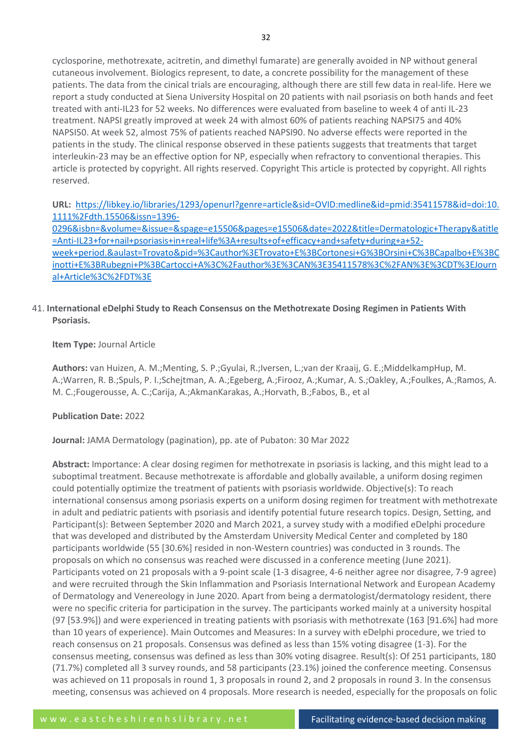cyclosporine, methotrexate, acitretin, and dimethyl fumarate) are generally avoided in NP without general cutaneous involvement. Biologics represent, to date, a concrete possibility for the management of these patients. The data from the cinical trials are encouraging, although there are still few data in real-life. Here we report a study conducted at Siena University Hospital on 20 patients with nail psoriasis on both hands and feet treated with anti-IL23 for 52 weeks. No differences were evaluated from baseline to week 4 of anti IL-23 treatment. NAPSI greatly improved at week 24 with almost 60% of patients reaching NAPSI75 and 40% NAPSI50. At week 52, almost 75% of patients reached NAPSI90. No adverse effects were reported in the patients in the study. The clinical response observed in these patients suggests that treatments that target interleukin-23 may be an effective option for NP, especially when refractory to conventional therapies. This article is protected by copyright. All rights reserved. Copyright This article is protected by copyright. All rights reserved.

**URL:** https://libkey.io/libraries/1293/openurl?genre=article&sid=OVID:medline&id=pmid:35411578&id=doi:10.1111%2Fdth.15506&issn=1396-0296&isbn=&volume=&issue=&spage=e15506&pages=e15506&date=2022&title=Dermatologic+Therapy&atitle=Anti-IL23+for+nail+psoriasis+in+real+life%3A+results+of+efficacy+and+safety+during+a+52-week+period.&aulast=Trovato&pid=%3Cauthor%3ETrovato+E%3BCortonesi+G%3BOrsini+C%3BCapalbo+E%3BCinotti+E%3BRubegni+P%3BCartocci+A%3C%2Fauthor%3E%3CAN%3E35411578%3C%2FAN%3E%3CDT%3EJournal+Article%3C%2FDT%3E

41. **International eDelphi Study to Reach Consensus on the Methotrexate Dosing Regimen in Patients With Psoriasis.**

**Item Type:** Journal Article

**Authors:** van Huizen, A. M.;Menting, S. P.;Gyulai, R.;Iversen, L.;van der Kraaij, G. E.;MiddelkampHup, M. A.;Warren, R. B.;Spuls, P. I.;Schejtman, A. A.;Egeberg, A.;Firooz, A.;Kumar, A. S.;Oakley, A.;Foulkes, A.;Ramos, A. M. C.;Fougerousse, A. C.;Carija, A.;AkmanKarakas, A.;Horvath, B.;Fabos, B., et al

**Publication Date:** 2022

**Journal:** JAMA Dermatology (pagination), pp. ate of Pubaton: 30 Mar 2022

**Abstract:** Importance: A clear dosing regimen for methotrexate in psoriasis is lacking, and this might lead to a suboptimal treatment. Because methotrexate is affordable and globally available, a uniform dosing regimen could potentially optimize the treatment of patients with psoriasis worldwide. Objective(s): To reach international consensus among psoriasis experts on a uniform dosing regimen for treatment with methotrexate in adult and pediatric patients with psoriasis and identify potential future research topics. Design, Setting, and Participant(s): Between September 2020 and March 2021, a survey study with a modified eDelphi procedure that was developed and distributed by the Amsterdam University Medical Center and completed by 180 participants worldwide (55 [30.6%] resided in non-Western countries) was conducted in 3 rounds. The proposals on which no consensus was reached were discussed in a conference meeting (June 2021). Participants voted on 21 proposals with a 9-point scale (1-3 disagree, 4-6 neither agree nor disagree, 7-9 agree) and were recruited through the Skin Inflammation and Psoriasis International Network and European Academy of Dermatology and Venereology in June 2020. Apart from being a dermatologist/dermatology resident, there were no specific criteria for participation in the survey. The participants worked mainly at a university hospital (97 [53.9%]) and were experienced in treating patients with psoriasis with methotrexate (163 [91.6%] had more than 10 years of experience). Main Outcomes and Measures: In a survey with eDelphi procedure, we tried to reach consensus on 21 proposals. Consensus was defined as less than 15% voting disagree (1-3). For the consensus meeting, consensus was defined as less than 30% voting disagree. Result(s): Of 251 participants, 180 (71.7%) completed all 3 survey rounds, and 58 participants (23.1%) joined the conference meeting. Consensus was achieved on 11 proposals in round 1, 3 proposals in round 2, and 2 proposals in round 3. In the consensus meeting, consensus was achieved on 4 proposals. More research is needed, especially for the proposals on folic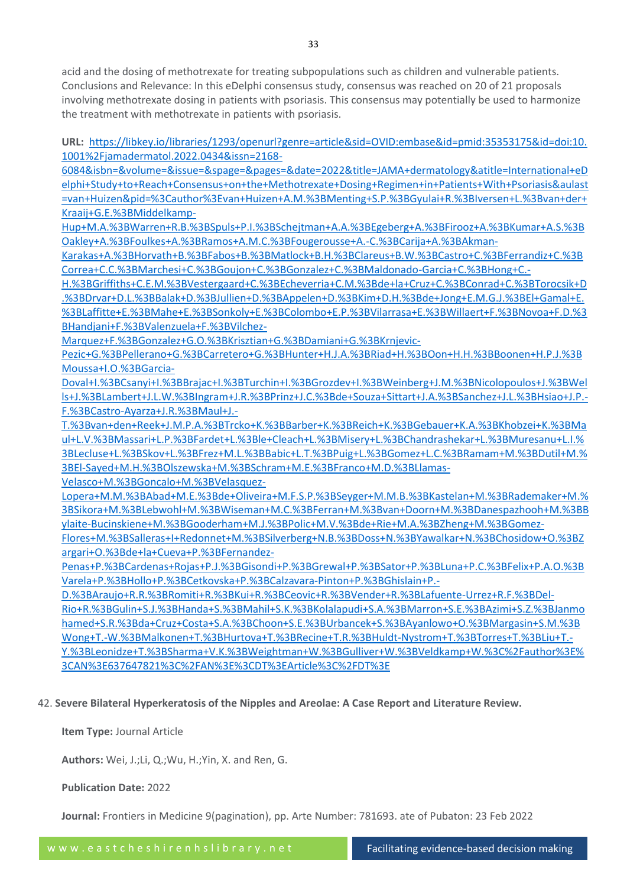acid and the dosing of methotrexate for treating subpopulations such as children and vulnerable patients. Conclusions and Relevance: In this eDelphi consensus study, consensus was reached on 20 of 21 proposals involving methotrexate dosing in patients with psoriasis. This consensus may potentially be used to harmonize the treatment with methotrexate in patients with psoriasis.

**URL:** https://libkey.io/libraries/1293/openurl?genre=article&sid=OVID:embase&id=pmid:35353175&id=doi:10.1001%2Fjamadermatol.2022.0434&issn=2168-6084&isbn=&volume=&issue=&spage=&pages=&date=2022&title=JAMA+dermatology&atitle=International+eDelphi+Study+to+Reach+Consensus+on+the+Methotrexate+Dosing+Regimen+in+Patients+With+Psoriasis&aulast=van+Huizen&pid=%3Cauthor%3Evan+Huizen+A.M.%3BMenting+S.P.%3BGyulai+R.%3BIversen+L.%3Bvan+der+Kraaij+G.E.%3BMiddelkamp-Hup+M.A.%3BWarren+R.B.%3BSpuls+P.I.%3BSchejtman+A.A.%3BEgeberg+A.%3BFirooz+A.%3BKumar+A.S.%3BOakley+A.%3BFoulkes+A.%3BRamos+A.M.C.%3BFougerousse+A.-C.%3BCarija+A.%3BAkman-Karakas+A.%3BHorvath+B.%3BFabos+B.%3BMatlock+B.H.%3BClareus+B.W.%3BCastro+C.%3BFerrandiz+C.%3BCorrea+C.C.%3BMarchesi+C.%3BGoujon+C.%3BGonzalez+C.%3BMaldonado-Garcia+C.%3BHong+C.-H.%3BGriffiths+C.E.M.%3BVestergaard+C.%3BEcheverria+C.M.%3Bde+la+Cruz+C.%3BConrad+C.%3BTorocsik+D.%3BDrvar+D.L.%3BBalak+D.%3BJullien+D.%3BAppelen+D.%3BKim+D.H.%3Bde+Jong+E.M.G.J.%3BEl+Gamal+E.%3BLaffitte+E.%3BMahe+E.%3BSonkoly+E.%3BColombo+E.P.%3BVilarrasa+E.%3BWillaert+F.%3BNovoa+F.D.%3BHandjani+F.%3BValenzuela+F.%3BVilchez-Marquez+F.%3BGonzalez+G.O.%3BKrisztian+G.%3BDamiani+G.%3BKrnjevic-Pezic+G.%3BPellerano+G.%3BCarretero+G.%3BHunter+H.J.A.%3BRiad+H.%3BOon+H.H.%3BBoonen+H.P.J.%3BMoussa+I.O.%3BGarcia-Doval+I.%3BCsanyi+I.%3BBrajac+I.%3BTurchin+I.%3BGrozdev+I.%3BWeinberg+J.M.%3BNicolopoulos+J.%3BWells+J.%3BLambert+J.L.W.%3BIngram+J.R.%3BPrinz+J.C.%3Bde+Souza+Sittart+J.A.%3BSanchez+J.L.%3BHsiao+J.P.-F.%3BCastro-Ayarza+J.R.%3BMaul+J.-T.%3Bvan+den+Reek+J.M.P.A.%3BTrcko+K.%3BBarber+K.%3BReich+K.%3BGebauer+K.A.%3BKhobzei+K.%3BMaul+L.V.%3BMassari+L.P.%3BFardet+L.%3Ble+Cleach+L.%3BMisery+L.%3BChandrashekar+L.%3BMuresanu+L.I.%3BLecluse+L.%3BSkov+L.%3BFrez+M.L.%3BBabic+L.T.%3BPuig+L.%3BGomez+L.C.%3BRamam+M.%3BDutil+M.%3BEl-Sayed+M.H.%3BOlszewska+M.%3BSchram+M.E.%3BFranco+M.D.%3BLlamas-Velasco+M.%3BGoncalo+M.%3BVelasquez-Lopera+M.M.%3BAbad+M.E.%3Bde+Oliveira+M.F.S.P.%3BSeyger+M.M.B.%3BKastelan+M.%3BRademaker+M.%3BSikora+M.%3BLebwohl+M.%3BWiseman+M.C.%3BFerran+M.%3Bvan+Doorn+M.%3BDanespazhooh+M.%3BBylaite-Bucinskiene+M.%3BGooderham+M.J.%3BPolic+M.V.%3Bde+Rie+M.A.%3BZheng+M.%3BGomez-Flores+M.%3BSalleras+I+Redonnet+M.%3BSilverberg+N.B.%3BDoss+N.%3BYawalkar+N.%3BChosidow+O.%3BZargari+O.%3Bde+la+Cueva+P.%3BFernandez-Penas+P.%3BCardenas+Rojas+P.J.%3BGisondi+P.%3BGrewal+P.%3BSator+P.%3BLuna+P.C.%3BFelix+P.A.O.%3BVarela+P.%3BHollo+P.%3BCetkovska+P.%3BCalzavara-Pinton+P.%3BGhislain+P.-D.%3BAraujo+R.R.%3BRomiti+R.%3BKui+R.%3BCeovic+R.%3BVender+R.%3BLafuente-Urrez+R.F.%3BDel-Rio+R.%3BGulin+S.J.%3BHanda+S.%3BMahil+S.K.%3BKolalapudi+S.A.%3BMarron+S.E.%3BAzimi+S.Z.%3BJanmohamed+S.R.%3Bda+Cruz+Costa+S.A.%3BChoon+S.E.%3BUrbancek+S.%3BAyanlowo+O.%3BMargasin+S.M.%3BWong+T.-W.%3BMalkonen+T.%3BHurtova+T.%3BRecine+T.R.%3BHuldt-Nystrom+T.%3BTorres+T.%3BLiu+T.-Y.%3BLeonidze+T.%3BSharma+V.K.%3BWeightman+W.%3BGulliver+W.%3BVeldkamp+W.%3C%2Fauthor%3E%3CAN%3E637647821%3C%2FAN%3E%3CDT%3EArticle%3C%2FDT%3E

42. **Severe Bilateral Hyperkeratosis of the Nipples and Areolae: A Case Report and Literature Review.**

**Item Type:** Journal Article

**Authors:** Wei, J.;Li, Q.;Wu, H.;Yin, X. and Ren, G.

**Publication Date:** 2022

**Journal:** Frontiers in Medicine 9(pagination), pp. Arte Number: 781693. ate of Pubaton: 23 Feb 2022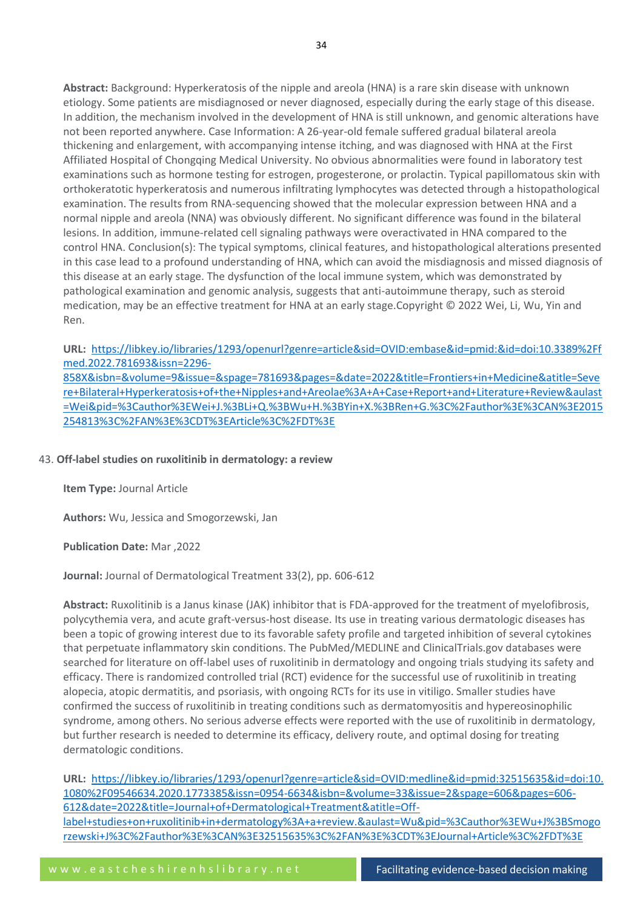**Abstract:** Background: Hyperkeratosis of the nipple and areola (HNA) is a rare skin disease with unknown etiology. Some patients are misdiagnosed or never diagnosed, especially during the early stage of this disease. In addition, the mechanism involved in the development of HNA is still unknown, and genomic alterations have not been reported anywhere. Case Information: A 26-year-old female suffered gradual bilateral areola thickening and enlargement, with accompanying intense itching, and was diagnosed with HNA at the First Affiliated Hospital of Chongqing Medical University. No obvious abnormalities were found in laboratory test examinations such as hormone testing for estrogen, progesterone, or prolactin. Typical papillomatous skin with orthokeratotic hyperkeratosis and numerous infiltrating lymphocytes was detected through a histopathological examination. The results from RNA-sequencing showed that the molecular expression between HNA and a normal nipple and areola (NNA) was obviously different. No significant difference was found in the bilateral lesions. In addition, immune-related cell signaling pathways were overactivated in HNA compared to the control HNA. Conclusion(s): The typical symptoms, clinical features, and histopathological alterations presented in this case lead to a profound understanding of HNA, which can avoid the misdiagnosis and missed diagnosis of this disease at an early stage. The dysfunction of the local immune system, which was demonstrated by pathological examination and genomic analysis, suggests that anti-autoimmune therapy, such as steroid medication, may be an effective treatment for HNA at an early stage.Copyright © 2022 Wei, Li, Wu, Yin and Ren.

**URL:** [https://libkey.io/libraries/1293/openurl?genre=article&sid=OVID:embase&id=pmid:&id=doi:10.3389%2Ffmed.2022.781693&issn=2296-858X&isbn=&volume=9&issue=&spage=781693&pages=&date=2022&title=Frontiers+in+Medicine&atitle=Severe+Bilateral+Hyperkeratosis+of+the+Nipples+and+Areolae%3A+A+Case+Report+and+Literature+Review&aulast=Wei&pid=%3Cauthor%3EWei+J.%3BLi+Q.%3BWu+H.%3BYin+X.%3BRen+G.%3C%2Fauthor%3E%3CAN%3E2015254813%3C%2FAN%3E%3CDT%3EArticle%3C%2FDT%3E](https://libkey.io/libraries/1293/openurl?genre=article&sid=OVID:embase&id=pmid:&id=doi:10.3389%2Ffmed.2022.781693&issn=2296-858X&isbn=&volume=9&issue=&spage=781693&pages=&date=2022&title=Frontiers+in+Medicine&atitle=Severe+Bilateral+Hyperkeratosis+of+the+Nipples+and+Areolae%3A+A+Case+Report+and+Literature+Review&aulast=Wei&pid=%3Cauthor%3EWei+J.%3BLi+Q.%3BWu+H.%3BYin+X.%3BRen+G.%3C%2Fauthor%3E%3CAN%3E2015254813%3C%2FAN%3E%3CDT%3EArticle%3C%2FDT%3E)

43. **Off-label studies on ruxolitinib in dermatology: a review**

**Item Type:** Journal Article

**Authors:** Wu, Jessica and Smogorzewski, Jan

**Publication Date:** Mar ,2022

**Journal:** Journal of Dermatological Treatment 33(2), pp. 606-612

**Abstract:** Ruxolitinib is a Janus kinase (JAK) inhibitor that is FDA-approved for the treatment of myelofibrosis, polycythemia vera, and acute graft-versus-host disease. Its use in treating various dermatologic diseases has been a topic of growing interest due to its favorable safety profile and targeted inhibition of several cytokines that perpetuate inflammatory skin conditions. The PubMed/MEDLINE and ClinicalTrials.gov databases were searched for literature on off-label uses of ruxolitinib in dermatology and ongoing trials studying its safety and efficacy. There is randomized controlled trial (RCT) evidence for the successful use of ruxolitinib in treating alopecia, atopic dermatitis, and psoriasis, with ongoing RCTs for its use in vitiligo. Smaller studies have confirmed the success of ruxolitinib in treating conditions such as dermatomyositis and hypereosinophilic syndrome, among others. No serious adverse effects were reported with the use of ruxolitinib in dermatology, but further research is needed to determine its efficacy, delivery route, and optimal dosing for treating dermatologic conditions.

**URL:** [https://libkey.io/libraries/1293/openurl?genre=article&sid=OVID:medline&id=pmid:32515635&id=doi:10.1080%2F09546634.2020.1773385&issn=0954-6634&isbn=&volume=33&issue=2&spage=606&pages=606-612&date=2022&title=Journal+of+Dermatological+Treatment&atitle=Off-label+studies+on+ruxolitinib+in+dermatology%3A+a+review.&aulast=Wu&pid=%3Cauthor%3EWu+J%3BSmogorzewski+J%3C%2Fauthor%3E%3CAN%3E32515635%3C%2FAN%3E%3CDT%3EJournal+Article%3C%2FDT%3E](https://libkey.io/libraries/1293/openurl?genre=article&sid=OVID:medline&id=pmid:32515635&id=doi:10.1080%2F09546634.2020.1773385&issn=0954-6634&isbn=&volume=33&issue=2&spage=606&pages=606-612&date=2022&title=Journal+of+Dermatological+Treatment&atitle=Off-label+studies+on+ruxolitinib+in+dermatology%3A+a+review.&aulast=Wu&pid=%3Cauthor%3EWu+J%3BSmogorzewski+J%3C%2Fauthor%3E%3CAN%3E32515635%3C%2FAN%3E%3CDT%3EJournal+Article%3C%2FDT%3E)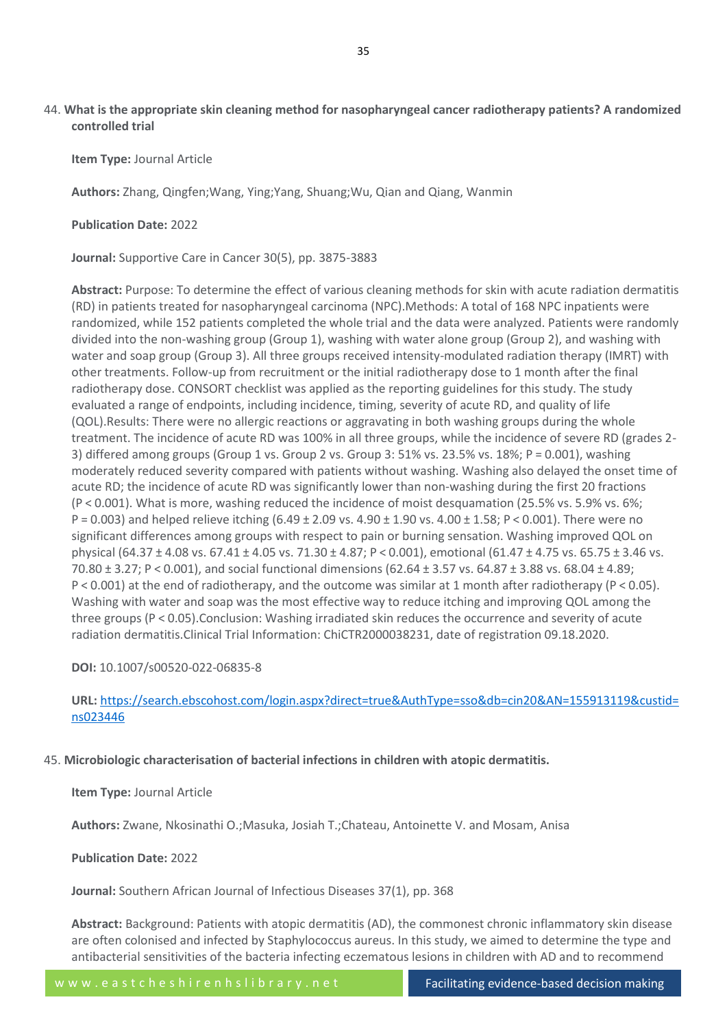44. **What is the appropriate skin cleaning method for nasopharyngeal cancer radiotherapy patients? A randomized controlled trial**

**Item Type:** Journal Article

**Authors:** Zhang, Qingfen;Wang, Ying;Yang, Shuang;Wu, Qian and Qiang, Wanmin

**Publication Date:** 2022

**Journal:** Supportive Care in Cancer 30(5), pp. 3875-3883

**Abstract:** Purpose: To determine the effect of various cleaning methods for skin with acute radiation dermatitis (RD) in patients treated for nasopharyngeal carcinoma (NPC).Methods: A total of 168 NPC inpatients were randomized, while 152 patients completed the whole trial and the data were analyzed. Patients were randomly divided into the non-washing group (Group 1), washing with water alone group (Group 2), and washing with water and soap group (Group 3). All three groups received intensity-modulated radiation therapy (IMRT) with other treatments. Follow-up from recruitment or the initial radiotherapy dose to 1 month after the final radiotherapy dose. CONSORT checklist was applied as the reporting guidelines for this study. The study evaluated a range of endpoints, including incidence, timing, severity of acute RD, and quality of life (QOL).Results: There were no allergic reactions or aggravating in both washing groups during the whole treatment. The incidence of acute RD was 100% in all three groups, while the incidence of severe RD (grades 2-3) differed among groups (Group 1 vs. Group 2 vs. Group 3: 51% vs. 23.5% vs. 18%; P = 0.001), washing moderately reduced severity compared with patients without washing. Washing also delayed the onset time of acute RD; the incidence of acute RD was significantly lower than non-washing during the first 20 fractions (P < 0.001). What is more, washing reduced the incidence of moist desquamation (25.5% vs. 5.9% vs. 6%; P = 0.003) and helped relieve itching (6.49 ± 2.09 vs. 4.90 ± 1.90 vs. 4.00 ± 1.58; P < 0.001). There were no significant differences among groups with respect to pain or burning sensation. Washing improved QOL on physical (64.37 ± 4.08 vs. 67.41 ± 4.05 vs. 71.30 ± 4.87; P < 0.001), emotional (61.47 ± 4.75 vs. 65.75 ± 3.46 vs. 70.80 ± 3.27; P < 0.001), and social functional dimensions (62.64 ± 3.57 vs. 64.87 ± 3.88 vs. 68.04 ± 4.89; P < 0.001) at the end of radiotherapy, and the outcome was similar at 1 month after radiotherapy (P < 0.05). Washing with water and soap was the most effective way to reduce itching and improving QOL among the three groups (P < 0.05).Conclusion: Washing irradiated skin reduces the occurrence and severity of acute radiation dermatitis.Clinical Trial Information: ChiCTR2000038231, date of registration 09.18.2020.

**DOI:** 10.1007/s00520-022-06835-8

**URL:** https://search.ebscohost.com/login.aspx?direct=true&AuthType=sso&db=cin20&AN=155913119&custid=ns023446

45. **Microbiologic characterisation of bacterial infections in children with atopic dermatitis.**

**Item Type:** Journal Article

**Authors:** Zwane, Nkosinathi O.;Masuka, Josiah T.;Chateau, Antoinette V. and Mosam, Anisa

**Publication Date:** 2022

**Journal:** Southern African Journal of Infectious Diseases 37(1), pp. 368

**Abstract:** Background: Patients with atopic dermatitis (AD), the commonest chronic inflammatory skin disease are often colonised and infected by Staphylococcus aureus. In this study, we aimed to determine the type and antibacterial sensitivities of the bacteria infecting eczematous lesions in children with AD and to recommend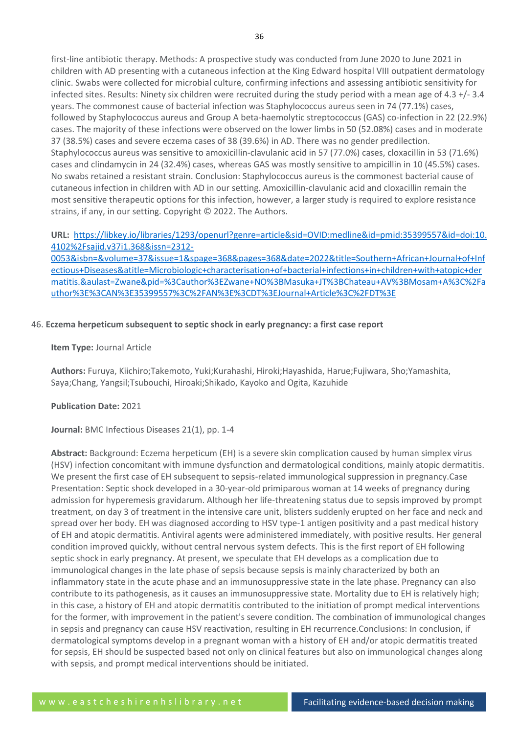first-line antibiotic therapy. Methods: A prospective study was conducted from June 2020 to June 2021 in children with AD presenting with a cutaneous infection at the King Edward hospital VIII outpatient dermatology clinic. Swabs were collected for microbial culture, confirming infections and assessing antibiotic sensitivity for infected sites. Results: Ninety six children were recruited during the study period with a mean age of 4.3 +/- 3.4 years. The commonest cause of bacterial infection was Staphylococcus aureus seen in 74 (77.1%) cases, followed by Staphylococcus aureus and Group A beta-haemolytic streptococcus (GAS) co-infection in 22 (22.9%) cases. The majority of these infections were observed on the lower limbs in 50 (52.08%) cases and in moderate 37 (38.5%) cases and severe eczema cases of 38 (39.6%) in AD. There was no gender predilection. Staphylococcus aureus was sensitive to amoxicillin-clavulanic acid in 57 (77.0%) cases, cloxacillin in 53 (71.6%) cases and clindamycin in 24 (32.4%) cases, whereas GAS was mostly sensitive to ampicillin in 10 (45.5%) cases. No swabs retained a resistant strain. Conclusion: Staphylococcus aureus is the commonest bacterial cause of cutaneous infection in children with AD in our setting. Amoxicillin-clavulanic acid and cloxacillin remain the most sensitive therapeutic options for this infection, however, a larger study is required to explore resistance strains, if any, in our setting. Copyright © 2022. The Authors.

**URL:** https://libkey.io/libraries/1293/openurl?genre=article&sid=OVID:medline&id=pmid:35399557&id=doi:10.4102%2Fsajid.v37i1.368&issn=2312-0053&isbn=&volume=37&issue=1&spage=368&pages=368&date=2022&title=Southern+African+Journal+of+Infectious+Diseases&atitle=Microbiologic+characterisation+of+bacterial+infections+in+children+with+atopic+dermatitis.&aulast=Zwane&pid=%3Cauthor%3EZwane+NO%3BMasuka+JT%3BChateau+AV%3BMosam+A%3C%2Fauthor%3E%3CAN%3E35399557%3C%2FAN%3E%3CDT%3EJournal+Article%3C%2FDT%3E

46. **Eczema herpeticum subsequent to septic shock in early pregnancy: a first case report**

**Item Type:** Journal Article

**Authors:** Furuya, Kiichiro;Takemoto, Yuki;Kurahashi, Hiroki;Hayashida, Harue;Fujiwara, Sho;Yamashita, Saya;Chang, Yangsil;Tsubouchi, Hiroaki;Shikado, Kayoko and Ogita, Kazuhide

**Publication Date:** 2021

**Journal:** BMC Infectious Diseases 21(1), pp. 1-4

**Abstract:** Background: Eczema herpeticum (EH) is a severe skin complication caused by human simplex virus (HSV) infection concomitant with immune dysfunction and dermatological conditions, mainly atopic dermatitis. We present the first case of EH subsequent to sepsis-related immunological suppression in pregnancy.Case Presentation: Septic shock developed in a 30-year-old primiparous woman at 14 weeks of pregnancy during admission for hyperemesis gravidarum. Although her life-threatening status due to sepsis improved by prompt treatment, on day 3 of treatment in the intensive care unit, blisters suddenly erupted on her face and neck and spread over her body. EH was diagnosed according to HSV type-1 antigen positivity and a past medical history of EH and atopic dermatitis. Antiviral agents were administered immediately, with positive results. Her general condition improved quickly, without central nervous system defects. This is the first report of EH following septic shock in early pregnancy. At present, we speculate that EH develops as a complication due to immunological changes in the late phase of sepsis because sepsis is mainly characterized by both an inflammatory state in the acute phase and an immunosuppressive state in the late phase. Pregnancy can also contribute to its pathogenesis, as it causes an immunosuppressive state. Mortality due to EH is relatively high; in this case, a history of EH and atopic dermatitis contributed to the initiation of prompt medical interventions for the former, with improvement in the patient's severe condition. The combination of immunological changes in sepsis and pregnancy can cause HSV reactivation, resulting in EH recurrence.Conclusions: In conclusion, if dermatological symptoms develop in a pregnant woman with a history of EH and/or atopic dermatitis treated for sepsis, EH should be suspected based not only on clinical features but also on immunological changes along with sepsis, and prompt medical interventions should be initiated.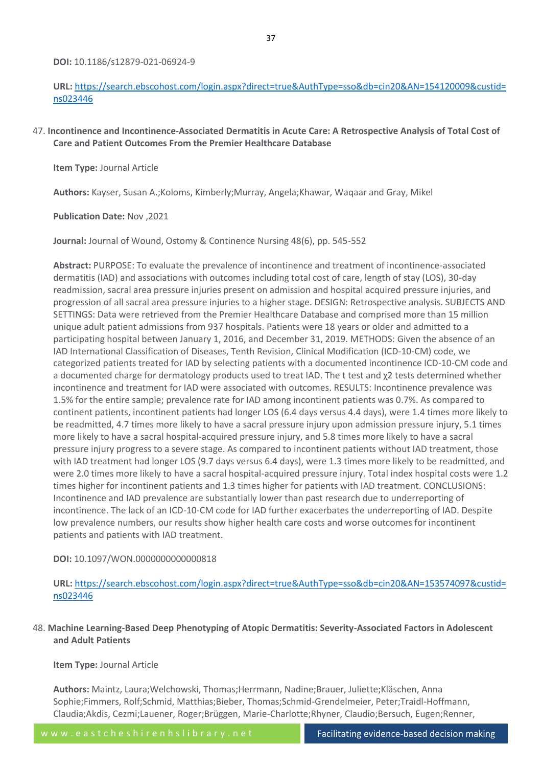**DOI:** 10.1186/s12879-021-06924-9

**URL:** https://search.ebscohost.com/login.aspx?direct=true&AuthType=sso&db=cin20&AN=154120009&custid=ns023446

47. **Incontinence and Incontinence-Associated Dermatitis in Acute Care: A Retrospective Analysis of Total Cost of Care and Patient Outcomes From the Premier Healthcare Database**

    **Item Type:** Journal Article

    **Authors:** Kayser, Susan A.;Koloms, Kimberly;Murray, Angela;Khawar, Waqaar and Gray, Mikel

    **Publication Date:** Nov ,2021

    **Journal:** Journal of Wound, Ostomy & Continence Nursing 48(6), pp. 545-552

    **Abstract:** PURPOSE: To evaluate the prevalence of incontinence and treatment of incontinence-associated dermatitis (IAD) and associations with outcomes including total cost of care, length of stay (LOS), 30-day readmission, sacral area pressure injuries present on admission and hospital acquired pressure injuries, and progression of all sacral area pressure injuries to a higher stage. DESIGN: Retrospective analysis. SUBJECTS AND SETTINGS: Data were retrieved from the Premier Healthcare Database and comprised more than 15 million unique adult patient admissions from 937 hospitals. Patients were 18 years or older and admitted to a participating hospital between January 1, 2016, and December 31, 2019. METHODS: Given the absence of an IAD International Classification of Diseases, Tenth Revision, Clinical Modification (ICD-10-CM) code, we categorized patients treated for IAD by selecting patients with a documented incontinence ICD-10-CM code and a documented charge for dermatology products used to treat IAD. The t test and $\chi^2$ tests determined whether incontinence and treatment for IAD were associated with outcomes. RESULTS: Incontinence prevalence was 1.5% for the entire sample; prevalence rate for IAD among incontinent patients was 0.7%. As compared to continent patients, incontinent patients had longer LOS (6.4 days versus 4.4 days), were 1.4 times more likely to be readmitted, 4.7 times more likely to have a sacral pressure injury upon admission pressure injury, 5.1 times more likely to have a sacral hospital-acquired pressure injury, and 5.8 times more likely to have a sacral pressure injury progress to a severe stage. As compared to incontinent patients without IAD treatment, those with IAD treatment had longer LOS (9.7 days versus 6.4 days), were 1.3 times more likely to be readmitted, and were 2.0 times more likely to have a sacral hospital-acquired pressure injury. Total index hospital costs were 1.2 times higher for incontinent patients and 1.3 times higher for patients with IAD treatment. CONCLUSIONS: Incontinence and IAD prevalence are substantially lower than past research due to underreporting of incontinence. The lack of an ICD-10-CM code for IAD further exacerbates the underreporting of IAD. Despite low prevalence numbers, our results show higher health care costs and worse outcomes for incontinent patients and patients with IAD treatment.

    **DOI:** 10.1097/WON.0000000000000818

    **URL:** https://search.ebscohost.com/login.aspx?direct=true&AuthType=sso&db=cin20&AN=153574097&custid=ns023446

48. **Machine Learning-Based Deep Phenotyping of Atopic Dermatitis: Severity-Associated Factors in Adolescent and Adult Patients**

    **Item Type:** Journal Article

    **Authors:** Maintz, Laura;Welchowski, Thomas;Herrmann, Nadine;Brauer, Juliette;Kläschen, Anna Sophie;Fimmers, Rolf;Schmid, Matthias;Bieber, Thomas;Schmid-Grendelmeier, Peter;Traidl-Hoffmann, Claudia;Akdis, Cezmi;Lauener, Roger;Brüggen, Marie-Charlotte;Rhyner, Claudio;Bersuch, Eugen;Renner,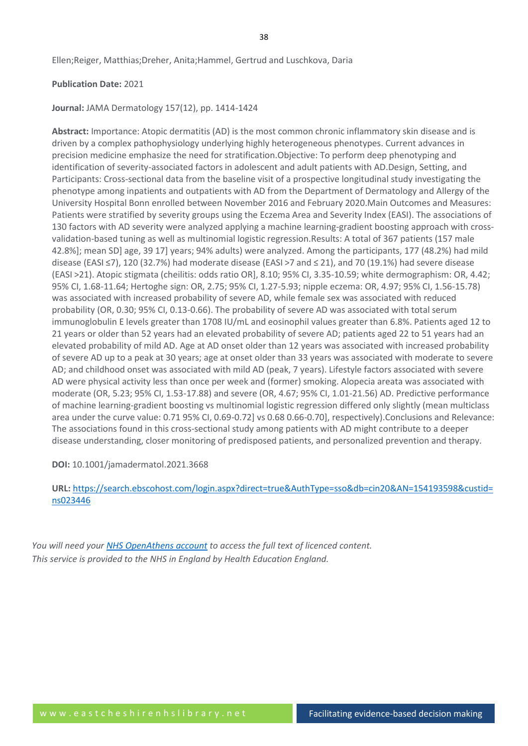Ellen;Reiger, Matthias;Dreher, Anita;Hammel, Gertrud and Luschkova, Daria

**Publication Date:** 2021

**Journal:** JAMA Dermatology 157(12), pp. 1414-1424

**Abstract:** Importance: Atopic dermatitis (AD) is the most common chronic inflammatory skin disease and is driven by a complex pathophysiology underlying highly heterogeneous phenotypes. Current advances in precision medicine emphasize the need for stratification.Objective: To perform deep phenotyping and identification of severity-associated factors in adolescent and adult patients with AD.Design, Setting, and Participants: Cross-sectional data from the baseline visit of a prospective longitudinal study investigating the phenotype among inpatients and outpatients with AD from the Department of Dermatology and Allergy of the University Hospital Bonn enrolled between November 2016 and February 2020.Main Outcomes and Measures: Patients were stratified by severity groups using the Eczema Area and Severity Index (EASI). The associations of 130 factors with AD severity were analyzed applying a machine learning-gradient boosting approach with cross-validation-based tuning as well as multinomial logistic regression.Results: A total of 367 patients (157 male 42.8%]; mean SD] age, 39 17] years; 94% adults) were analyzed. Among the participants, 177 (48.2%) had mild disease (EASI ≤7), 120 (32.7%) had moderate disease (EASI >7 and ≤ 21), and 70 (19.1%) had severe disease (EASI >21). Atopic stigmata (cheilitis: odds ratio OR], 8.10; 95% CI, 3.35-10.59; white dermographism: OR, 4.42; 95% CI, 1.68-11.64; Hertoghe sign: OR, 2.75; 95% CI, 1.27-5.93; nipple eczema: OR, 4.97; 95% CI, 1.56-15.78) was associated with increased probability of severe AD, while female sex was associated with reduced probability (OR, 0.30; 95% CI, 0.13-0.66). The probability of severe AD was associated with total serum immunoglobulin E levels greater than 1708 IU/mL and eosinophil values greater than 6.8%. Patients aged 12 to 21 years or older than 52 years had an elevated probability of severe AD; patients aged 22 to 51 years had an elevated probability of mild AD. Age at AD onset older than 12 years was associated with increased probability of severe AD up to a peak at 30 years; age at onset older than 33 years was associated with moderate to severe AD; and childhood onset was associated with mild AD (peak, 7 years). Lifestyle factors associated with severe AD were physical activity less than once per week and (former) smoking. Alopecia areata was associated with moderate (OR, 5.23; 95% CI, 1.53-17.88) and severe (OR, 4.67; 95% CI, 1.01-21.56) AD. Predictive performance of machine learning-gradient boosting vs multinomial logistic regression differed only slightly (mean multiclass area under the curve value: 0.71 95% CI, 0.69-0.72] vs 0.68 0.66-0.70], respectively).Conclusions and Relevance: The associations found in this cross-sectional study among patients with AD might contribute to a deeper disease understanding, closer monitoring of predisposed patients, and personalized prevention and therapy.

**DOI:** 10.1001/jamadermatol.2021.3668

**URL:** https://search.ebscohost.com/login.aspx?direct=true&AuthType=sso&db=cin20&AN=154193598&custid=ns023446

*You will need your NHS OpenAthens account to access the full text of licenced content.*
*This service is provided to the NHS in England by Health Education England.*